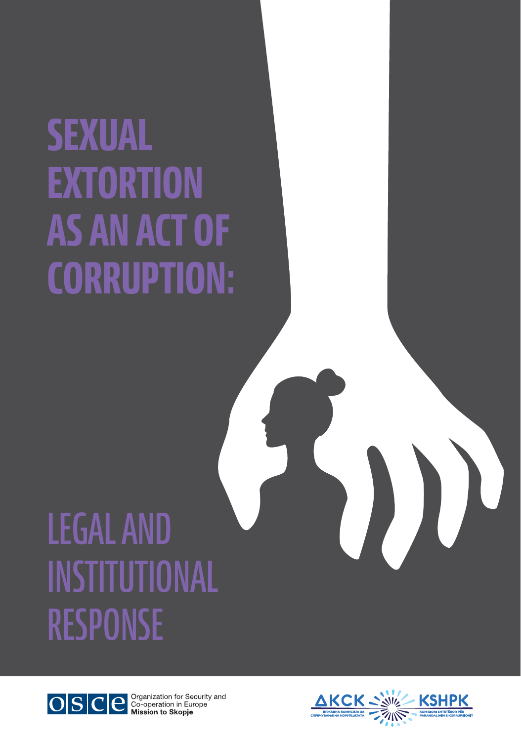# SEXUAL EXTORTION AS AN ACT OF CORRUPTION:

## LEGAL AND INSTITUTIONAL RESPONSE

OSCE Organization for Security and Co-operation in Europe **Mission to Skopje**

ДКСК Државна комисија за спречување на корупцијата

KSHPK Komisioni Shtetëror për Parandalimin e Korrupsionit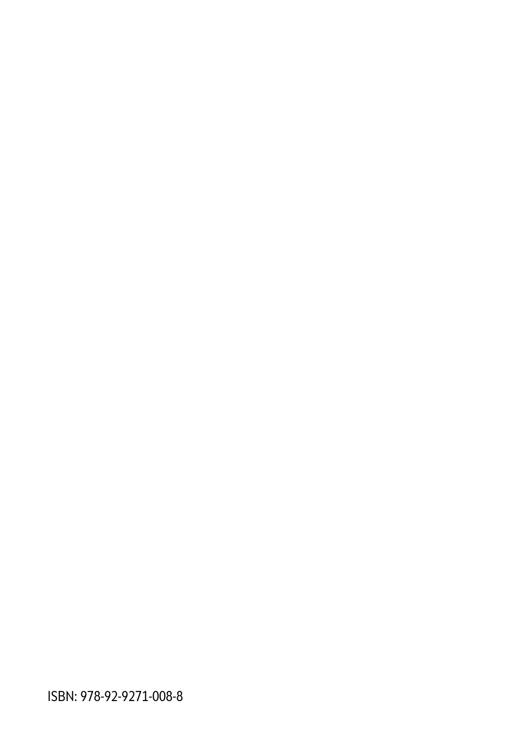ISBN: 978-92-9271-008-8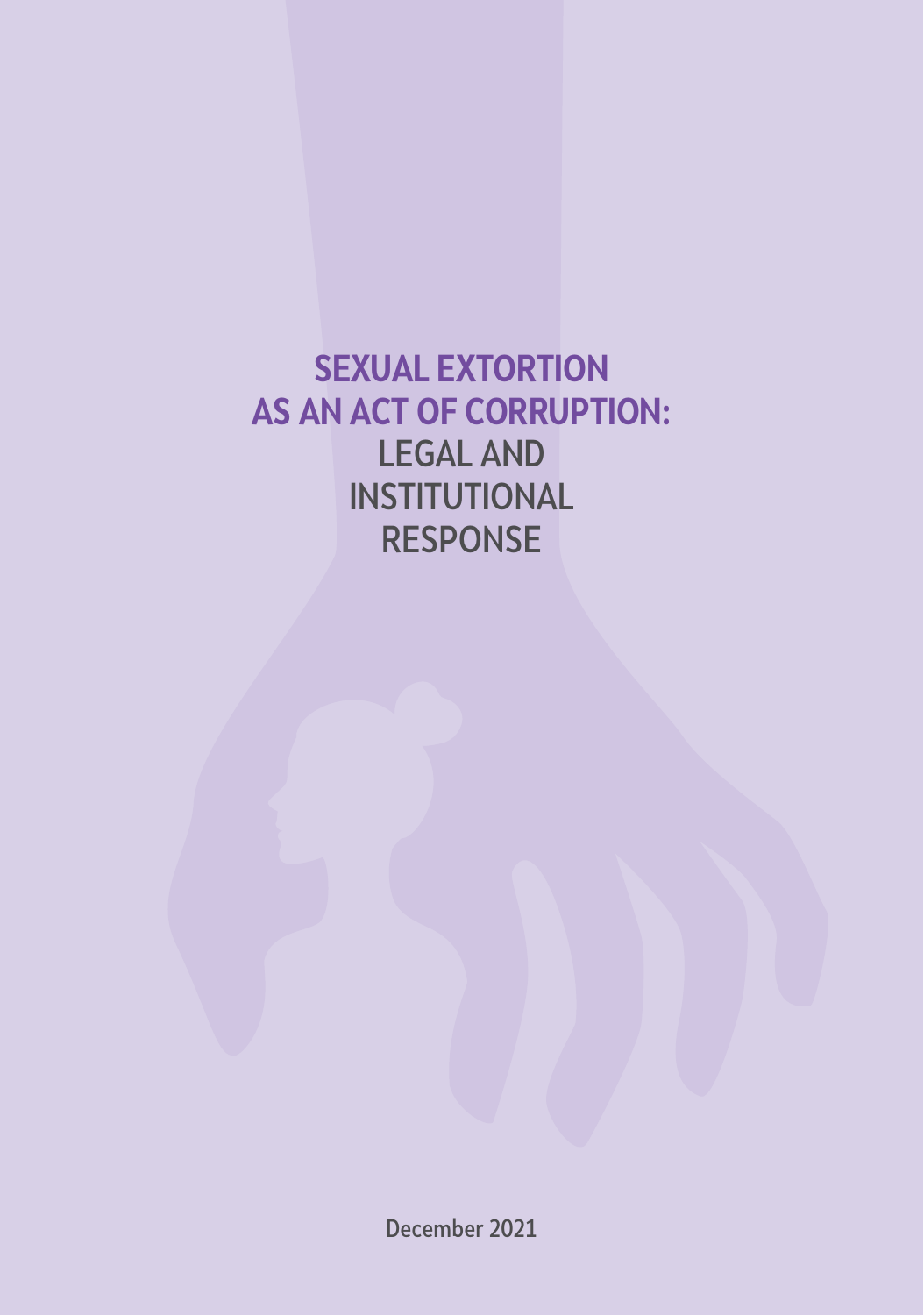# SEXUAL EXTORTION AS AN ACT OF CORRUPTION:

## LEGAL AND INSTITUTIONAL RESPONSE

December 2021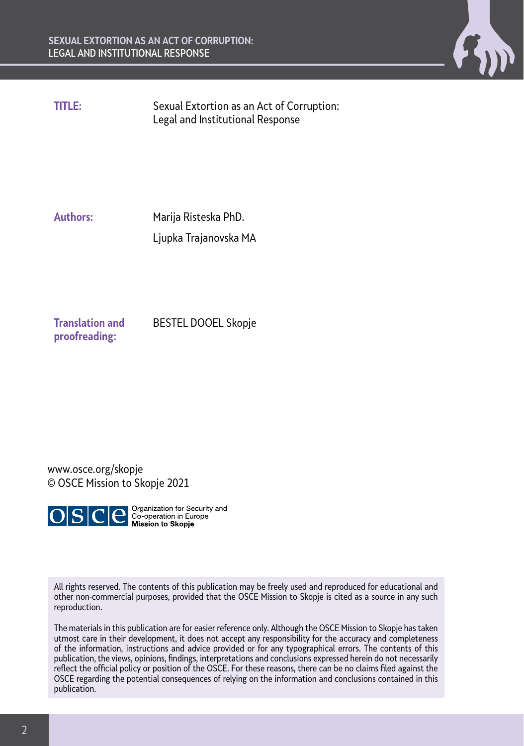**TITLE:** Sexual Extortion as an Act of Corruption: Legal and Institutional Response

**Authors:** Marija Risteska PhD.
Ljupka Trajanovska MA

**Translation and proofreading:** BESTEL DOOEL Skopje

www.osce.org/skopje
© OSCE Mission to Skopje 2021

Organization for Security and Co-operation in Europe
**Mission to Skopje**

All rights reserved. The contents of this publication may be freely used and reproduced for educational and other non-commercial purposes, provided that the OSCE Mission to Skopje is cited as a source in any such reproduction.

The materials in this publication are for easier reference only. Although the OSCE Mission to Skopje has taken utmost care in their development, it does not accept any responsibility for the accuracy and completeness of the information, instructions and advice provided or for any typographical errors. The contents of this publication, the views, opinions, findings, interpretations and conclusions expressed herein do not necessarily reflect the official policy or position of the OSCE. For these reasons, there can be no claims filed against the OSCE regarding the potential consequences of relying on the information and conclusions contained in this publication.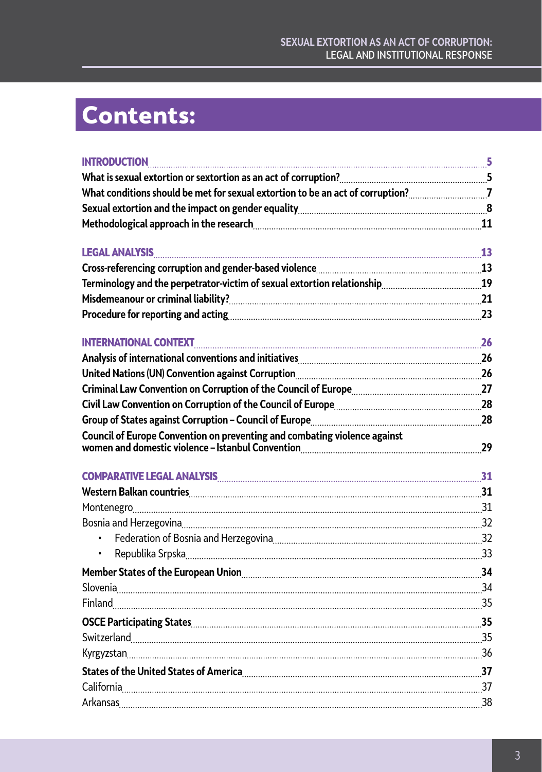# Contents:

**INTRODUCTION** .......... 5

**What is sexual extortion or sextortion as an act of corruption?** .......... 5

**What conditions should be met for sexual extortion to be an act of corruption?** .......... 7

**Sexual extortion and the impact on gender equality** .......... 8

**Methodological approach in the research** .......... 11

**LEGAL ANALYSIS** .......... 13

**Cross-referencing corruption and gender-based violence** .......... 13

**Terminology and the perpetrator-victim of sexual extortion relationship** .......... 19

**Misdemeanour or criminal liability?** .......... 21

**Procedure for reporting and acting** .......... 23

**INTERNATIONAL CONTEXT** .......... 26

**Analysis of international conventions and initiatives** .......... 26

**United Nations (UN) Convention against Corruption** .......... 26

**Criminal Law Convention on Corruption of the Council of Europe** .......... 27

**Civil Law Convention on Corruption of the Council of Europe** .......... 28

**Group of States against Corruption – Council of Europe** .......... 28

**Council of Europe Convention on preventing and combating violence against women and domestic violence – Istanbul Convention** .......... 29

**COMPARATIVE LEGAL ANALYSIS** .......... 31

**Western Balkan countries** .......... 31

Montenegro .......... 31

Bosnia and Herzegovina .......... 32

- Federation of Bosnia and Herzegovina .......... 32
- Republika Srpska .......... 33

**Member States of the European Union** .......... 34

Slovenia .......... 34

Finland .......... 35

**OSCE Participating States** .......... 35

Switzerland .......... 35

Kyrgyzstan .......... 36

**States of the United States of America** .......... 37

California .......... 37

Arkansas .......... 38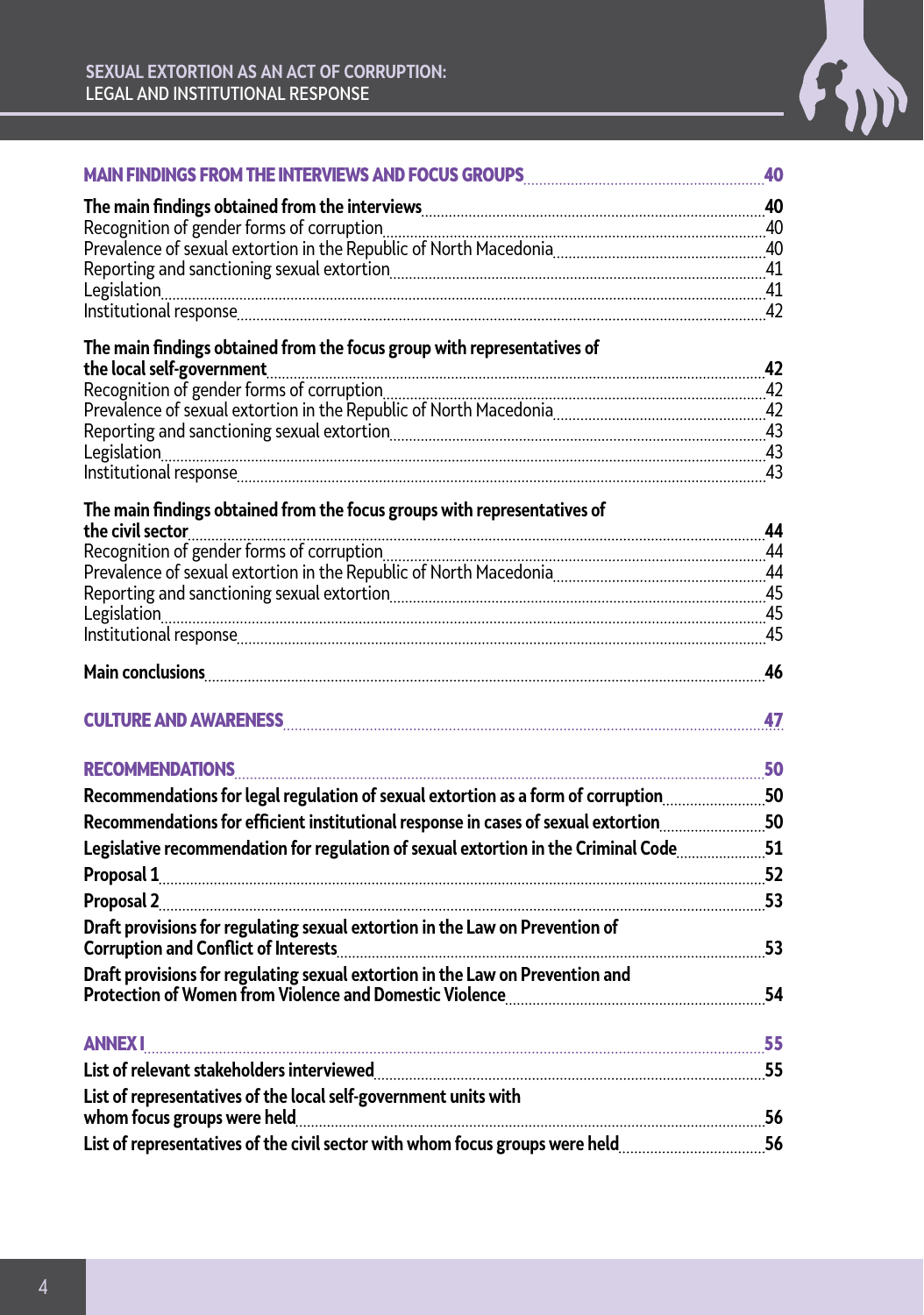**MAIN FINDINGS FROM THE INTERVIEWS AND FOCUS GROUPS** ........ 40

**The main findings obtained from the interviews** ........ 40
Recognition of gender forms of corruption ........ 40
Prevalence of sexual extortion in the Republic of North Macedonia ........ 40
Reporting and sanctioning sexual extortion ........ 41
Legislation ........ 41
Institutional response ........ 42

**The main findings obtained from the focus group with representatives of the local self-government** ........ 42
Recognition of gender forms of corruption ........ 42
Prevalence of sexual extortion in the Republic of North Macedonia ........ 42
Reporting and sanctioning sexual extortion ........ 43
Legislation ........ 43
Institutional response ........ 43

**The main findings obtained from the focus groups with representatives of the civil sector** ........ 44
Recognition of gender forms of corruption ........ 44
Prevalence of sexual extortion in the Republic of North Macedonia ........ 44
Reporting and sanctioning sexual extortion ........ 45
Legislation ........ 45
Institutional response ........ 45

**Main conclusions** ........ 46

**CULTURE AND AWARENESS** ........ 47

**RECOMMENDATIONS** ........ 50
**Recommendations for legal regulation of sexual extortion as a form of corruption** ........ 50
**Recommendations for efficient institutional response in cases of sexual extortion** ........ 50
**Legislative recommendation for regulation of sexual extortion in the Criminal Code** ........ 51
**Proposal 1** ........ 52
**Proposal 2** ........ 53
**Draft provisions for regulating sexual extortion in the Law on Prevention of Corruption and Conflict of Interests** ........ 53
**Draft provisions for regulating sexual extortion in the Law on Prevention and Protection of Women from Violence and Domestic Violence** ........ 54

**ANNEX I** ........ 55
**List of relevant stakeholders interviewed** ........ 55
**List of representatives of the local self-government units with whom focus groups were held** ........ 56
**List of representatives of the civil sector with whom focus groups were held** ........ 56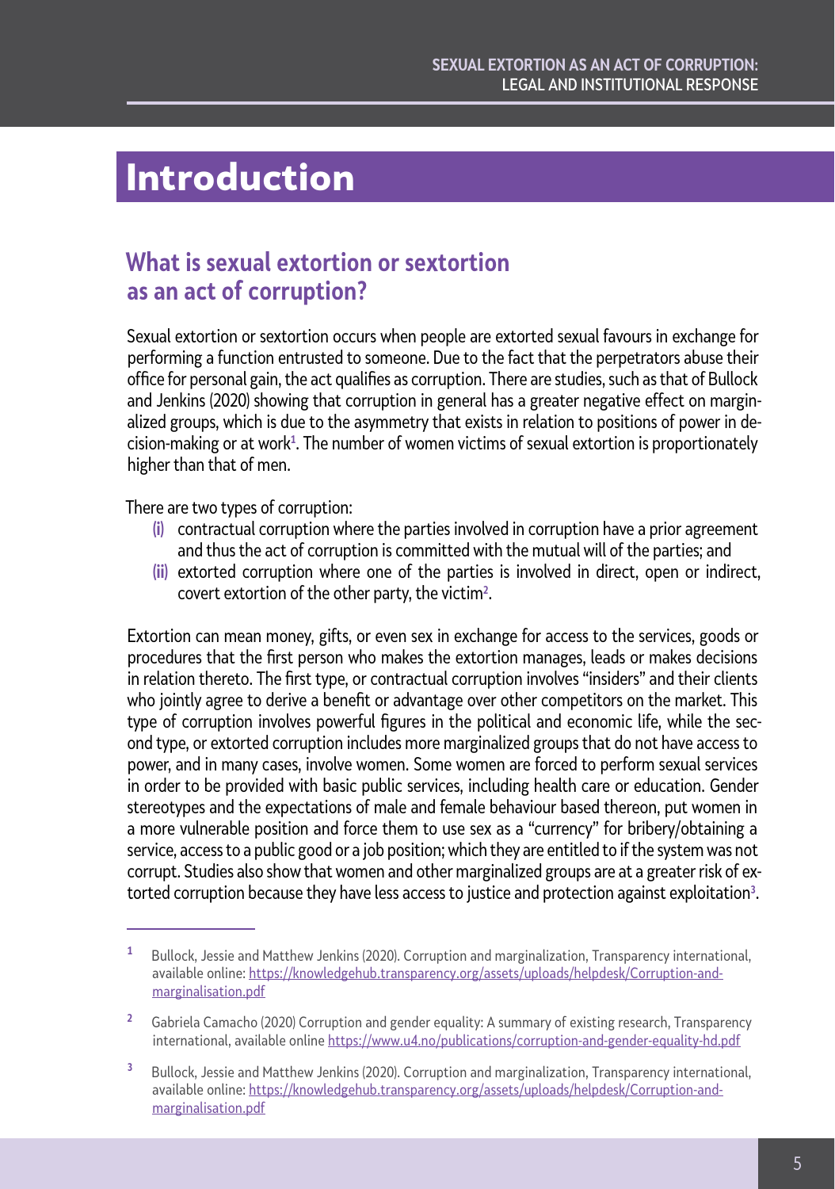# Introduction

## What is sexual extortion or sextortion as an act of corruption?

Sexual extortion or sextortion occurs when people are extorted sexual favours in exchange for performing a function entrusted to someone. Due to the fact that the perpetrators abuse their office for personal gain, the act qualifies as corruption. There are studies, such as that of Bullock and Jenkins (2020) showing that corruption in general has a greater negative effect on marginalized groups, which is due to the asymmetry that exists in relation to positions of power in decision-making or at work[1]. The number of women victims of sexual extortion is proportionately higher than that of men.

There are two types of corruption:

- (i) contractual corruption where the parties involved in corruption have a prior agreement and thus the act of corruption is committed with the mutual will of the parties; and
- (ii) extorted corruption where one of the parties is involved in direct, open or indirect, covert extortion of the other party, the victim[2].

Extortion can mean money, gifts, or even sex in exchange for access to the services, goods or procedures that the first person who makes the extortion manages, leads or makes decisions in relation thereto. The first type, or contractual corruption involves "insiders" and their clients who jointly agree to derive a benefit or advantage over other competitors on the market. This type of corruption involves powerful figures in the political and economic life, while the second type, or extorted corruption includes more marginalized groups that do not have access to power, and in many cases, involve women. Some women are forced to perform sexual services in order to be provided with basic public services, including health care or education. Gender stereotypes and the expectations of male and female behaviour based thereon, put women in a more vulnerable position and force them to use sex as a "currency" for bribery/obtaining a service, access to a public good or a job position; which they are entitled to if the system was not corrupt. Studies also show that women and other marginalized groups are at a greater risk of extorted corruption because they have less access to justice and protection against exploitation[3].

---

[1] Bullock, Jessie and Matthew Jenkins (2020). Corruption and marginalization, Transparency international, available online: https://knowledgehub.transparency.org/assets/uploads/helpdesk/Corruption-and-marginalisation.pdf

[2] Gabriela Camacho (2020) Corruption and gender equality: A summary of existing research, Transparency international, available online https://www.u4.no/publications/corruption-and-gender-equality-hd.pdf

[3] Bullock, Jessie and Matthew Jenkins (2020). Corruption and marginalization, Transparency international, available online: https://knowledgehub.transparency.org/assets/uploads/helpdesk/Corruption-and-marginalisation.pdf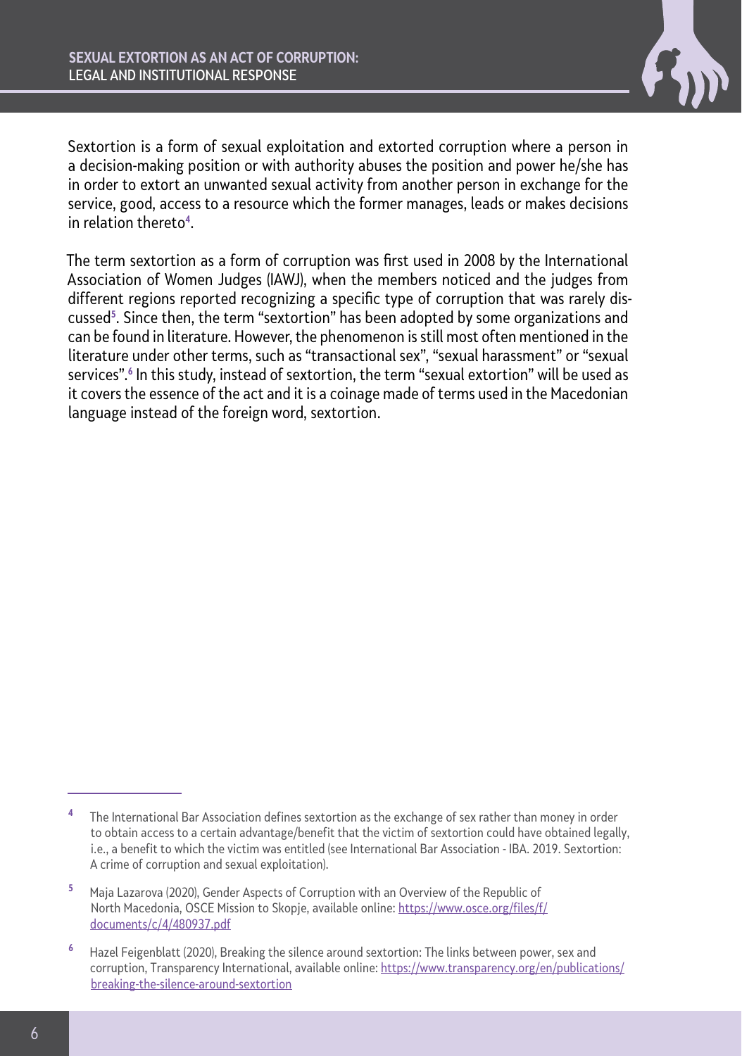Sextortion is a form of sexual exploitation and extorted corruption where a person in a decision-making position or with authority abuses the position and power he/she has in order to extort an unwanted sexual activity from another person in exchange for the service, good, access to a resource which the former manages, leads or makes decisions in relation thereto[4].

The term sextortion as a form of corruption was first used in 2008 by the International Association of Women Judges (IAWJ), when the members noticed and the judges from different regions reported recognizing a specific type of corruption that was rarely discussed[5]. Since then, the term "sextortion" has been adopted by some organizations and can be found in literature. However, the phenomenon is still most often mentioned in the literature under other terms, such as "transactional sex", "sexual harassment" or "sexual services".[6] In this study, instead of sextortion, the term "sexual extortion" will be used as it covers the essence of the act and it is a coinage made of terms used in the Macedonian language instead of the foreign word, sextortion.

---

[4] The International Bar Association defines sextortion as the exchange of sex rather than money in order to obtain access to a certain advantage/benefit that the victim of sextortion could have obtained legally, i.e., a benefit to which the victim was entitled (see International Bar Association - IBA. 2019. Sextortion: A crime of corruption and sexual exploitation).

[5] Maja Lazarova (2020), Gender Aspects of Corruption with an Overview of the Republic of North Macedonia, OSCE Mission to Skopje, available online: https://www.osce.org/files/f/documents/c/4/480937.pdf

[6] Hazel Feigenblatt (2020), Breaking the silence around sextortion: The links between power, sex and corruption, Transparency International, available online: https://www.transparency.org/en/publications/breaking-the-silence-around-sextortion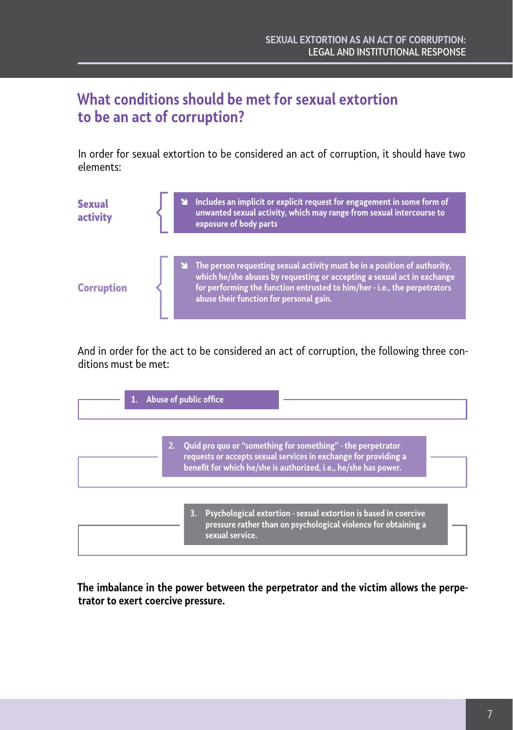## What conditions should be met for sexual extortion to be an act of corruption?

In order for sexual extortion to be considered an act of corruption, it should have two elements:

**Sexual activity**

- **Includes an implicit or explicit request for engagement in some form of unwanted sexual activity, which may range from sexual intercourse to exposure of body parts**

**Corruption**

- **The person requesting sexual activity must be in a position of authority, which he/she abuses by requesting or accepting a sexual act in exchange for performing the function entrusted to him/her - i.e., the perpetrators abuse their function for personal gain.**

And in order for the act to be considered an act of corruption, the following three conditions must be met:

1. **Abuse of public office**
2. **Quid pro quo or "something for something" - the perpetrator requests or accepts sexual services in exchange for providing a benefit for which he/she is authorized, i.e., he/she has power.**
3. **Psychological extortion - sexual extortion is based in coercive pressure rather than on psychological violence for obtaining a sexual service.**

**The imbalance in the power between the perpetrator and the victim allows the perpetrator to exert coercive pressure.**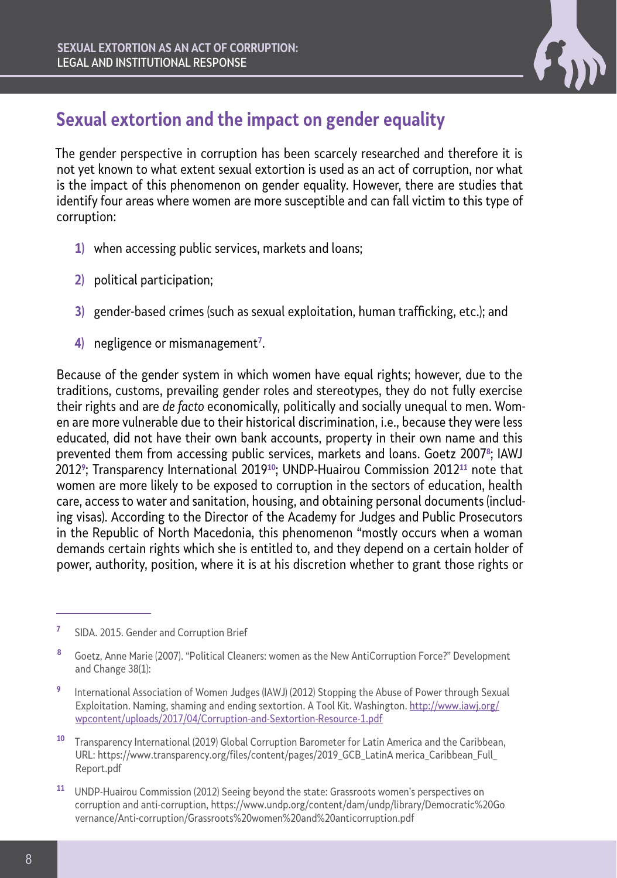## Sexual extortion and the impact on gender equality

The gender perspective in corruption has been scarcely researched and therefore it is not yet known to what extent sexual extortion is used as an act of corruption, nor what is the impact of this phenomenon on gender equality. However, there are studies that identify four areas where women are more susceptible and can fall victim to this type of corruption:

1) when accessing public services, markets and loans;
2) political participation;
3) gender-based crimes (such as sexual exploitation, human trafficking, etc.); and
4) negligence or mismanagement[7].

Because of the gender system in which women have equal rights; however, due to the traditions, customs, prevailing gender roles and stereotypes, they do not fully exercise their rights and are *de facto* economically, politically and socially unequal to men. Women are more vulnerable due to their historical discrimination, i.e., because they were less educated, did not have their own bank accounts, property in their own name and this prevented them from accessing public services, markets and loans. Goetz 2007[8]; IAWJ 2012[9]; Transparency International 2019[10]; UNDP-Huairou Commission 2012[11] note that women are more likely to be exposed to corruption in the sectors of education, health care, access to water and sanitation, housing, and obtaining personal documents (including visas). According to the Director of the Academy for Judges and Public Prosecutors in the Republic of North Macedonia, this phenomenon "mostly occurs when a woman demands certain rights which she is entitled to, and they depend on a certain holder of power, authority, position, where it is at his discretion whether to grant those rights or

---

[7] SIDA. 2015. Gender and Corruption Brief

[8] Goetz, Anne Marie (2007). "Political Cleaners: women as the New AntiCorruption Force?" Development and Change 38(1):

[9] International Association of Women Judges (IAWJ) (2012) Stopping the Abuse of Power through Sexual Exploitation. Naming, shaming and ending sextortion. A Tool Kit. Washington. http://www.iawj.org/wpcontent/uploads/2017/04/Corruption-and-Sextortion-Resource-1.pdf

[10] Transparency International (2019) Global Corruption Barometer for Latin America and the Caribbean, URL: https://www.transparency.org/files/content/pages/2019_GCB_LatinA merica_Caribbean_Full_Report.pdf

[11] UNDP-Huairou Commission (2012) Seeing beyond the state: Grassroots women's perspectives on corruption and anti-corruption, https://www.undp.org/content/dam/undp/library/Democratic%20Governance/Anti-corruption/Grassroots%20women%20and%20anticorruption.pdf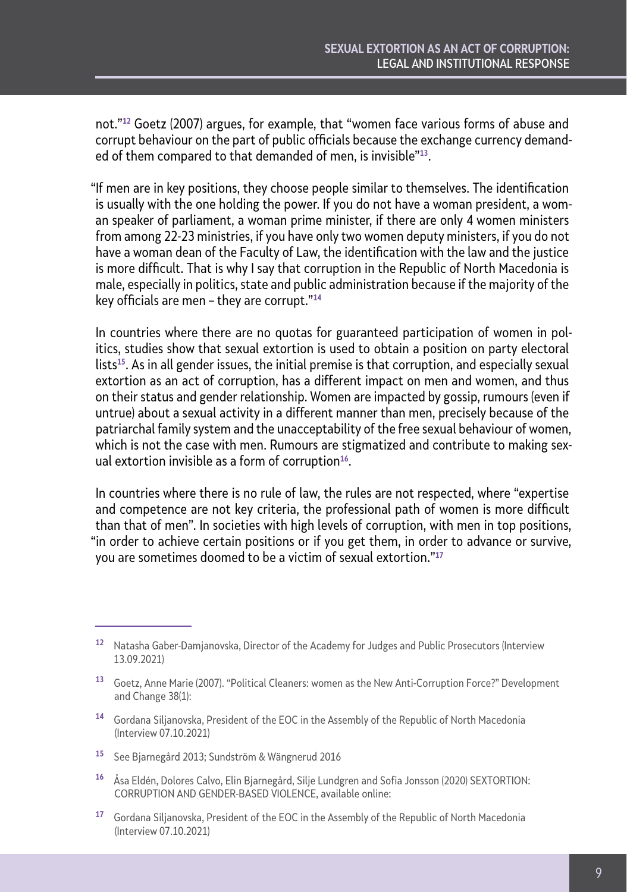not."[12] Goetz (2007) argues, for example, that "women face various forms of abuse and corrupt behaviour on the part of public officials because the exchange currency demanded of them compared to that demanded of men, is invisible"[13].

"If men are in key positions, they choose people similar to themselves. The identification is usually with the one holding the power. If you do not have a woman president, a woman speaker of parliament, a woman prime minister, if there are only 4 women ministers from among 22-23 ministries, if you have only two women deputy ministers, if you do not have a woman dean of the Faculty of Law, the identification with the law and the justice is more difficult. That is why I say that corruption in the Republic of North Macedonia is male, especially in politics, state and public administration because if the majority of the key officials are men – they are corrupt."[14]

In countries where there are no quotas for guaranteed participation of women in politics, studies show that sexual extortion is used to obtain a position on party electoral lists[15]. As in all gender issues, the initial premise is that corruption, and especially sexual extortion as an act of corruption, has a different impact on men and women, and thus on their status and gender relationship. Women are impacted by gossip, rumours (even if untrue) about a sexual activity in a different manner than men, precisely because of the patriarchal family system and the unacceptability of the free sexual behaviour of women, which is not the case with men. Rumours are stigmatized and contribute to making sexual extortion invisible as a form of corruption[16].

In countries where there is no rule of law, the rules are not respected, where "expertise and competence are not key criteria, the professional path of women is more difficult than that of men". In societies with high levels of corruption, with men in top positions, "in order to achieve certain positions or if you get them, in order to advance or survive, you are sometimes doomed to be a victim of sexual extortion."[17]

---

[12] Natasha Gaber-Damjanovska, Director of the Academy for Judges and Public Prosecutors (Interview 13.09.2021)

[13] Goetz, Anne Marie (2007). "Political Cleaners: women as the New Anti-Corruption Force?" Development and Change 38(1):

[14] Gordana Siljanovska, President of the EOC in the Assembly of the Republic of North Macedonia (Interview 07.10.2021)

[15] See Bjarnegård 2013; Sundström & Wängnerud 2016

[16] Åsa Eldén, Dolores Calvo, Elin Bjarnegård, Silje Lundgren and Sofia Jonsson (2020) SEXTORTION: CORRUPTION AND GENDER-BASED VIOLENCE, available online:

[17] Gordana Siljanovska, President of the EOC in the Assembly of the Republic of North Macedonia (Interview 07.10.2021)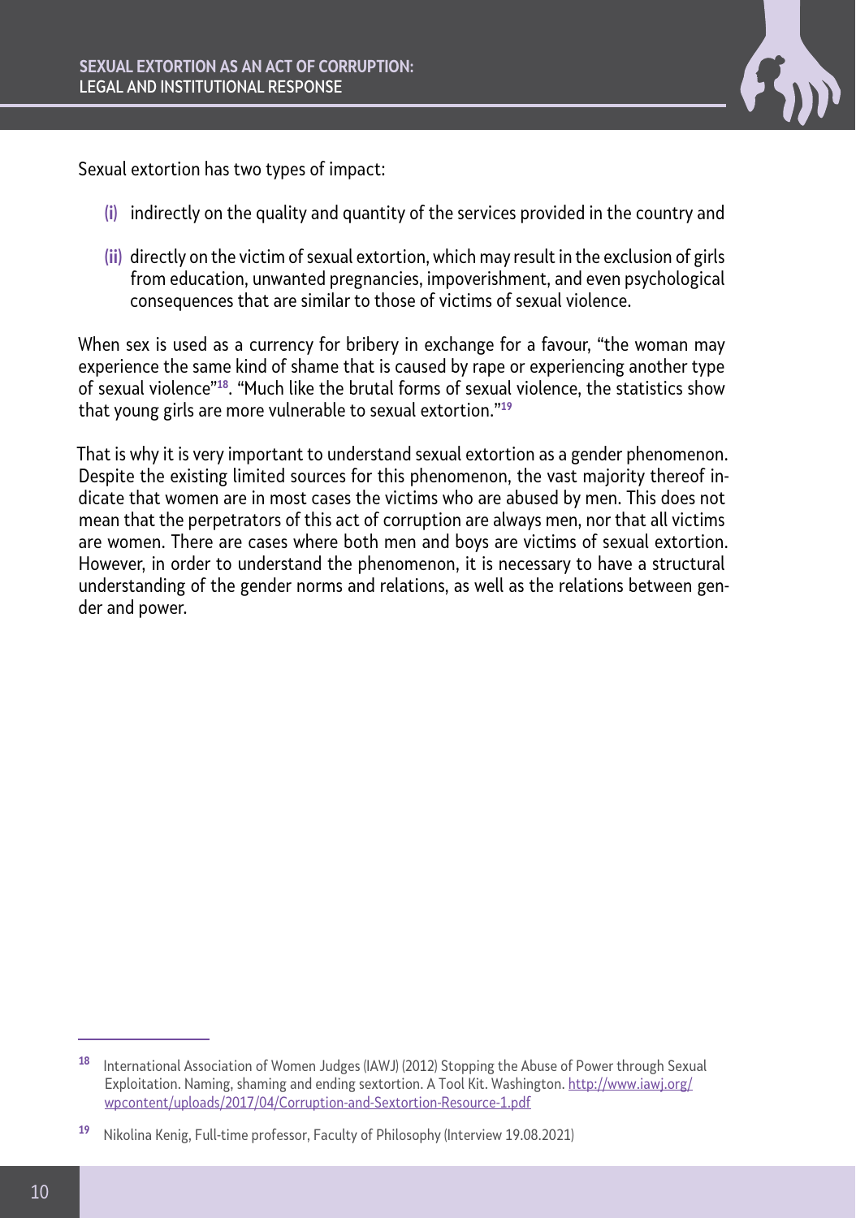Sexual extortion has two types of impact:

- **(i)** indirectly on the quality and quantity of the services provided in the country and
- **(ii)** directly on the victim of sexual extortion, which may result in the exclusion of girls from education, unwanted pregnancies, impoverishment, and even psychological consequences that are similar to those of victims of sexual violence.

When sex is used as a currency for bribery in exchange for a favour, "the woman may experience the same kind of shame that is caused by rape or experiencing another type of sexual violence"[18]. "Much like the brutal forms of sexual violence, the statistics show that young girls are more vulnerable to sexual extortion."[19]

That is why it is very important to understand sexual extortion as a gender phenomenon. Despite the existing limited sources for this phenomenon, the vast majority thereof indicate that women are in most cases the victims who are abused by men. This does not mean that the perpetrators of this act of corruption are always men, nor that all victims are women. There are cases where both men and boys are victims of sexual extortion. However, in order to understand the phenomenon, it is necessary to have a structural understanding of the gender norms and relations, as well as the relations between gender and power.

---

[18] International Association of Women Judges (IAWJ) (2012) Stopping the Abuse of Power through Sexual Exploitation. Naming, shaming and ending sextortion. A Tool Kit. Washington. http://www.iawj.org/wpcontent/uploads/2017/04/Corruption-and-Sextortion-Resource-1.pdf

[19] Nikolina Kenig, Full-time professor, Faculty of Philosophy (Interview 19.08.2021)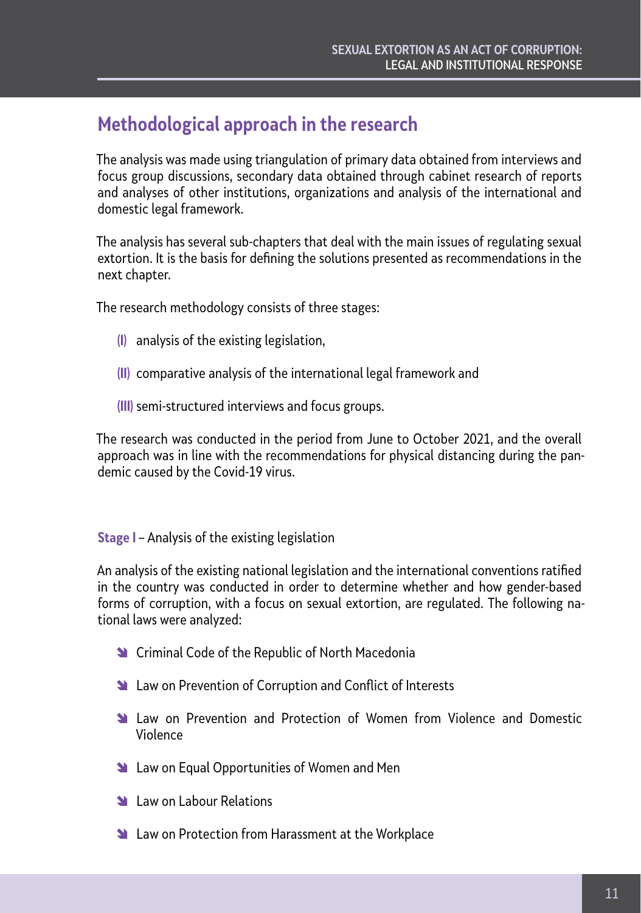## Methodological approach in the research

The analysis was made using triangulation of primary data obtained from interviews and focus group discussions, secondary data obtained through cabinet research of reports and analyses of other institutions, organizations and analysis of the international and domestic legal framework.

The analysis has several sub-chapters that deal with the main issues of regulating sexual extortion. It is the basis for defining the solutions presented as recommendations in the next chapter.

The research methodology consists of three stages:

- **(I)** analysis of the existing legislation,
- **(II)** comparative analysis of the international legal framework and
- **(III)** semi-structured interviews and focus groups.

The research was conducted in the period from June to October 2021, and the overall approach was in line with the recommendations for physical distancing during the pandemic caused by the Covid-19 virus.

**Stage I** – Analysis of the existing legislation

An analysis of the existing national legislation and the international conventions ratified in the country was conducted in order to determine whether and how gender-based forms of corruption, with a focus on sexual extortion, are regulated. The following national laws were analyzed:

- Criminal Code of the Republic of North Macedonia
- Law on Prevention of Corruption and Conflict of Interests
- Law on Prevention and Protection of Women from Violence and Domestic Violence
- Law on Equal Opportunities of Women and Men
- Law on Labour Relations
- Law on Protection from Harassment at the Workplace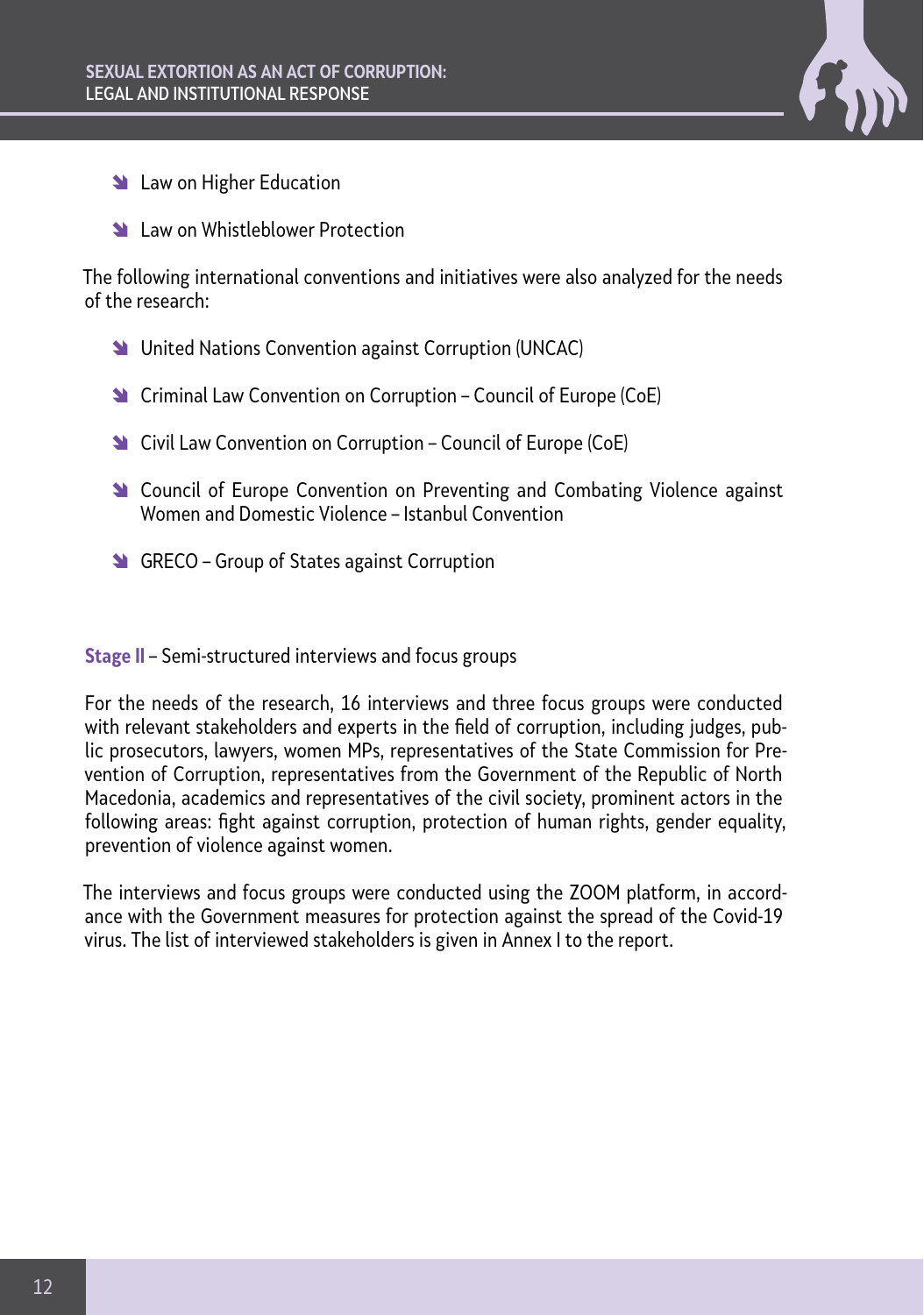- Law on Higher Education
- Law on Whistleblower Protection

The following international conventions and initiatives were also analyzed for the needs of the research:

- United Nations Convention against Corruption (UNCAC)
- Criminal Law Convention on Corruption – Council of Europe (CoE)
- Civil Law Convention on Corruption – Council of Europe (CoE)
- Council of Europe Convention on Preventing and Combating Violence against Women and Domestic Violence – Istanbul Convention
- GRECO – Group of States against Corruption

**Stage II** – Semi-structured interviews and focus groups

For the needs of the research, 16 interviews and three focus groups were conducted with relevant stakeholders and experts in the field of corruption, including judges, public prosecutors, lawyers, women MPs, representatives of the State Commission for Prevention of Corruption, representatives from the Government of the Republic of North Macedonia, academics and representatives of the civil society, prominent actors in the following areas: fight against corruption, protection of human rights, gender equality, prevention of violence against women.

The interviews and focus groups were conducted using the ZOOM platform, in accordance with the Government measures for protection against the spread of the Covid-19 virus. The list of interviewed stakeholders is given in Annex I to the report.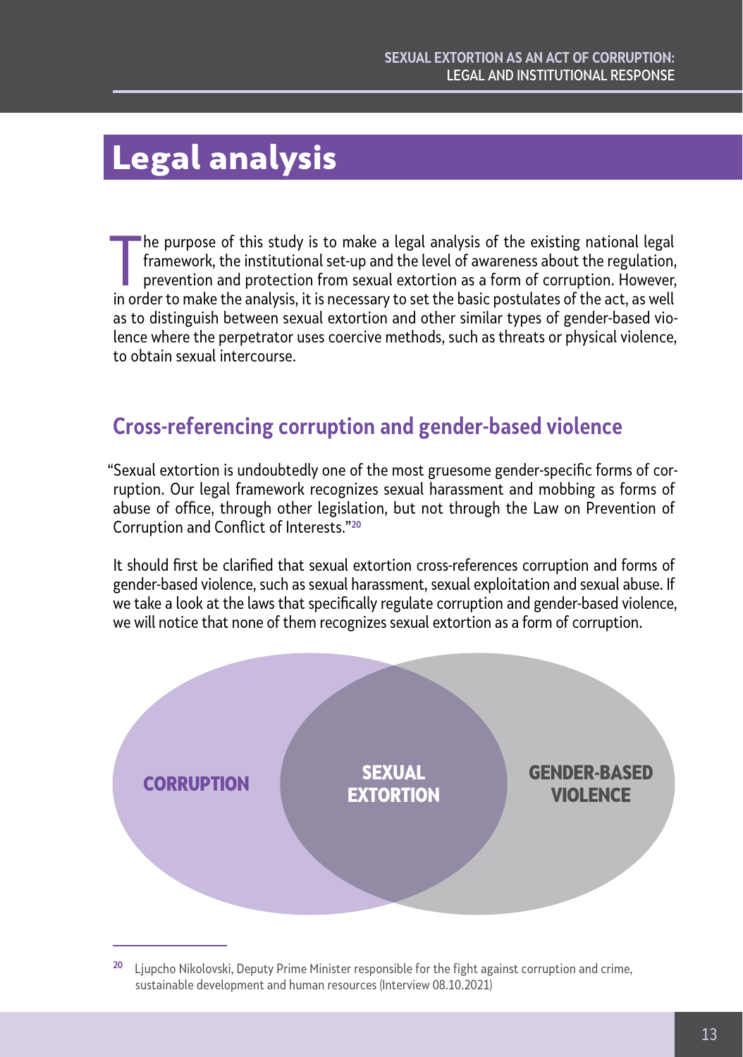# Legal analysis

The purpose of this study is to make a legal analysis of the existing national legal framework, the institutional set-up and the level of awareness about the regulation, prevention and protection from sexual extortion as a form of corruption. However, in order to make the analysis, it is necessary to set the basic postulates of the act, as well as to distinguish between sexual extortion and other similar types of gender-based violence where the perpetrator uses coercive methods, such as threats or physical violence, to obtain sexual intercourse.

## Cross-referencing corruption and gender-based violence

"Sexual extortion is undoubtedly one of the most gruesome gender-specific forms of corruption. Our legal framework recognizes sexual harassment and mobbing as forms of abuse of office, through other legislation, but not through the Law on Prevention of Corruption and Conflict of Interests."[20]

It should first be clarified that sexual extortion cross-references corruption and forms of gender-based violence, such as sexual harassment, sexual exploitation and sexual abuse. If we take a look at the laws that specifically regulate corruption and gender-based violence, we will notice that none of them recognizes sexual extortion as a form of corruption.

**CORRUPTION** | **SEXUAL EXTORTION** | **GENDER-BASED VIOLENCE**

[20] Ljupcho Nikolovski, Deputy Prime Minister responsible for the fight against corruption and crime, sustainable development and human resources (Interview 08.10.2021)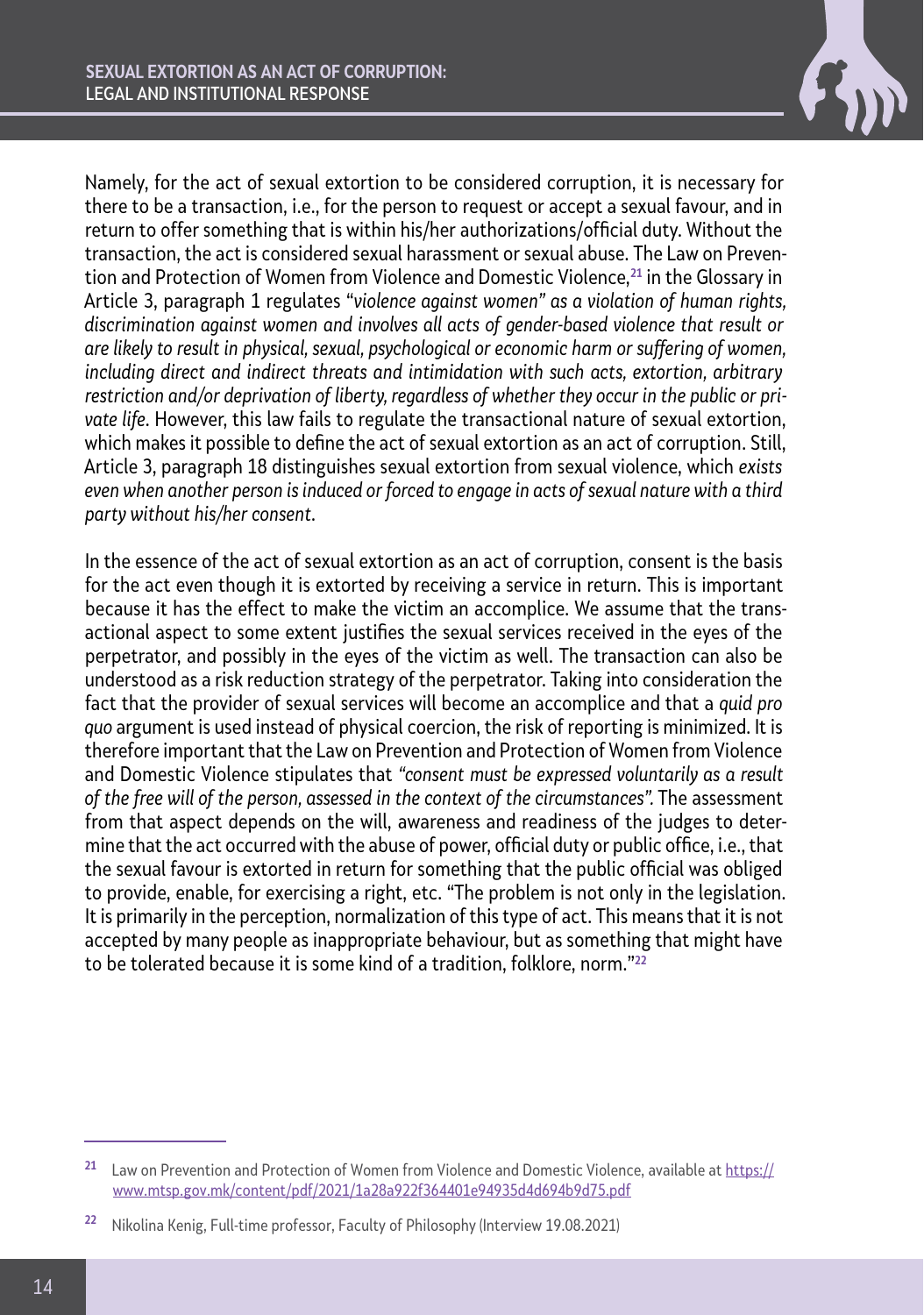Namely, for the act of sexual extortion to be considered corruption, it is necessary for there to be a transaction, i.e., for the person to request or accept a sexual favour, and in return to offer something that is within his/her authorizations/official duty. Without the transaction, the act is considered sexual harassment or sexual abuse. The Law on Prevention and Protection of Women from Violence and Domestic Violence,[21] in the Glossary in Article 3, paragraph 1 regulates "*violence against women" as a violation of human rights, discrimination against women and involves all acts of gender-based violence that result or are likely to result in physical, sexual, psychological or economic harm or suffering of women, including direct and indirect threats and intimidation with such acts, extortion, arbitrary restriction and/or deprivation of liberty, regardless of whether they occur in the public or private life*. However, this law fails to regulate the transactional nature of sexual extortion, which makes it possible to define the act of sexual extortion as an act of corruption. Still, Article 3, paragraph 18 distinguishes sexual extortion from sexual violence, which *exists even when another person is induced or forced to engage in acts of sexual nature with a third party without his/her consent*.

In the essence of the act of sexual extortion as an act of corruption, consent is the basis for the act even though it is extorted by receiving a service in return. This is important because it has the effect to make the victim an accomplice. We assume that the transactional aspect to some extent justifies the sexual services received in the eyes of the perpetrator, and possibly in the eyes of the victim as well. The transaction can also be understood as a risk reduction strategy of the perpetrator. Taking into consideration the fact that the provider of sexual services will become an accomplice and that a *quid pro quo* argument is used instead of physical coercion, the risk of reporting is minimized. It is therefore important that the Law on Prevention and Protection of Women from Violence and Domestic Violence stipulates that *"consent must be expressed voluntarily as a result of the free will of the person, assessed in the context of the circumstances".* The assessment from that aspect depends on the will, awareness and readiness of the judges to determine that the act occurred with the abuse of power, official duty or public office, i.e., that the sexual favour is extorted in return for something that the public official was obliged to provide, enable, for exercising a right, etc. "The problem is not only in the legislation. It is primarily in the perception, normalization of this type of act. This means that it is not accepted by many people as inappropriate behaviour, but as something that might have to be tolerated because it is some kind of a tradition, folklore, norm."[22]

---

[21] Law on Prevention and Protection of Women from Violence and Domestic Violence, available at https://www.mtsp.gov.mk/content/pdf/2021/1a28a922f364401e94935d4d694b9d75.pdf

[22] Nikolina Kenig, Full-time professor, Faculty of Philosophy (Interview 19.08.2021)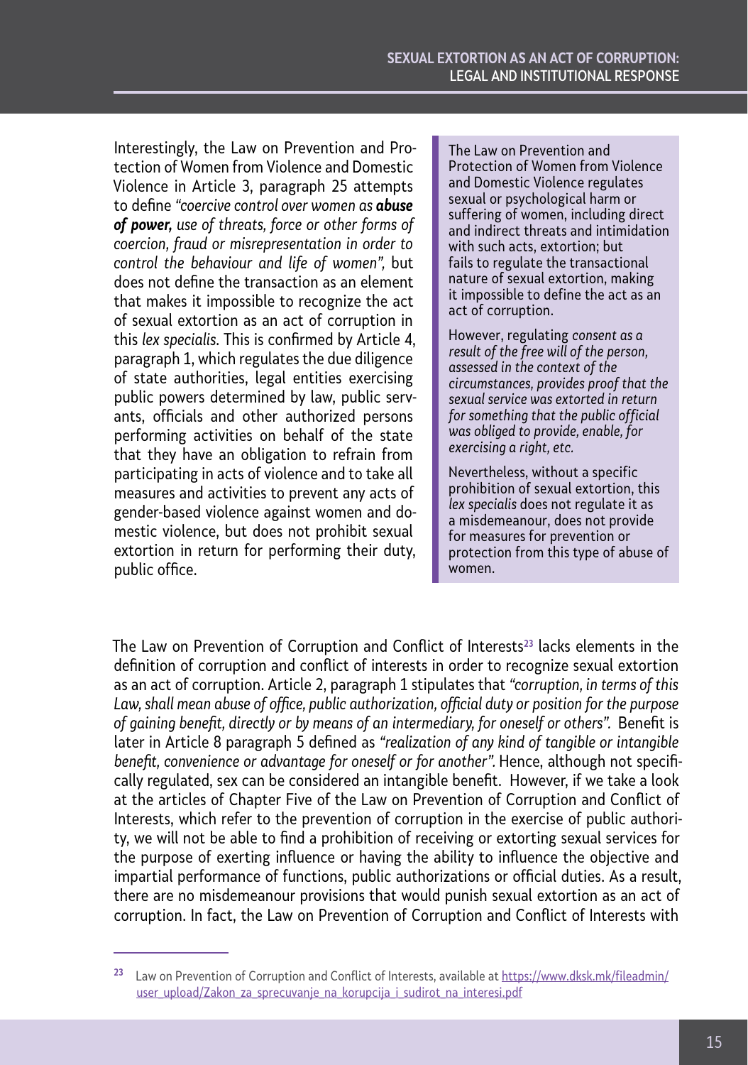Interestingly, the Law on Prevention and Protection of Women from Violence and Domestic Violence in Article 3, paragraph 25 attempts to define *"coercive control over women as **abuse of power,** use of threats, force or other forms of coercion, fraud or misrepresentation in order to control the behaviour and life of women",* but does not define the transaction as an element that makes it impossible to recognize the act of sexual extortion as an act of corruption in this *lex specialis.* This is confirmed by Article 4, paragraph 1, which regulates the due diligence of state authorities, legal entities exercising public powers determined by law, public servants, officials and other authorized persons performing activities on behalf of the state that they have an obligation to refrain from participating in acts of violence and to take all measures and activities to prevent any acts of gender-based violence against women and domestic violence, but does not prohibit sexual extortion in return for performing their duty, public office.

> The Law on Prevention and Protection of Women from Violence and Domestic Violence regulates sexual or psychological harm or suffering of women, including direct and indirect threats and intimidation with such acts, extortion; but fails to regulate the transactional nature of sexual extortion, making it impossible to define the act as an act of corruption.
>
> However, regulating *consent as a result of the free will of the person, assessed in the context of the circumstances, provides proof that the sexual service was extorted in return for something that the public official was obliged to provide, enable, for exercising a right, etc.*
>
> Nevertheless, without a specific prohibition of sexual extortion, this *lex specialis* does not regulate it as a misdemeanour, does not provide for measures for prevention or protection from this type of abuse of women.

The Law on Prevention of Corruption and Conflict of Interests[23] lacks elements in the definition of corruption and conflict of interests in order to recognize sexual extortion as an act of corruption. Article 2, paragraph 1 stipulates that *"corruption, in terms of this Law, shall mean abuse of office, public authorization, official duty or position for the purpose of gaining benefit, directly or by means of an intermediary, for oneself or others".* Benefit is later in Article 8 paragraph 5 defined as *"realization of any kind of tangible or intangible benefit, convenience or advantage for oneself or for another".* Hence, although not specifically regulated, sex can be considered an intangible benefit. However, if we take a look at the articles of Chapter Five of the Law on Prevention of Corruption and Conflict of Interests, which refer to the prevention of corruption in the exercise of public authority, we will not be able to find a prohibition of receiving or extorting sexual services for the purpose of exerting influence or having the ability to influence the objective and impartial performance of functions, public authorizations or official duties. As a result, there are no misdemeanour provisions that would punish sexual extortion as an act of corruption. In fact, the Law on Prevention of Corruption and Conflict of Interests with

[23] Law on Prevention of Corruption and Conflict of Interests, available at https://www.dksk.mk/fileadmin/user_upload/Zakon_za_sprecuvanje_na_korupcija_i_sudirot_na_interesi.pdf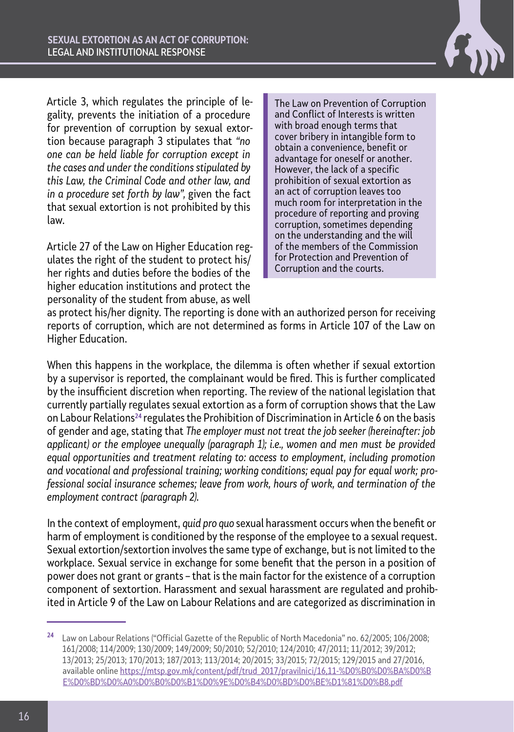Article 3, which regulates the principle of legality, prevents the initiation of a procedure for prevention of corruption by sexual extortion because paragraph 3 stipulates that *"no one can be held liable for corruption except in the cases and under the conditions stipulated by this Law, the Criminal Code and other law, and in a procedure set forth by law"*, given the fact that sexual extortion is not prohibited by this law.

> The Law on Prevention of Corruption and Conflict of Interests is written with broad enough terms that cover bribery in intangible form to obtain a convenience, benefit or advantage for oneself or another. However, the lack of a specific prohibition of sexual extortion as an act of corruption leaves too much room for interpretation in the procedure of reporting and proving corruption, sometimes depending on the understanding and the will of the members of the Commission for Protection and Prevention of Corruption and the courts.

Article 27 of the Law on Higher Education regulates the right of the student to protect his/her rights and duties before the bodies of the higher education institutions and protect the personality of the student from abuse, as well as protect his/her dignity. The reporting is done with an authorized person for receiving reports of corruption, which are not determined as forms in Article 107 of the Law on Higher Education.

When this happens in the workplace, the dilemma is often whether if sexual extortion by a supervisor is reported, the complainant would be fired. This is further complicated by the insufficient discretion when reporting. The review of the national legislation that currently partially regulates sexual extortion as a form of corruption shows that the Law on Labour Relations[24] regulates the Prohibition of Discrimination in Article 6 on the basis of gender and age, stating that *The employer must not treat the job seeker (hereinafter: job applicant) or the employee unequally (paragraph 1); i.e., women and men must be provided equal opportunities and treatment relating to: access to employment, including promotion and vocational and professional training; working conditions; equal pay for equal work; professional social insurance schemes; leave from work, hours of work, and termination of the employment contract (paragraph 2).*

In the context of employment, *quid pro quo* sexual harassment occurs when the benefit or harm of employment is conditioned by the response of the employee to a sexual request. Sexual extortion/sextortion involves the same type of exchange, but is not limited to the workplace. Sexual service in exchange for some benefit that the person in a position of power does not grant or grants – that is the main factor for the existence of a corruption component of sextortion. Harassment and sexual harassment are regulated and prohibited in Article 9 of the Law on Labour Relations and are categorized as discrimination in

[24] Law on Labour Relations ("Official Gazette of the Republic of North Macedonia" no. 62/2005; 106/2008; 161/2008; 114/2009; 130/2009; 149/2009; 50/2010; 52/2010; 124/2010; 47/2011; 11/2012; 39/2012; 13/2013; 25/2013; 170/2013; 187/2013; 113/2014; 20/2015; 33/2015; 72/2015; 129/2015 and 27/2016, available online https://mtsp.gov.mk/content/pdf/trud_2017/pravilnici/16,11-%D0%B0%D0%BA%D0%BE%D0%BD%D0%A0%D0%B0%D0%B1%D0%9E%D0%B4%D0%BD%D0%BE%D1%81%D0%B8.pdf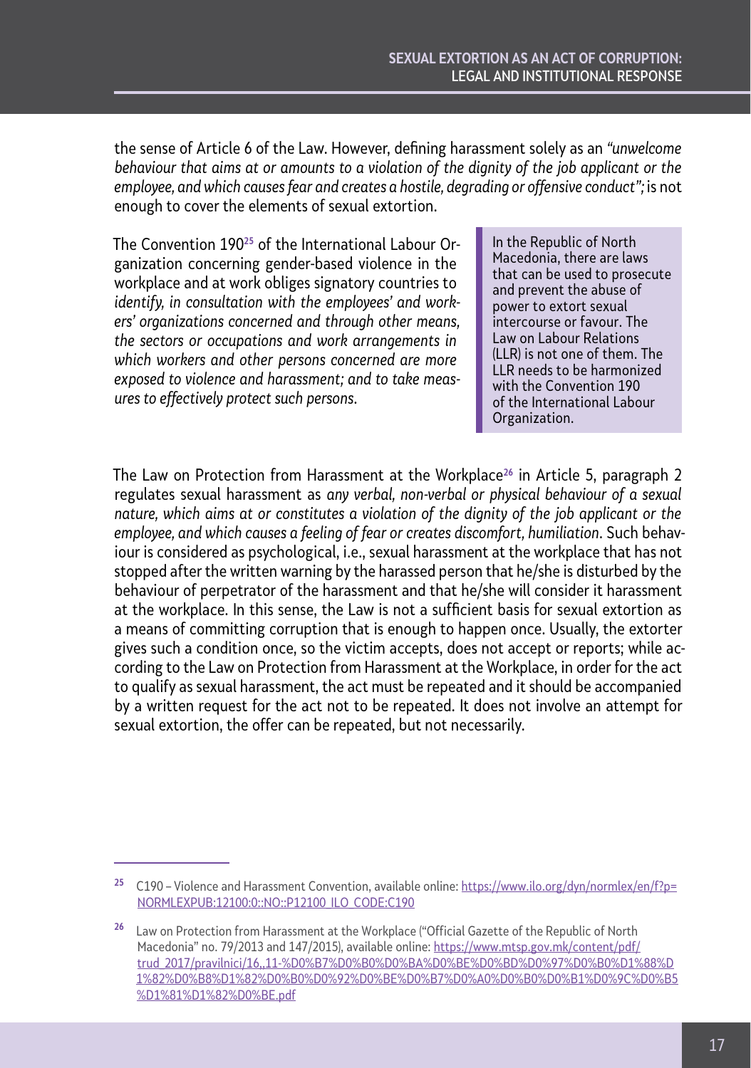the sense of Article 6 of the Law. However, defining harassment solely as an *"unwelcome behaviour that aims at or amounts to a violation of the dignity of the job applicant or the employee, and which causes fear and creates a hostile, degrading or offensive conduct";* is not enough to cover the elements of sexual extortion.

The Convention 190[25] of the International Labour Organization concerning gender-based violence in the workplace and at work obliges signatory countries to *identify, in consultation with the employees' and workers' organizations concerned and through other means, the sectors or occupations and work arrangements in which workers and other persons concerned are more exposed to violence and harassment; and to take measures to effectively protect such persons.*

> In the Republic of North Macedonia, there are laws that can be used to prosecute and prevent the abuse of power to extort sexual intercourse or favour. The Law on Labour Relations (LLR) is not one of them. The LLR needs to be harmonized with the Convention 190 of the International Labour Organization.

The Law on Protection from Harassment at the Workplace[26] in Article 5, paragraph 2 regulates sexual harassment as *any verbal, non-verbal or physical behaviour of a sexual nature, which aims at or constitutes a violation of the dignity of the job applicant or the employee, and which causes a feeling of fear or creates discomfort, humiliation.* Such behaviour is considered as psychological, i.e., sexual harassment at the workplace that has not stopped after the written warning by the harassed person that he/she is disturbed by the behaviour of perpetrator of the harassment and that he/she will consider it harassment at the workplace. In this sense, the Law is not a sufficient basis for sexual extortion as a means of committing corruption that is enough to happen once. Usually, the extorter gives such a condition once, so the victim accepts, does not accept or reports; while according to the Law on Protection from Harassment at the Workplace, in order for the act to qualify as sexual harassment, the act must be repeated and it should be accompanied by a written request for the act not to be repeated. It does not involve an attempt for sexual extortion, the offer can be repeated, but not necessarily.

---

[25] C190 – Violence and Harassment Convention, available online: https://www.ilo.org/dyn/normlex/en/f?p=NORMLEXPUB:12100:0::NO::P12100_ILO_CODE:C190

[26] Law on Protection from Harassment at the Workplace ("Official Gazette of the Republic of North Macedonia" no. 79/2013 and 147/2015), available online: https://www.mtsp.gov.mk/content/pdf/trud_2017/pravilnici/16,.11-%D0%B7%D0%B0%D0%BA%D0%BE%D0%BD%D0%97%D0%B0%D1%88%D1%82%D0%B8%D1%82%D0%B0%D0%92%D0%BE%D0%B7%D0%A0%D0%B0%D0%B1%D0%9C%D0%B5%D1%81%D1%82%D0%BE.pdf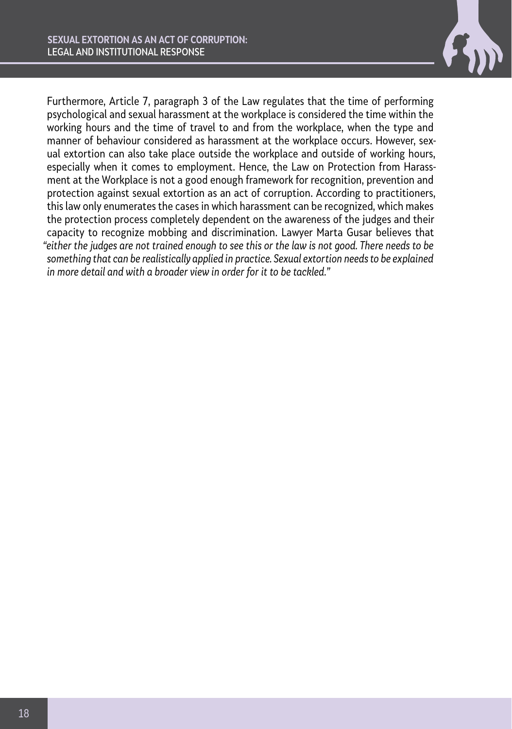Furthermore, Article 7, paragraph 3 of the Law regulates that the time of performing psychological and sexual harassment at the workplace is considered the time within the working hours and the time of travel to and from the workplace, when the type and manner of behaviour considered as harassment at the workplace occurs. However, sexual extortion can also take place outside the workplace and outside of working hours, especially when it comes to employment. Hence, the Law on Protection from Harassment at the Workplace is not a good enough framework for recognition, prevention and protection against sexual extortion as an act of corruption. According to practitioners, this law only enumerates the cases in which harassment can be recognized, which makes the protection process completely dependent on the awareness of the judges and their capacity to recognize mobbing and discrimination. Lawyer Marta Gusar believes that *"either the judges are not trained enough to see this or the law is not good. There needs to be something that can be realistically applied in practice. Sexual extortion needs to be explained in more detail and with a broader view in order for it to be tackled."*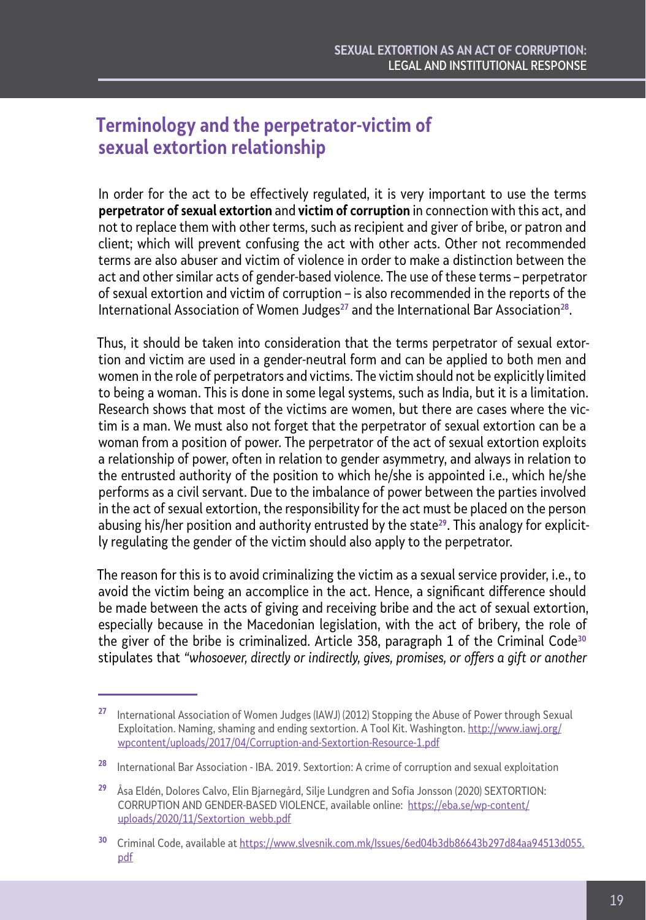## Terminology and the perpetrator-victim of sexual extortion relationship

In order for the act to be effectively regulated, it is very important to use the terms **perpetrator of sexual extortion** and **victim of corruption** in connection with this act, and not to replace them with other terms, such as recipient and giver of bribe, or patron and client; which will prevent confusing the act with other acts. Other not recommended terms are also abuser and victim of violence in order to make a distinction between the act and other similar acts of gender-based violence. The use of these terms – perpetrator of sexual extortion and victim of corruption – is also recommended in the reports of the International Association of Women Judges[27] and the International Bar Association[28].

Thus, it should be taken into consideration that the terms perpetrator of sexual extortion and victim are used in a gender-neutral form and can be applied to both men and women in the role of perpetrators and victims. The victim should not be explicitly limited to being a woman. This is done in some legal systems, such as India, but it is a limitation. Research shows that most of the victims are women, but there are cases where the victim is a man. We must also not forget that the perpetrator of sexual extortion can be a woman from a position of power. The perpetrator of the act of sexual extortion exploits a relationship of power, often in relation to gender asymmetry, and always in relation to the entrusted authority of the position to which he/she is appointed i.e., which he/she performs as a civil servant. Due to the imbalance of power between the parties involved in the act of sexual extortion, the responsibility for the act must be placed on the person abusing his/her position and authority entrusted by the state[29]. This analogy for explicitly regulating the gender of the victim should also apply to the perpetrator.

The reason for this is to avoid criminalizing the victim as a sexual service provider, i.e., to avoid the victim being an accomplice in the act. Hence, a significant difference should be made between the acts of giving and receiving bribe and the act of sexual extortion, especially because in the Macedonian legislation, with the act of bribery, the role of the giver of the bribe is criminalized. Article 358, paragraph 1 of the Criminal Code[30] stipulates that *"whosoever, directly or indirectly, gives, promises, or offers a gift or another*

---

[27] International Association of Women Judges (IAWJ) (2012) Stopping the Abuse of Power through Sexual Exploitation. Naming, shaming and ending sextortion. A Tool Kit. Washington. http://www.iawj.org/wpcontent/uploads/2017/04/Corruption-and-Sextortion-Resource-1.pdf

[28] International Bar Association - IBA. 2019. Sextortion: A crime of corruption and sexual exploitation

[29] Åsa Eldén, Dolores Calvo, Elin Bjarnegård, Silje Lundgren and Sofia Jonsson (2020) SEXTORTION: CORRUPTION AND GENDER-BASED VIOLENCE, available online: https://eba.se/wp-content/uploads/2020/11/Sextortion_webb.pdf

[30] Criminal Code, available at https://www.slvesnik.com.mk/Issues/6ed04b3db86643b297d84aa94513d055.pdf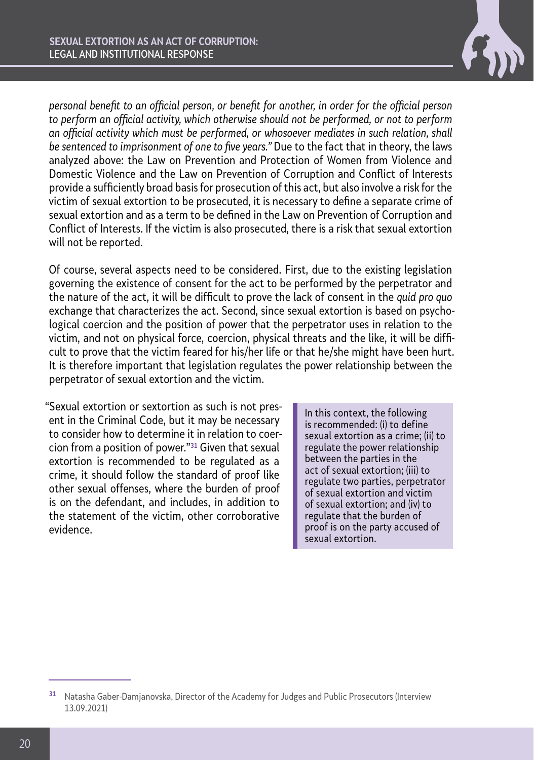*personal benefit to an official person, or benefit for another, in order for the official person to perform an official activity, which otherwise should not be performed, or not to perform an official activity which must be performed, or whosoever mediates in such relation, shall be sentenced to imprisonment of one to five years."* Due to the fact that in theory, the laws analyzed above: the Law on Prevention and Protection of Women from Violence and Domestic Violence and the Law on Prevention of Corruption and Conflict of Interests provide a sufficiently broad basis for prosecution of this act, but also involve a risk for the victim of sexual extortion to be prosecuted, it is necessary to define a separate crime of sexual extortion and as a term to be defined in the Law on Prevention of Corruption and Conflict of Interests. If the victim is also prosecuted, there is a risk that sexual extortion will not be reported.

Of course, several aspects need to be considered. First, due to the existing legislation governing the existence of consent for the act to be performed by the perpetrator and the nature of the act, it will be difficult to prove the lack of consent in the *quid pro quo* exchange that characterizes the act. Second, since sexual extortion is based on psychological coercion and the position of power that the perpetrator uses in relation to the victim, and not on physical force, coercion, physical threats and the like, it will be difficult to prove that the victim feared for his/her life or that he/she might have been hurt. It is therefore important that legislation regulates the power relationship between the perpetrator of sexual extortion and the victim.

"Sexual extortion or sextortion as such is not present in the Criminal Code, but it may be necessary to consider how to determine it in relation to coercion from a position of power."[31] Given that sexual extortion is recommended to be regulated as a crime, it should follow the standard of proof like other sexual offenses, where the burden of proof is on the defendant, and includes, in addition to the statement of the victim, other corroborative evidence.

In this context, the following is recommended: (i) to define sexual extortion as a crime; (ii) to regulate the power relationship between the parties in the act of sexual extortion; (iii) to regulate two parties, perpetrator of sexual extortion and victim of sexual extortion; and (iv) to regulate that the burden of proof is on the party accused of sexual extortion.

[31] Natasha Gaber-Damjanovska, Director of the Academy for Judges and Public Prosecutors (Interview 13.09.2021)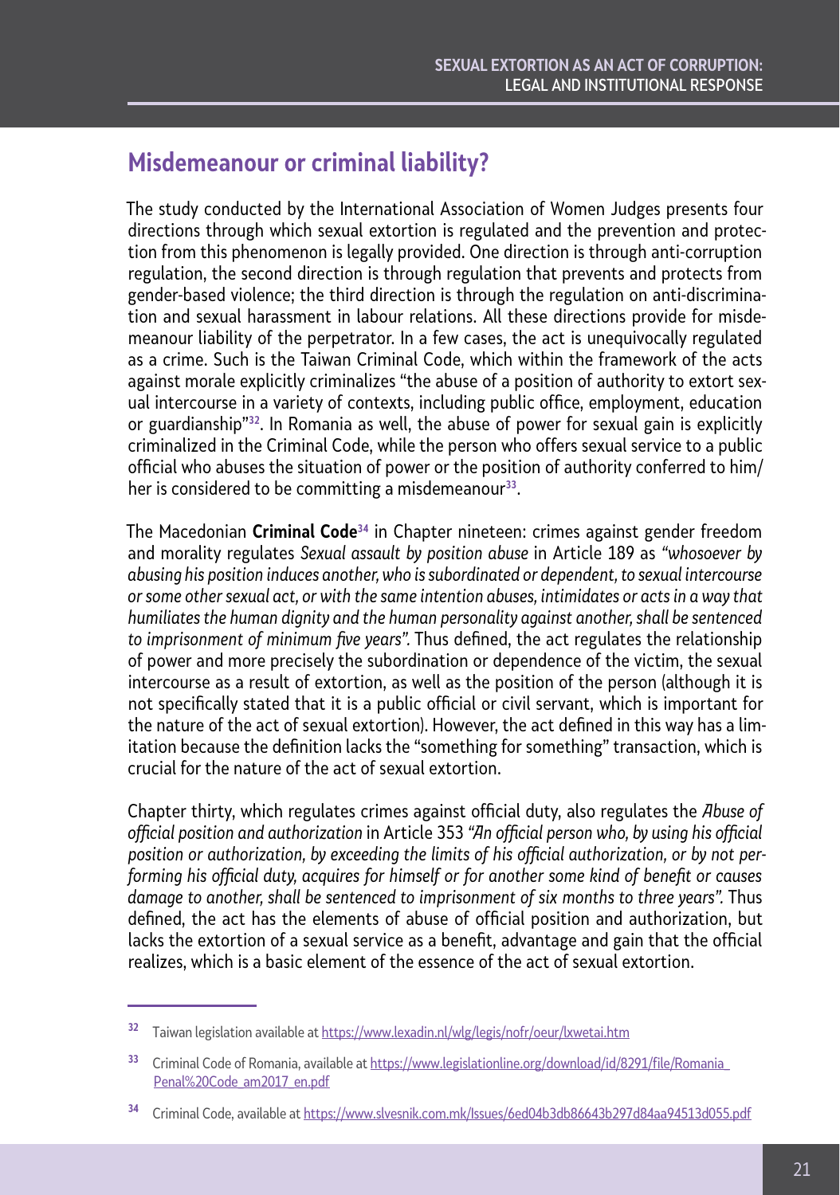## Misdemeanour or criminal liability?

The study conducted by the International Association of Women Judges presents four directions through which sexual extortion is regulated and the prevention and protection from this phenomenon is legally provided. One direction is through anti-corruption regulation, the second direction is through regulation that prevents and protects from gender-based violence; the third direction is through the regulation on anti-discrimination and sexual harassment in labour relations. All these directions provide for misdemeanour liability of the perpetrator. In a few cases, the act is unequivocally regulated as a crime. Such is the Taiwan Criminal Code, which within the framework of the acts against morale explicitly criminalizes "the abuse of a position of authority to extort sexual intercourse in a variety of contexts, including public office, employment, education or guardianship"[32]. In Romania as well, the abuse of power for sexual gain is explicitly criminalized in the Criminal Code, while the person who offers sexual service to a public official who abuses the situation of power or the position of authority conferred to him/her is considered to be committing a misdemeanour[33].

The Macedonian **Criminal Code**[34] in Chapter nineteen: crimes against gender freedom and morality regulates *Sexual assault by position abuse* in Article 189 as *"whosoever by abusing his position induces another, who is subordinated or dependent, to sexual intercourse or some other sexual act, or with the same intention abuses, intimidates or acts in a way that humiliates the human dignity and the human personality against another, shall be sentenced to imprisonment of minimum five years".* Thus defined, the act regulates the relationship of power and more precisely the subordination or dependence of the victim, the sexual intercourse as a result of extortion, as well as the position of the person (although it is not specifically stated that it is a public official or civil servant, which is important for the nature of the act of sexual extortion). However, the act defined in this way has a limitation because the definition lacks the "something for something" transaction, which is crucial for the nature of the act of sexual extortion.

Chapter thirty, which regulates crimes against official duty, also regulates the *Abuse of official position and authorization* in Article 353 *"An official person who, by using his official position or authorization, by exceeding the limits of his official authorization, or by not performing his official duty, acquires for himself or for another some kind of benefit or causes damage to another, shall be sentenced to imprisonment of six months to three years".* Thus defined, the act has the elements of abuse of official position and authorization, but lacks the extortion of a sexual service as a benefit, advantage and gain that the official realizes, which is a basic element of the essence of the act of sexual extortion.

---

[32] Taiwan legislation available at https://www.lexadin.nl/wlg/legis/nofr/oeur/lxwetai.htm

[33] Criminal Code of Romania, available at https://www.legislationline.org/download/id/8291/file/Romania_Penal%20Code_am2017_en.pdf

[34] Criminal Code, available at https://www.slvesnik.com.mk/Issues/6ed04b3db86643b297d84aa94513d055.pdf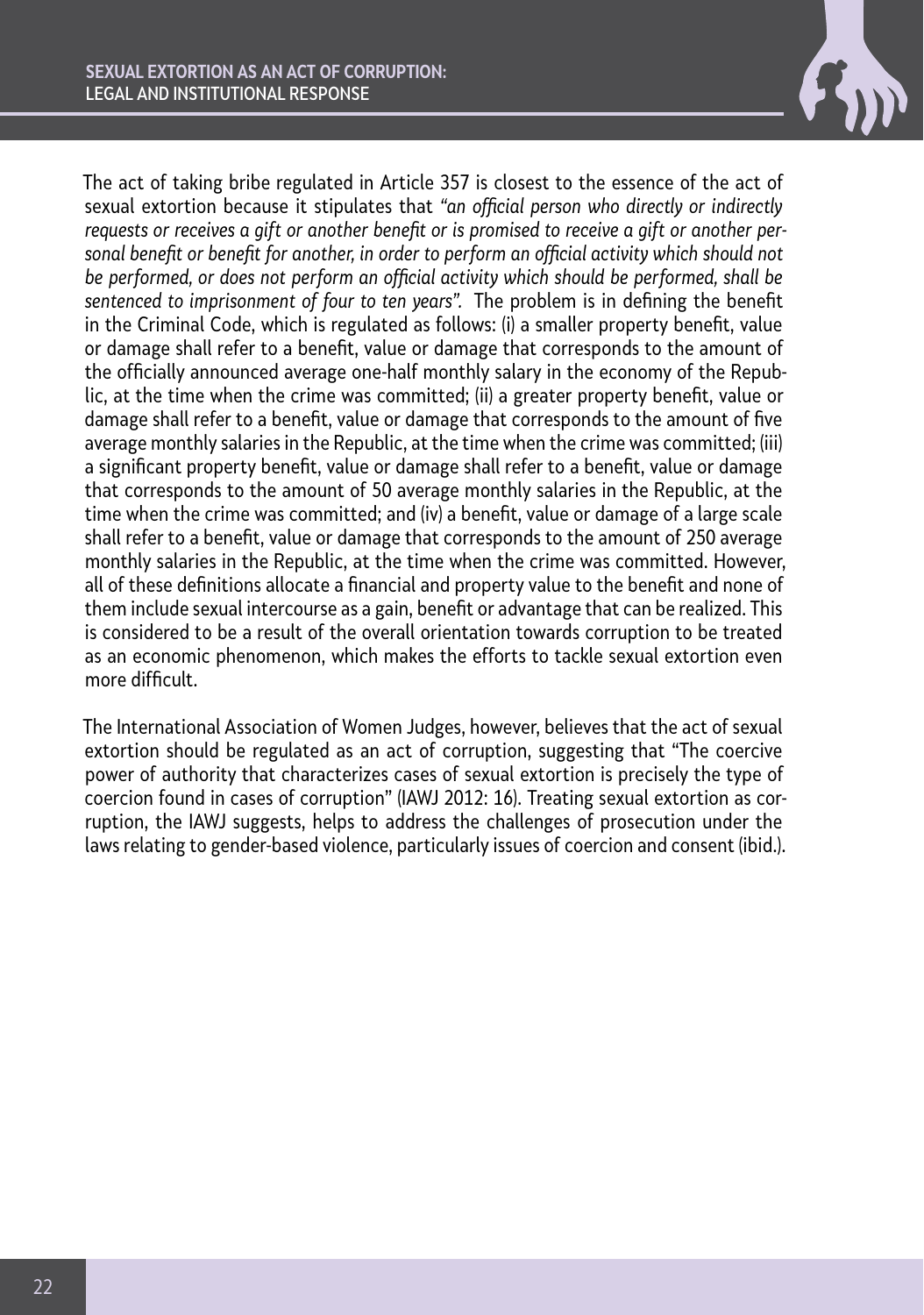The act of taking bribe regulated in Article 357 is closest to the essence of the act of sexual extortion because it stipulates that *"an official person who directly or indirectly requests or receives a gift or another benefit or is promised to receive a gift or another personal benefit or benefit for another, in order to perform an official activity which should not be performed, or does not perform an official activity which should be performed, shall be sentenced to imprisonment of four to ten years".* The problem is in defining the benefit in the Criminal Code, which is regulated as follows: (i) a smaller property benefit, value or damage shall refer to a benefit, value or damage that corresponds to the amount of the officially announced average one-half monthly salary in the economy of the Republic, at the time when the crime was committed; (ii) a greater property benefit, value or damage shall refer to a benefit, value or damage that corresponds to the amount of five average monthly salaries in the Republic, at the time when the crime was committed; (iii) a significant property benefit, value or damage shall refer to a benefit, value or damage that corresponds to the amount of 50 average monthly salaries in the Republic, at the time when the crime was committed; and (iv) a benefit, value or damage of a large scale shall refer to a benefit, value or damage that corresponds to the amount of 250 average monthly salaries in the Republic, at the time when the crime was committed. However, all of these definitions allocate a financial and property value to the benefit and none of them include sexual intercourse as a gain, benefit or advantage that can be realized. This is considered to be a result of the overall orientation towards corruption to be treated as an economic phenomenon, which makes the efforts to tackle sexual extortion even more difficult.

The International Association of Women Judges, however, believes that the act of sexual extortion should be regulated as an act of corruption, suggesting that "The coercive power of authority that characterizes cases of sexual extortion is precisely the type of coercion found in cases of corruption" (IAWJ 2012: 16). Treating sexual extortion as corruption, the IAWJ suggests, helps to address the challenges of prosecution under the laws relating to gender-based violence, particularly issues of coercion and consent (ibid.).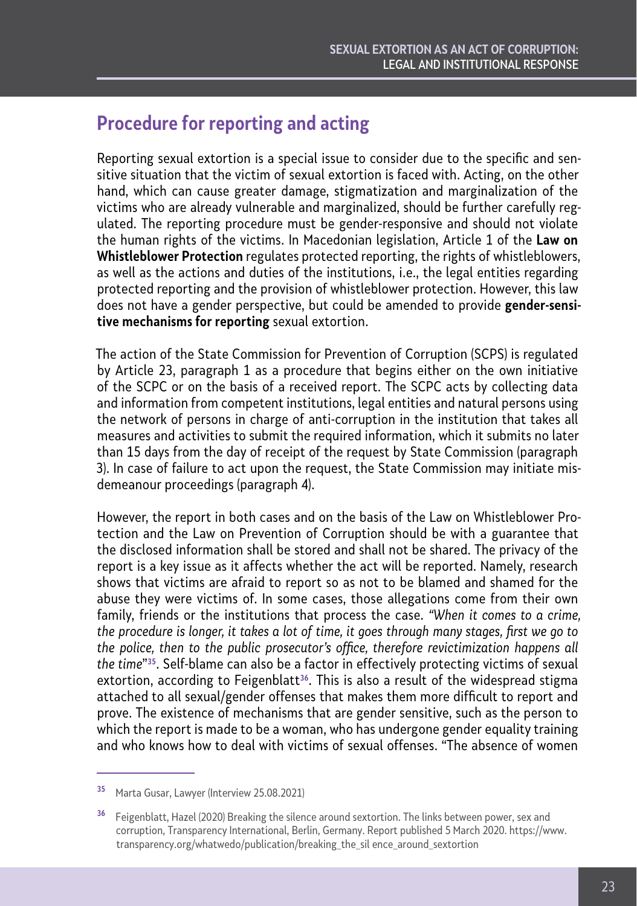## Procedure for reporting and acting

Reporting sexual extortion is a special issue to consider due to the specific and sensitive situation that the victim of sexual extortion is faced with. Acting, on the other hand, which can cause greater damage, stigmatization and marginalization of the victims who are already vulnerable and marginalized, should be further carefully regulated. The reporting procedure must be gender-responsive and should not violate the human rights of the victims. In Macedonian legislation, Article 1 of the **Law on Whistleblower Protection** regulates protected reporting, the rights of whistleblowers, as well as the actions and duties of the institutions, i.e., the legal entities regarding protected reporting and the provision of whistleblower protection. However, this law does not have a gender perspective, but could be amended to provide **gender-sensitive mechanisms for reporting** sexual extortion.

The action of the State Commission for Prevention of Corruption (SCPS) is regulated by Article 23, paragraph 1 as a procedure that begins either on the own initiative of the SCPC or on the basis of a received report. The SCPC acts by collecting data and information from competent institutions, legal entities and natural persons using the network of persons in charge of anti-corruption in the institution that takes all measures and activities to submit the required information, which it submits no later than 15 days from the day of receipt of the request by State Commission (paragraph 3). In case of failure to act upon the request, the State Commission may initiate misdemeanour proceedings (paragraph 4).

However, the report in both cases and on the basis of the Law on Whistleblower Protection and the Law on Prevention of Corruption should be with a guarantee that the disclosed information shall be stored and shall not be shared. The privacy of the report is a key issue as it affects whether the act will be reported. Namely, research shows that victims are afraid to report so as not to be blamed and shamed for the abuse they were victims of. In some cases, those allegations come from their own family, friends or the institutions that process the case. *"When it comes to a crime, the procedure is longer, it takes a lot of time, it goes through many stages, first we go to the police, then to the public prosecutor's office, therefore revictimization happens all the time"*[35]. Self-blame can also be a factor in effectively protecting victims of sexual extortion, according to Feigenblatt[36]. This is also a result of the widespread stigma attached to all sexual/gender offenses that makes them more difficult to report and prove. The existence of mechanisms that are gender sensitive, such as the person to which the report is made to be a woman, who has undergone gender equality training and who knows how to deal with victims of sexual offenses. "The absence of women

---

[35] Marta Gusar, Lawyer (Interview 25.08.2021)

[36] Feigenblatt, Hazel (2020) Breaking the silence around sextortion. The links between power, sex and corruption, Transparency International, Berlin, Germany. Report published 5 March 2020. https://www.transparency.org/whatwedo/publication/breaking_the_sil ence_around_sextortion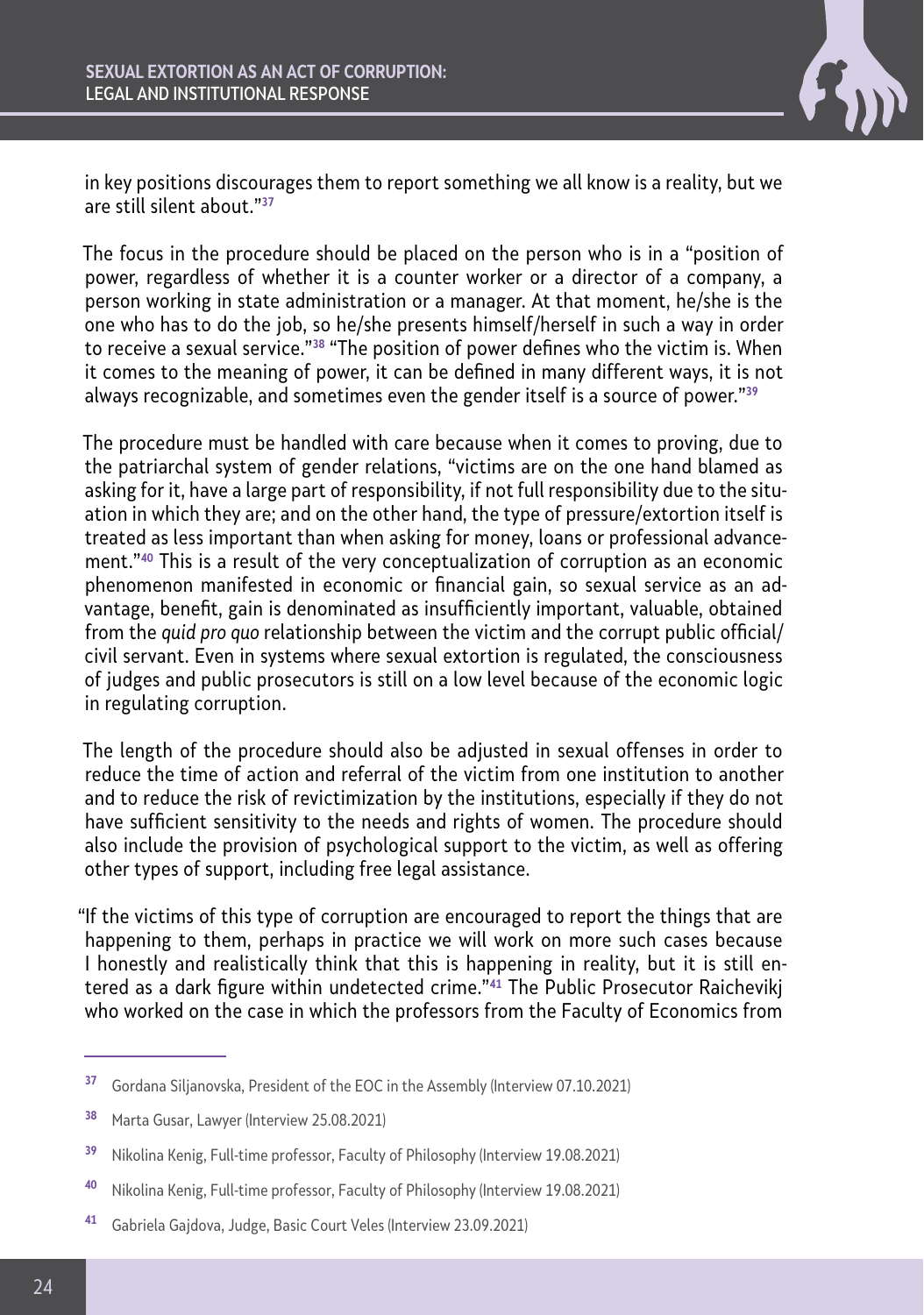in key positions discourages them to report something we all know is a reality, but we are still silent about."[37]

The focus in the procedure should be placed on the person who is in a "position of power, regardless of whether it is a counter worker or a director of a company, a person working in state administration or a manager. At that moment, he/she is the one who has to do the job, so he/she presents himself/herself in such a way in order to receive a sexual service."[38] "The position of power defines who the victim is. When it comes to the meaning of power, it can be defined in many different ways, it is not always recognizable, and sometimes even the gender itself is a source of power."[39]

The procedure must be handled with care because when it comes to proving, due to the patriarchal system of gender relations, "victims are on the one hand blamed as asking for it, have a large part of responsibility, if not full responsibility due to the situation in which they are; and on the other hand, the type of pressure/extortion itself is treated as less important than when asking for money, loans or professional advancement."[40] This is a result of the very conceptualization of corruption as an economic phenomenon manifested in economic or financial gain, so sexual service as an advantage, benefit, gain is denominated as insufficiently important, valuable, obtained from the *quid pro quo* relationship between the victim and the corrupt public official/civil servant. Even in systems where sexual extortion is regulated, the consciousness of judges and public prosecutors is still on a low level because of the economic logic in regulating corruption.

The length of the procedure should also be adjusted in sexual offenses in order to reduce the time of action and referral of the victim from one institution to another and to reduce the risk of revictimization by the institutions, especially if they do not have sufficient sensitivity to the needs and rights of women. The procedure should also include the provision of psychological support to the victim, as well as offering other types of support, including free legal assistance.

"If the victims of this type of corruption are encouraged to report the things that are happening to them, perhaps in practice we will work on more such cases because I honestly and realistically think that this is happening in reality, but it is still entered as a dark figure within undetected crime."[41] The Public Prosecutor Raichevikj who worked on the case in which the professors from the Faculty of Economics from

---

[37] Gordana Siljanovska, President of the EOC in the Assembly (Interview 07.10.2021)

[38] Marta Gusar, Lawyer (Interview 25.08.2021)

[39] Nikolina Kenig, Full-time professor, Faculty of Philosophy (Interview 19.08.2021)

[40] Nikolina Kenig, Full-time professor, Faculty of Philosophy (Interview 19.08.2021)

[41] Gabriela Gajdova, Judge, Basic Court Veles (Interview 23.09.2021)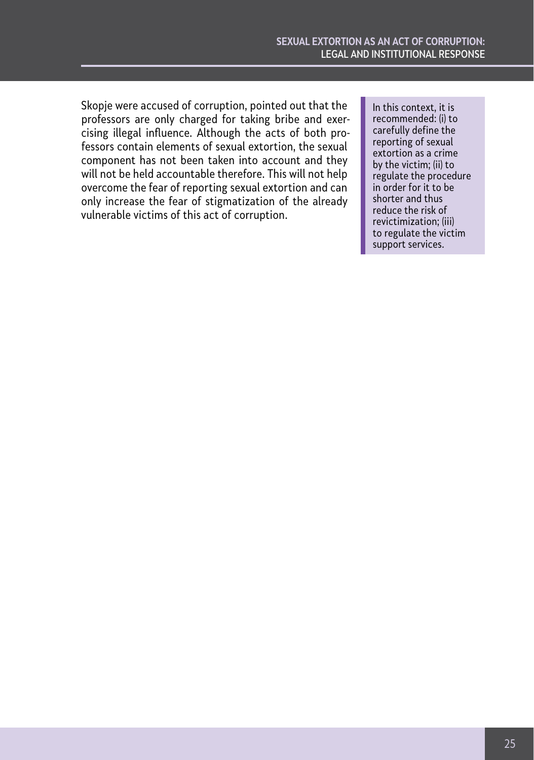Skopje were accused of corruption, pointed out that the professors are only charged for taking bribe and exercising illegal influence. Although the acts of both professors contain elements of sexual extortion, the sexual component has not been taken into account and they will not be held accountable therefore. This will not help overcome the fear of reporting sexual extortion and can only increase the fear of stigmatization of the already vulnerable victims of this act of corruption.

> In this context, it is recommended: (i) to carefully define the reporting of sexual extortion as a crime by the victim; (ii) to regulate the procedure in order for it to be shorter and thus reduce the risk of revictimization; (iii) to regulate the victim support services.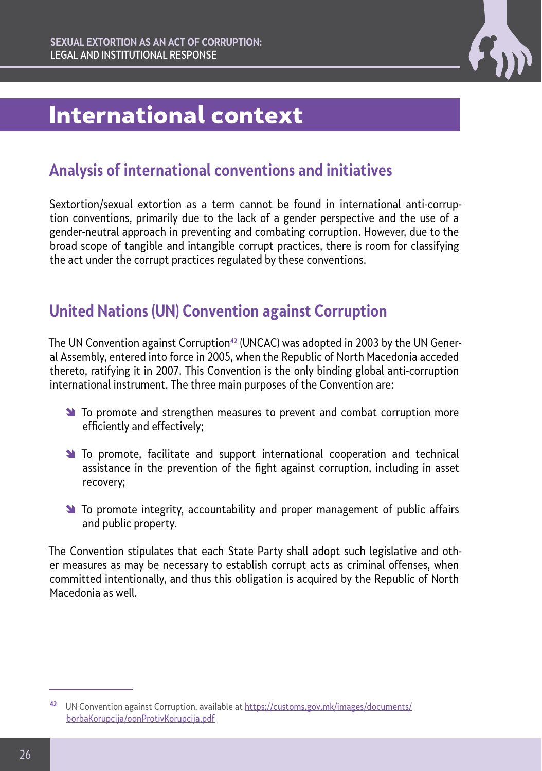# International context

## Analysis of international conventions and initiatives

Sextortion/sexual extortion as a term cannot be found in international anti-corruption conventions, primarily due to the lack of a gender perspective and the use of a gender-neutral approach in preventing and combating corruption. However, due to the broad scope of tangible and intangible corrupt practices, there is room for classifying the act under the corrupt practices regulated by these conventions.

## United Nations (UN) Convention against Corruption

The UN Convention against Corruption[42] (UNCAC) was adopted in 2003 by the UN General Assembly, entered into force in 2005, when the Republic of North Macedonia acceded thereto, ratifying it in 2007. This Convention is the only binding global anti-corruption international instrument. The three main purposes of the Convention are:

- To promote and strengthen measures to prevent and combat corruption more efficiently and effectively;
- To promote, facilitate and support international cooperation and technical assistance in the prevention of the fight against corruption, including in asset recovery;
- To promote integrity, accountability and proper management of public affairs and public property.

The Convention stipulates that each State Party shall adopt such legislative and other measures as may be necessary to establish corrupt acts as criminal offenses, when committed intentionally, and thus this obligation is acquired by the Republic of North Macedonia as well.

---

[42] UN Convention against Corruption, available at https://customs.gov.mk/images/documents/borbaKorupcija/oonProtivKorupcija.pdf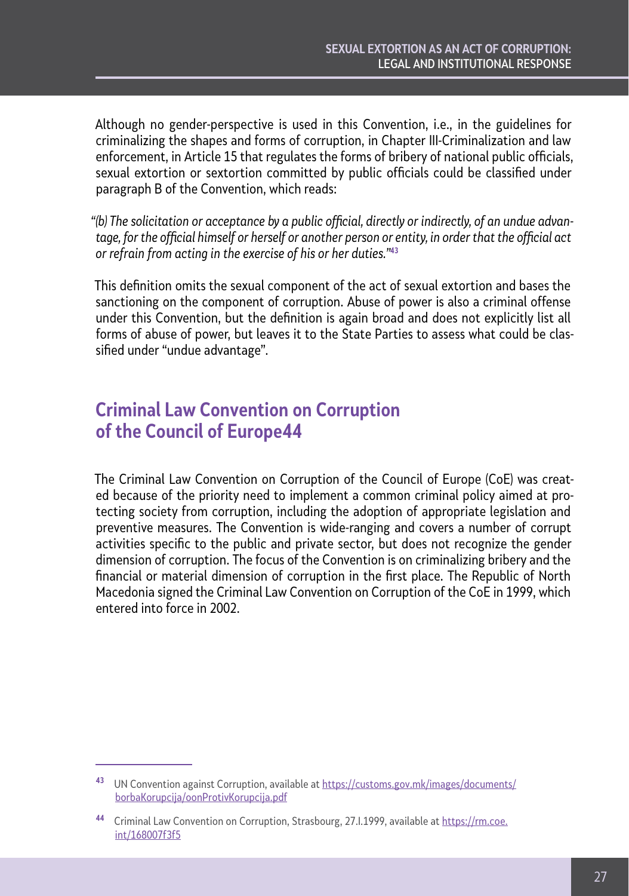Although no gender-perspective is used in this Convention, i.e., in the guidelines for criminalizing the shapes and forms of corruption, in Chapter III-Criminalization and law enforcement, in Article 15 that regulates the forms of bribery of national public officials, sexual extortion or sextortion committed by public officials could be classified under paragraph B of the Convention, which reads:

*"(b) The solicitation or acceptance by a public official, directly or indirectly, of an undue advantage, for the official himself or herself or another person or entity, in order that the official act or refrain from acting in the exercise of his or her duties."*[43]

This definition omits the sexual component of the act of sexual extortion and bases the sanctioning on the component of corruption. Abuse of power is also a criminal offense under this Convention, but the definition is again broad and does not explicitly list all forms of abuse of power, but leaves it to the State Parties to assess what could be classified under "undue advantage".

## Criminal Law Convention on Corruption of the Council of Europe44

The Criminal Law Convention on Corruption of the Council of Europe (CoE) was created because of the priority need to implement a common criminal policy aimed at protecting society from corruption, including the adoption of appropriate legislation and preventive measures. The Convention is wide-ranging and covers a number of corrupt activities specific to the public and private sector, but does not recognize the gender dimension of corruption. The focus of the Convention is on criminalizing bribery and the financial or material dimension of corruption in the first place. The Republic of North Macedonia signed the Criminal Law Convention on Corruption of the CoE in 1999, which entered into force in 2002.

---

[43] UN Convention against Corruption, available at https://customs.gov.mk/images/documents/borbaKorupcija/oonProtivKorupcija.pdf

[44] Criminal Law Convention on Corruption, Strasbourg, 27.I.1999, available at https://rm.coe.int/168007f3f5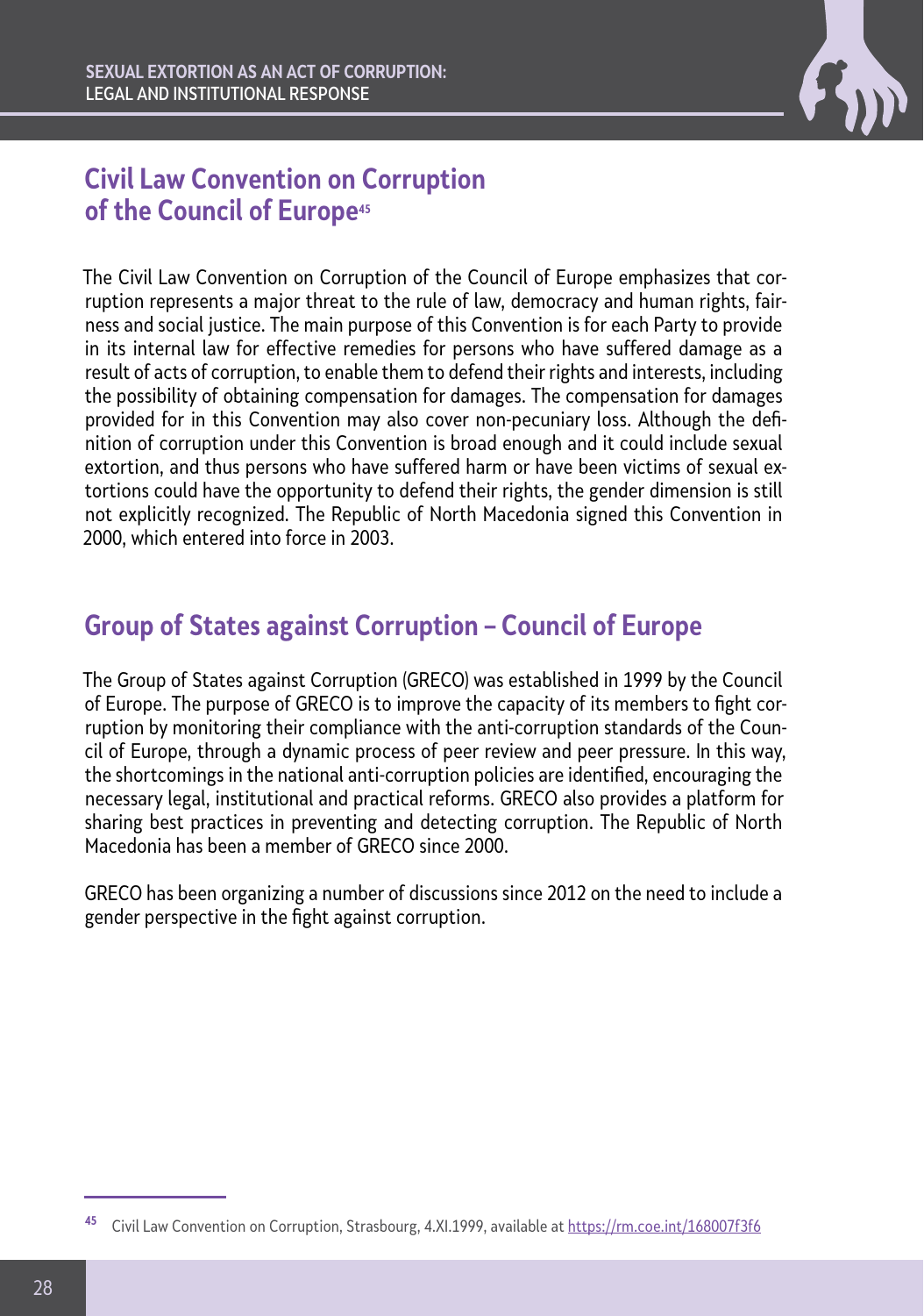## Civil Law Convention on Corruption of the Council of Europe[45]

The Civil Law Convention on Corruption of the Council of Europe emphasizes that corruption represents a major threat to the rule of law, democracy and human rights, fairness and social justice. The main purpose of this Convention is for each Party to provide in its internal law for effective remedies for persons who have suffered damage as a result of acts of corruption, to enable them to defend their rights and interests, including the possibility of obtaining compensation for damages. The compensation for damages provided for in this Convention may also cover non-pecuniary loss. Although the definition of corruption under this Convention is broad enough and it could include sexual extortion, and thus persons who have suffered harm or have been victims of sexual extortions could have the opportunity to defend their rights, the gender dimension is still not explicitly recognized. The Republic of North Macedonia signed this Convention in 2000, which entered into force in 2003.

## Group of States against Corruption – Council of Europe

The Group of States against Corruption (GRECO) was established in 1999 by the Council of Europe. The purpose of GRECO is to improve the capacity of its members to fight corruption by monitoring their compliance with the anti-corruption standards of the Council of Europe, through a dynamic process of peer review and peer pressure. In this way, the shortcomings in the national anti-corruption policies are identified, encouraging the necessary legal, institutional and practical reforms. GRECO also provides a platform for sharing best practices in preventing and detecting corruption. The Republic of North Macedonia has been a member of GRECO since 2000.

GRECO has been organizing a number of discussions since 2012 on the need to include a gender perspective in the fight against corruption.

[45] Civil Law Convention on Corruption, Strasbourg, 4.XI.1999, available at https://rm.coe.int/168007f3f6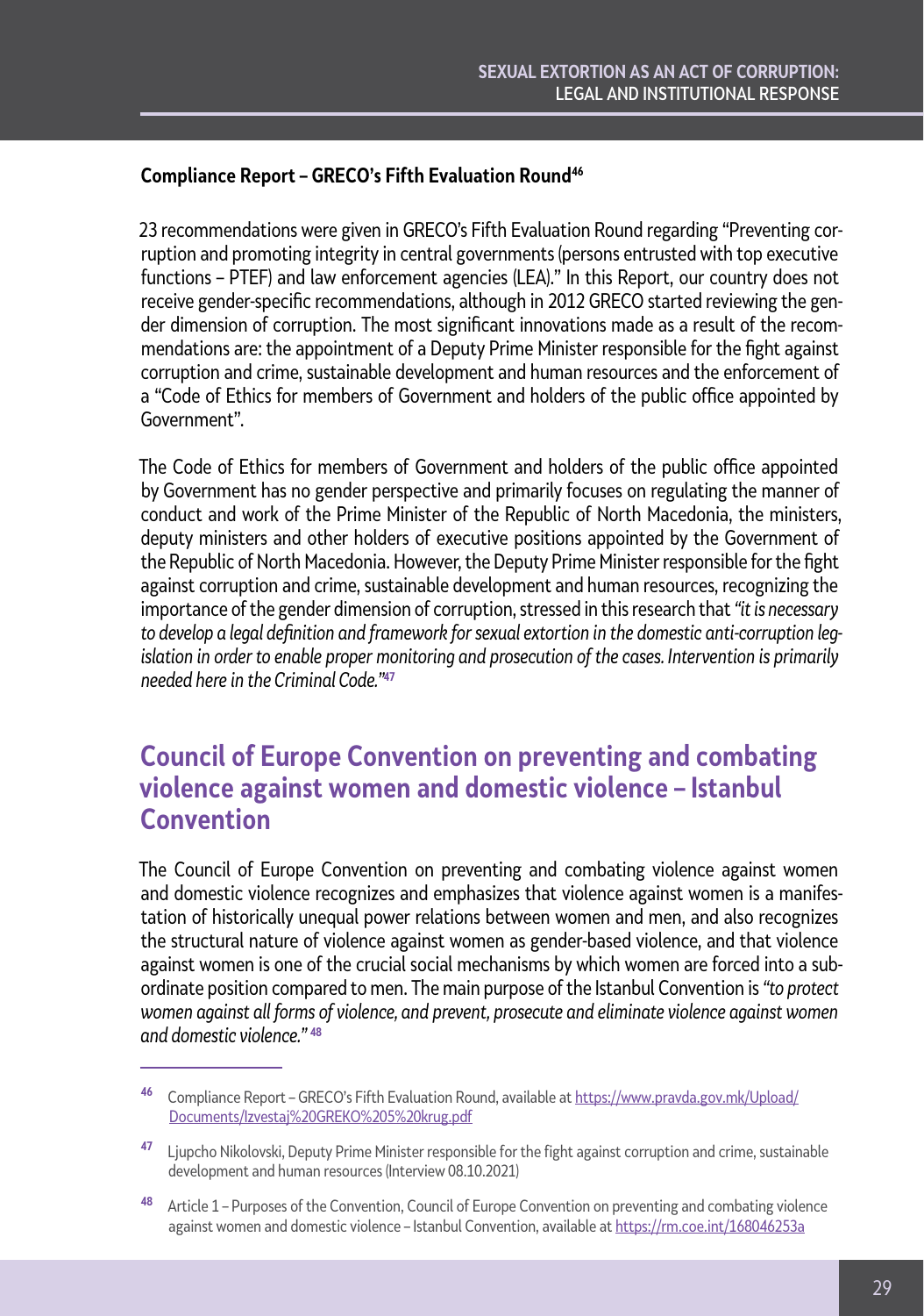### Compliance Report – GRECO's Fifth Evaluation Round[46]

23 recommendations were given in GRECO's Fifth Evaluation Round regarding "Preventing corruption and promoting integrity in central governments (persons entrusted with top executive functions – PTEF) and law enforcement agencies (LEA)." In this Report, our country does not receive gender-specific recommendations, although in 2012 GRECO started reviewing the gender dimension of corruption. The most significant innovations made as a result of the recommendations are: the appointment of a Deputy Prime Minister responsible for the fight against corruption and crime, sustainable development and human resources and the enforcement of a "Code of Ethics for members of Government and holders of the public office appointed by Government".

The Code of Ethics for members of Government and holders of the public office appointed by Government has no gender perspective and primarily focuses on regulating the manner of conduct and work of the Prime Minister of the Republic of North Macedonia, the ministers, deputy ministers and other holders of executive positions appointed by the Government of the Republic of North Macedonia. However, the Deputy Prime Minister responsible for the fight against corruption and crime, sustainable development and human resources, recognizing the importance of the gender dimension of corruption, stressed in this research that *"it is necessary to develop a legal definition and framework for sexual extortion in the domestic anti-corruption legislation in order to enable proper monitoring and prosecution of the cases. Intervention is primarily needed here in the Criminal Code."*[47]

## Council of Europe Convention on preventing and combating violence against women and domestic violence – Istanbul Convention

The Council of Europe Convention on preventing and combating violence against women and domestic violence recognizes and emphasizes that violence against women is a manifestation of historically unequal power relations between women and men, and also recognizes the structural nature of violence against women as gender-based violence, and that violence against women is one of the crucial social mechanisms by which women are forced into a subordinate position compared to men. The main purpose of the Istanbul Convention is *"to protect women against all forms of violence, and prevent, prosecute and eliminate violence against women and domestic violence."*[48]

---

[46] Compliance Report – GRECO's Fifth Evaluation Round, available at https://www.pravda.gov.mk/Upload/Documents/Izvestaj%20GREKO%205%20krug.pdf

[47] Ljupcho Nikolovski, Deputy Prime Minister responsible for the fight against corruption and crime, sustainable development and human resources (Interview 08.10.2021)

[48] Article 1 – Purposes of the Convention, Council of Europe Convention on preventing and combating violence against women and domestic violence – Istanbul Convention, available at https://rm.coe.int/168046253a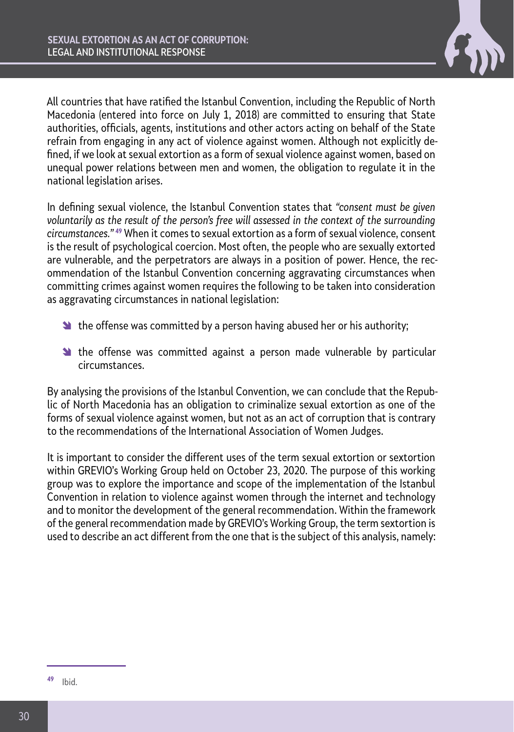All countries that have ratified the Istanbul Convention, including the Republic of North Macedonia (entered into force on July 1, 2018) are committed to ensuring that State authorities, officials, agents, institutions and other actors acting on behalf of the State refrain from engaging in any act of violence against women. Although not explicitly defined, if we look at sexual extortion as a form of sexual violence against women, based on unequal power relations between men and women, the obligation to regulate it in the national legislation arises.

In defining sexual violence, the Istanbul Convention states that *"consent must be given voluntarily as the result of the person's free will assessed in the context of the surrounding circumstances."* [49] When it comes to sexual extortion as a form of sexual violence, consent is the result of psychological coercion. Most often, the people who are sexually extorted are vulnerable, and the perpetrators are always in a position of power. Hence, the recommendation of the Istanbul Convention concerning aggravating circumstances when committing crimes against women requires the following to be taken into consideration as aggravating circumstances in national legislation:

- the offense was committed by a person having abused her or his authority;
- the offense was committed against a person made vulnerable by particular circumstances.

By analysing the provisions of the Istanbul Convention, we can conclude that the Republic of North Macedonia has an obligation to criminalize sexual extortion as one of the forms of sexual violence against women, but not as an act of corruption that is contrary to the recommendations of the International Association of Women Judges.

It is important to consider the different uses of the term sexual extortion or sextortion within GREVIO's Working Group held on October 23, 2020. The purpose of this working group was to explore the importance and scope of the implementation of the Istanbul Convention in relation to violence against women through the internet and technology and to monitor the development of the general recommendation. Within the framework of the general recommendation made by GREVIO's Working Group, the term sextortion is used to describe an act different from the one that is the subject of this analysis, namely:

---

[49] Ibid.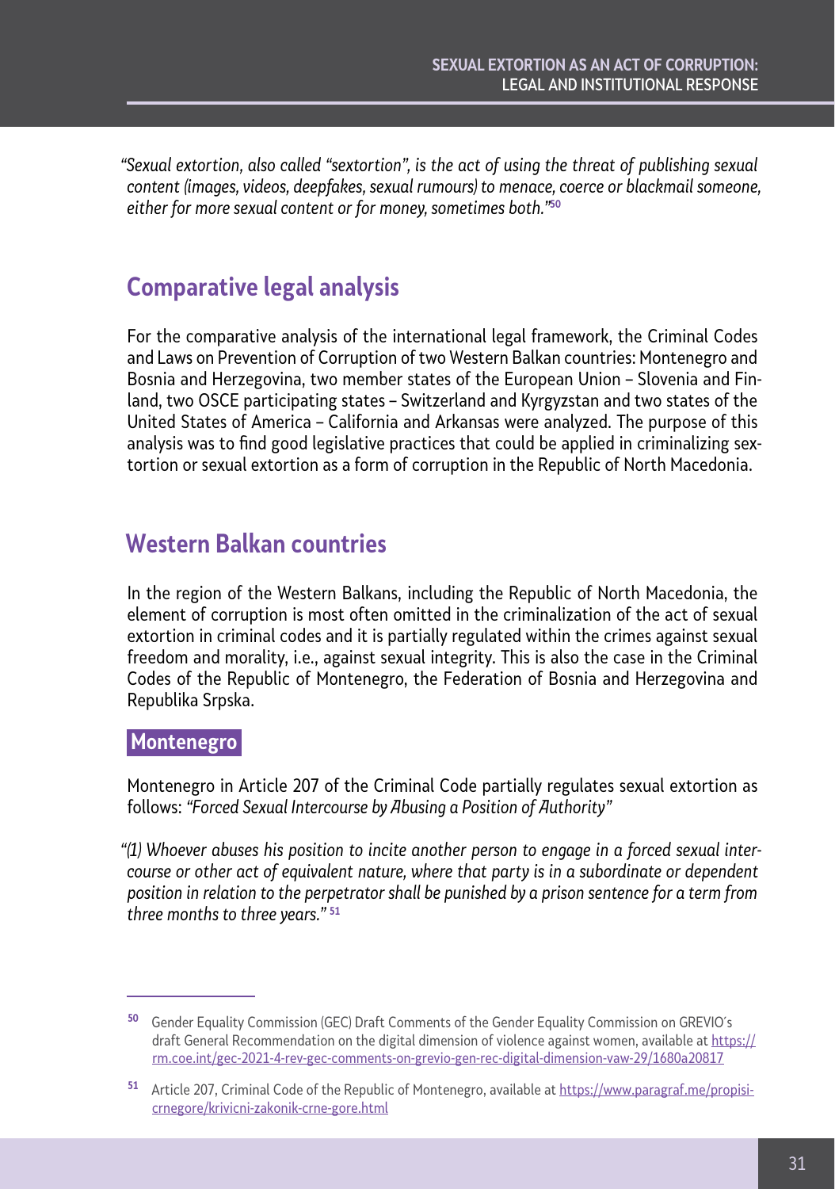*"Sexual extortion, also called "sextortion", is the act of using the threat of publishing sexual content (images, videos, deepfakes, sexual rumours) to menace, coerce or blackmail someone, either for more sexual content or for money, sometimes both."*[50]

## Comparative legal analysis

For the comparative analysis of the international legal framework, the Criminal Codes and Laws on Prevention of Corruption of two Western Balkan countries: Montenegro and Bosnia and Herzegovina, two member states of the European Union – Slovenia and Finland, two OSCE participating states – Switzerland and Kyrgyzstan and two states of the United States of America – California and Arkansas were analyzed. The purpose of this analysis was to find good legislative practices that could be applied in criminalizing sextortion or sexual extortion as a form of corruption in the Republic of North Macedonia.

## Western Balkan countries

In the region of the Western Balkans, including the Republic of North Macedonia, the element of corruption is most often omitted in the criminalization of the act of sexual extortion in criminal codes and it is partially regulated within the crimes against sexual freedom and morality, i.e., against sexual integrity. This is also the case in the Criminal Codes of the Republic of Montenegro, the Federation of Bosnia and Herzegovina and Republika Srpska.

### Montenegro

Montenegro in Article 207 of the Criminal Code partially regulates sexual extortion as follows: *"Forced Sexual Intercourse by Abusing a Position of Authority"*

*"(1) Whoever abuses his position to incite another person to engage in a forced sexual intercourse or other act of equivalent nature, where that party is in a subordinate or dependent position in relation to the perpetrator shall be punished by a prison sentence for a term from three months to three years."* [51]

---

[50] Gender Equality Commission (GEC) Draft Comments of the Gender Equality Commission on GREVIO's draft General Recommendation on the digital dimension of violence against women, available at https://rm.coe.int/gec-2021-4-rev-gec-comments-on-grevio-gen-rec-digital-dimension-vaw-29/1680a20817

[51] Article 207, Criminal Code of the Republic of Montenegro, available at https://www.paragraf.me/propisi-crnegore/krivicni-zakonik-crne-gore.html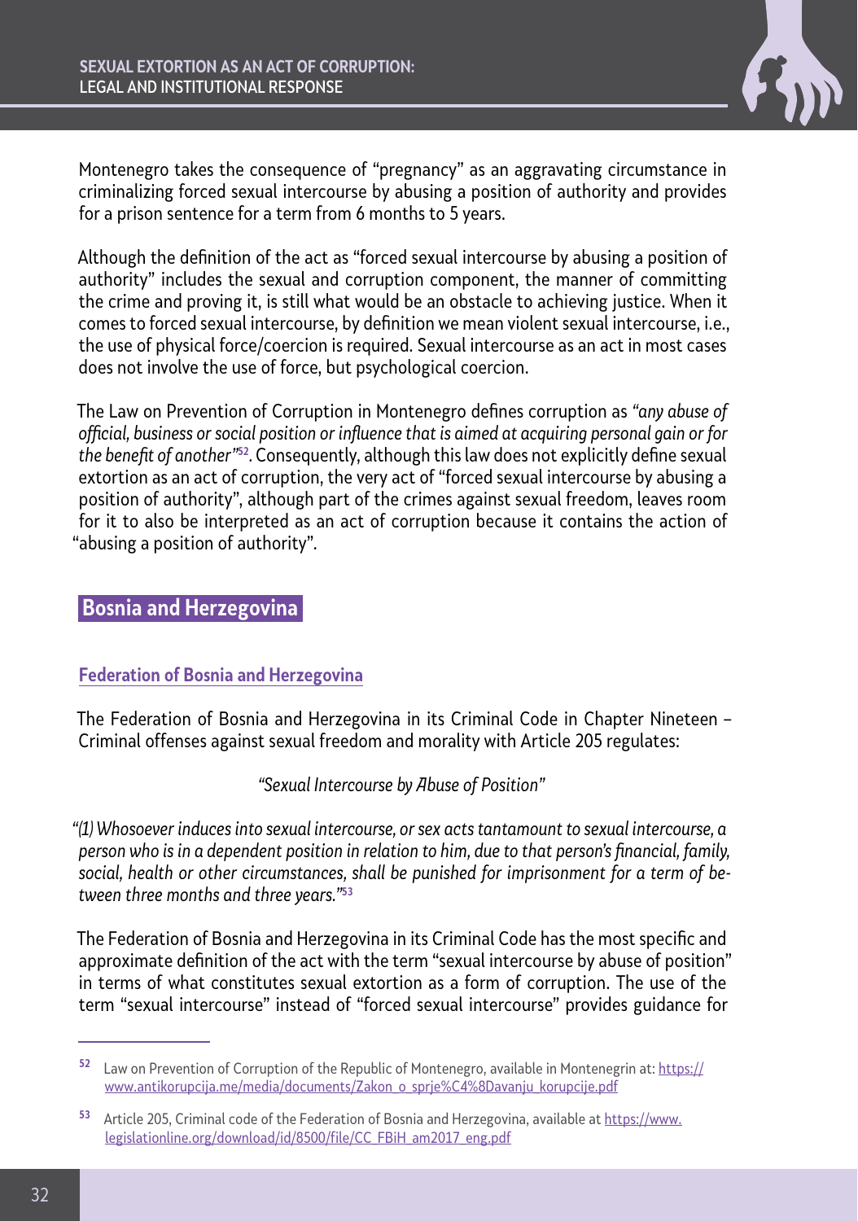Montenegro takes the consequence of "pregnancy" as an aggravating circumstance in criminalizing forced sexual intercourse by abusing a position of authority and provides for a prison sentence for a term from 6 months to 5 years.

Although the definition of the act as "forced sexual intercourse by abusing a position of authority" includes the sexual and corruption component, the manner of committing the crime and proving it, is still what would be an obstacle to achieving justice. When it comes to forced sexual intercourse, by definition we mean violent sexual intercourse, i.e., the use of physical force/coercion is required. Sexual intercourse as an act in most cases does not involve the use of force, but psychological coercion.

The Law on Prevention of Corruption in Montenegro defines corruption as *"any abuse of official, business or social position or influence that is aimed at acquiring personal gain or for the benefit of another"*[52]. Consequently, although this law does not explicitly define sexual extortion as an act of corruption, the very act of "forced sexual intercourse by abusing a position of authority", although part of the crimes against sexual freedom, leaves room for it to also be interpreted as an act of corruption because it contains the action of "abusing a position of authority".

## Bosnia and Herzegovina

### Federation of Bosnia and Herzegovina

The Federation of Bosnia and Herzegovina in its Criminal Code in Chapter Nineteen – Criminal offenses against sexual freedom and morality with Article 205 regulates:

*"Sexual Intercourse by Abuse of Position"*

*"(1) Whosoever induces into sexual intercourse, or sex acts tantamount to sexual intercourse, a person who is in a dependent position in relation to him, due to that person's financial, family, social, health or other circumstances, shall be punished for imprisonment for a term of between three months and three years."*[53]

The Federation of Bosnia and Herzegovina in its Criminal Code has the most specific and approximate definition of the act with the term "sexual intercourse by abuse of position" in terms of what constitutes sexual extortion as a form of corruption. The use of the term "sexual intercourse" instead of "forced sexual intercourse" provides guidance for

[52] Law on Prevention of Corruption of the Republic of Montenegro, available in Montenegrin at: https://www.antikorupcija.me/media/documents/Zakon_o_sprje%C4%8Davanju_korupcije.pdf

[53] Article 205, Criminal code of the Federation of Bosnia and Herzegovina, available at https://www.legislationline.org/download/id/8500/file/CC_FBiH_am2017_eng.pdf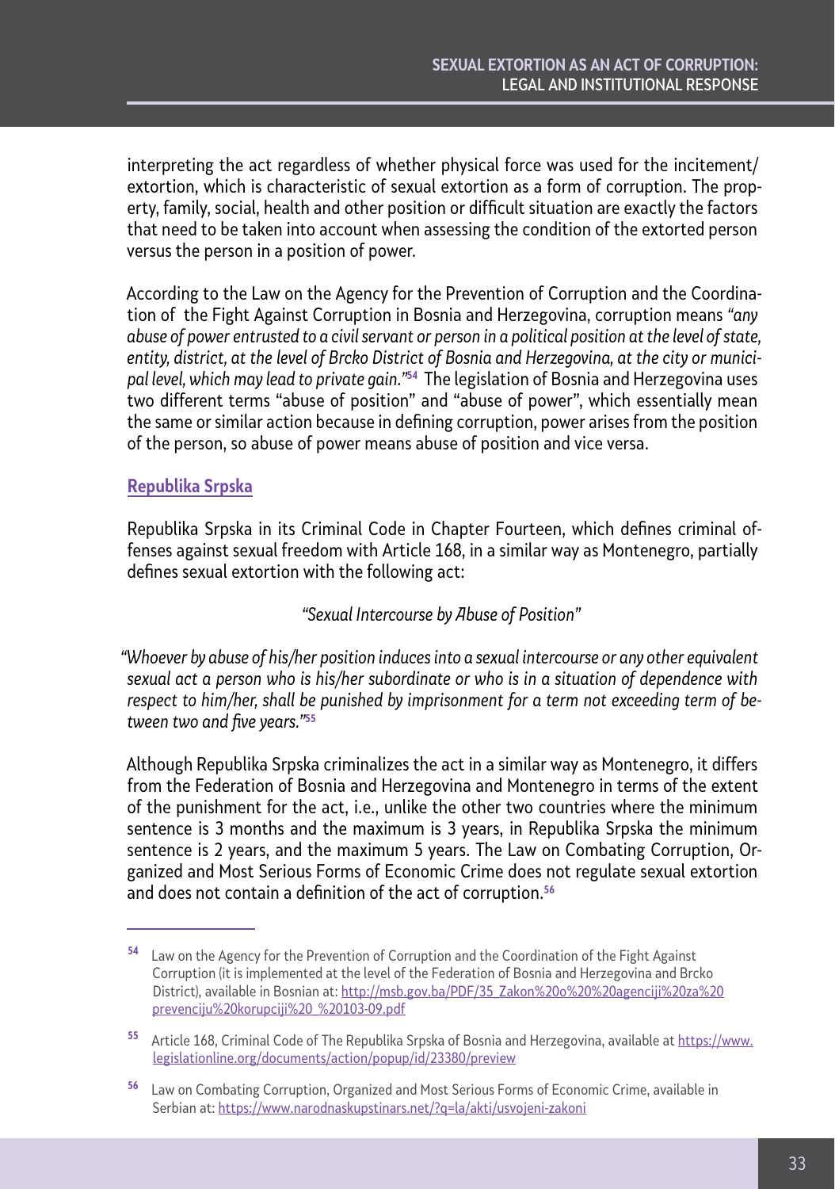interpreting the act regardless of whether physical force was used for the incitement/extortion, which is characteristic of sexual extortion as a form of corruption. The property, family, social, health and other position or difficult situation are exactly the factors that need to be taken into account when assessing the condition of the extorted person versus the person in a position of power.

According to the Law on the Agency for the Prevention of Corruption and the Coordination of the Fight Against Corruption in Bosnia and Herzegovina, corruption means *"any abuse of power entrusted to a civil servant or person in a political position at the level of state, entity, district, at the level of Brcko District of Bosnia and Herzegovina, at the city or municipal level, which may lead to private gain."*[54] The legislation of Bosnia and Herzegovina uses two different terms "abuse of position" and "abuse of power", which essentially mean the same or similar action because in defining corruption, power arises from the position of the person, so abuse of power means abuse of position and vice versa.

## Republika Srpska

Republika Srpska in its Criminal Code in Chapter Fourteen, which defines criminal offenses against sexual freedom with Article 168, in a similar way as Montenegro, partially defines sexual extortion with the following act:

*"Sexual Intercourse by Abuse of Position"*

*"Whoever by abuse of his/her position induces into a sexual intercourse or any other equivalent sexual act a person who is his/her subordinate or who is in a situation of dependence with respect to him/her, shall be punished by imprisonment for a term not exceeding term of between two and five years."*[55]

Although Republika Srpska criminalizes the act in a similar way as Montenegro, it differs from the Federation of Bosnia and Herzegovina and Montenegro in terms of the extent of the punishment for the act, i.e., unlike the other two countries where the minimum sentence is 3 months and the maximum is 3 years, in Republika Srpska the minimum sentence is 2 years, and the maximum 5 years. The Law on Combating Corruption, Organized and Most Serious Forms of Economic Crime does not regulate sexual extortion and does not contain a definition of the act of corruption.[56]

---

[54] Law on the Agency for the Prevention of Corruption and the Coordination of the Fight Against Corruption (it is implemented at the level of the Federation of Bosnia and Herzegovina and Brcko District), available in Bosnian at: http://msb.gov.ba/PDF/35_Zakon%20o%20%20agenciji%20za%20prevenciju%20korupcije%20_%20103-09.pdf

[55] Article 168, Criminal Code of The Republika Srpska of Bosnia and Herzegovina, available at https://www.legislationline.org/documents/action/popup/id/23380/preview

[56] Law on Combating Corruption, Organized and Most Serious Forms of Economic Crime, available in Serbian at: https://www.narodnaskupstinars.net/?q=la/akti/usvojeni-zakoni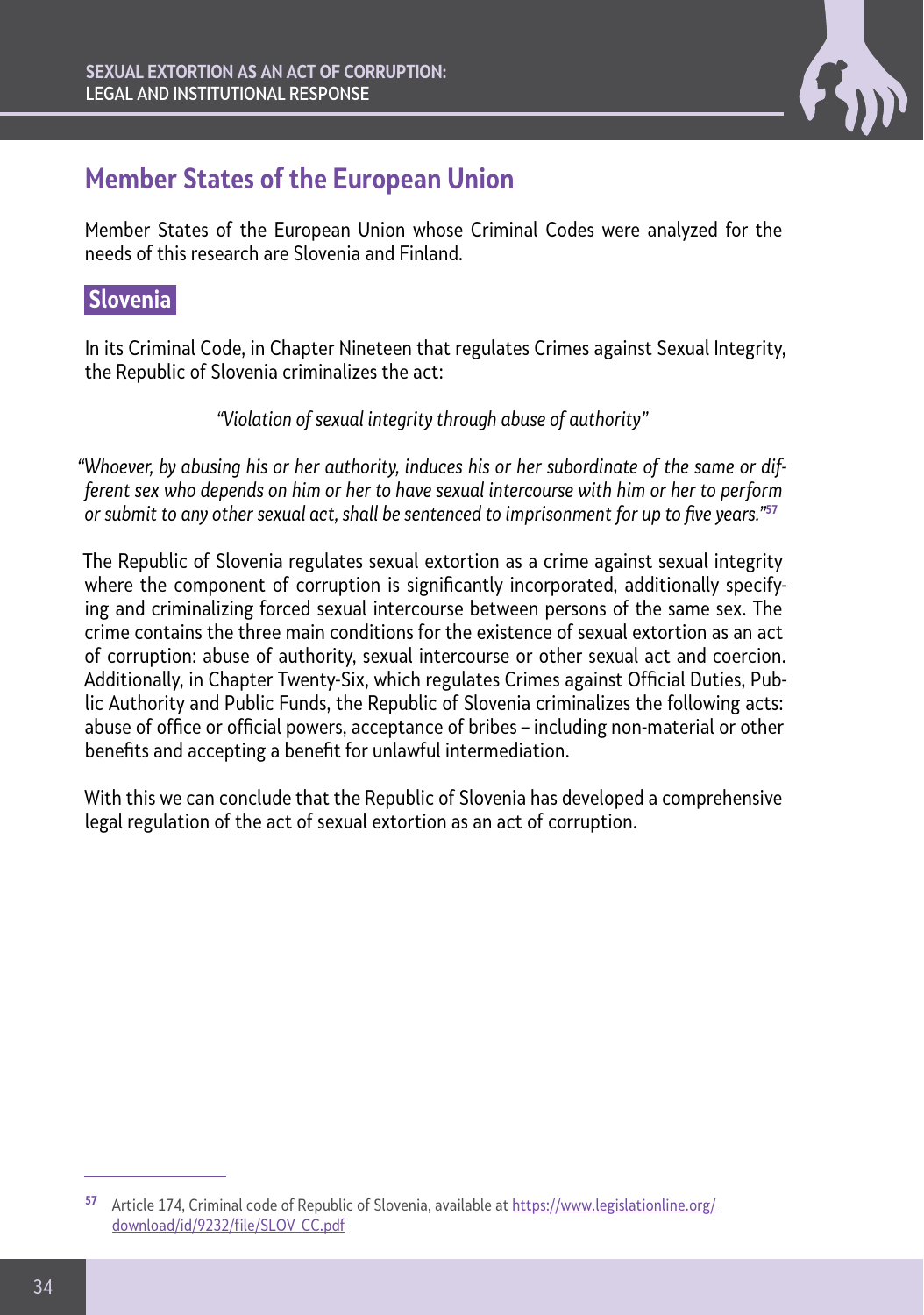## Member States of the European Union

Member States of the European Union whose Criminal Codes were analyzed for the needs of this research are Slovenia and Finland.

### Slovenia

In its Criminal Code, in Chapter Nineteen that regulates Crimes against Sexual Integrity, the Republic of Slovenia criminalizes the act:

*"Violation of sexual integrity through abuse of authority"*

*"Whoever, by abusing his or her authority, induces his or her subordinate of the same or different sex who depends on him or her to have sexual intercourse with him or her to perform or submit to any other sexual act, shall be sentenced to imprisonment for up to five years."*[57]

The Republic of Slovenia regulates sexual extortion as a crime against sexual integrity where the component of corruption is significantly incorporated, additionally specifying and criminalizing forced sexual intercourse between persons of the same sex. The crime contains the three main conditions for the existence of sexual extortion as an act of corruption: abuse of authority, sexual intercourse or other sexual act and coercion. Additionally, in Chapter Twenty-Six, which regulates Crimes against Official Duties, Public Authority and Public Funds, the Republic of Slovenia criminalizes the following acts: abuse of office or official powers, acceptance of bribes – including non-material or other benefits and accepting a benefit for unlawful intermediation.

With this we can conclude that the Republic of Slovenia has developed a comprehensive legal regulation of the act of sexual extortion as an act of corruption.

---

[57] Article 174, Criminal code of Republic of Slovenia, available at https://www.legislationline.org/download/id/9232/file/SLOV_CC.pdf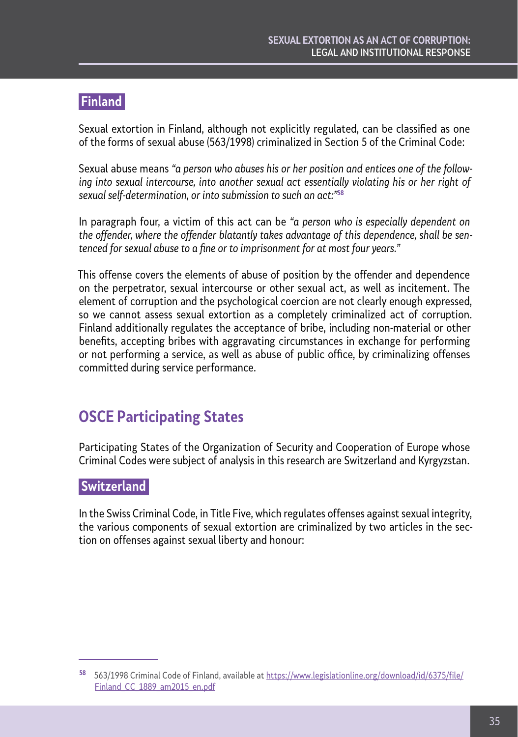### Finland

Sexual extortion in Finland, although not explicitly regulated, can be classified as one of the forms of sexual abuse (563/1998) criminalized in Section 5 of the Criminal Code:

Sexual abuse means *"a person who abuses his or her position and entices one of the following into sexual intercourse, into another sexual act essentially violating his or her right of sexual self-determination, or into submission to such an act:"*[58]

In paragraph four, a victim of this act can be *"a person who is especially dependent on the offender, where the offender blatantly takes advantage of this dependence, shall be sentenced for sexual abuse to a fine or to imprisonment for at most four years."*

This offense covers the elements of abuse of position by the offender and dependence on the perpetrator, sexual intercourse or other sexual act, as well as incitement. The element of corruption and the psychological coercion are not clearly enough expressed, so we cannot assess sexual extortion as a completely criminalized act of corruption. Finland additionally regulates the acceptance of bribe, including non-material or other benefits, accepting bribes with aggravating circumstances in exchange for performing or not performing a service, as well as abuse of public office, by criminalizing offenses committed during service performance.

## OSCE Participating States

Participating States of the Organization of Security and Cooperation of Europe whose Criminal Codes were subject of analysis in this research are Switzerland and Kyrgyzstan.

### Switzerland

In the Swiss Criminal Code, in Title Five, which regulates offenses against sexual integrity, the various components of sexual extortion are criminalized by two articles in the section on offenses against sexual liberty and honour:

---

[58] 563/1998 Criminal Code of Finland, available at https://www.legislationline.org/download/id/6375/file/Finland_CC_1889_am2015_en.pdf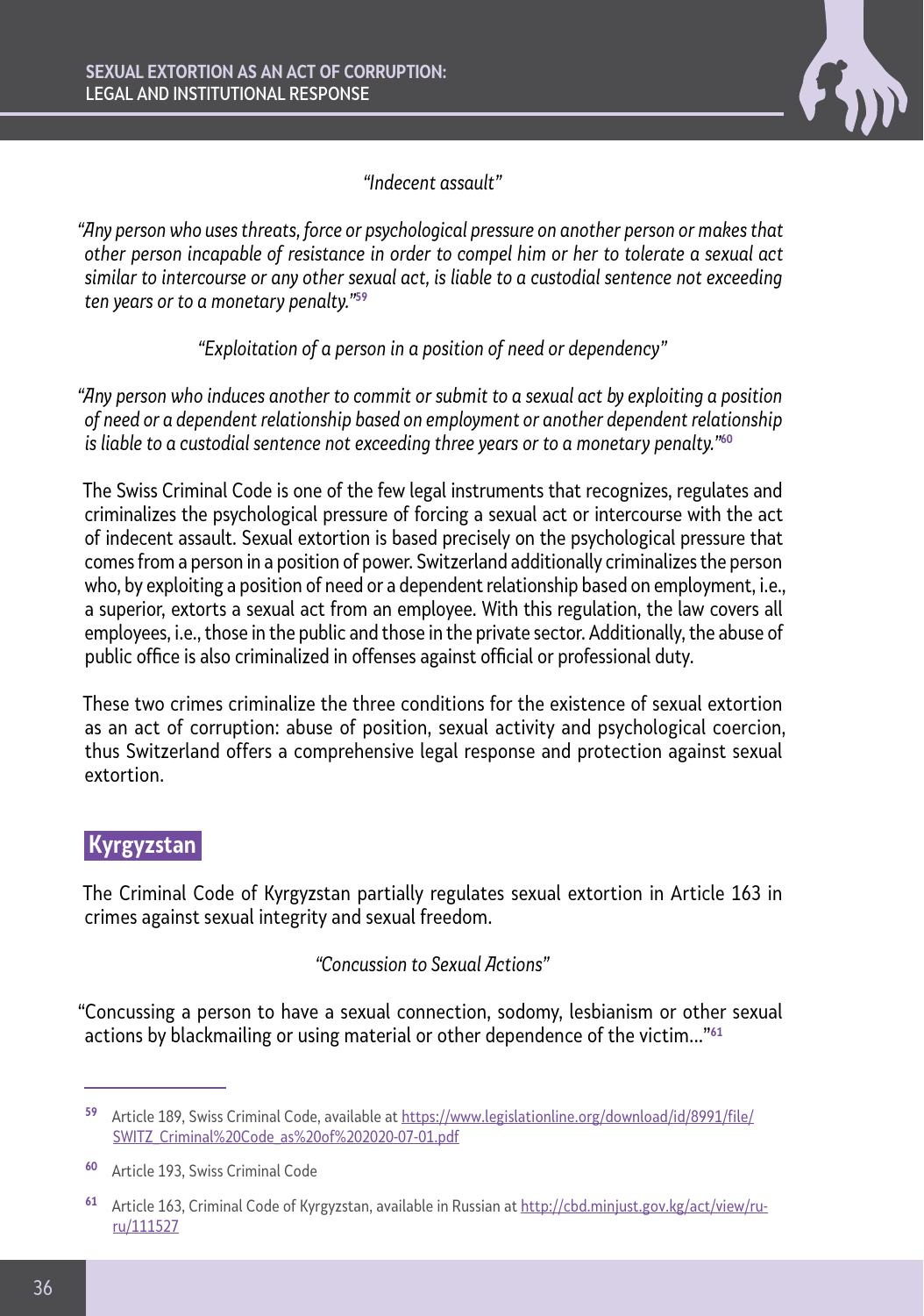*"Indecent assault"*

*"Any person who uses threats, force or psychological pressure on another person or makes that other person incapable of resistance in order to compel him or her to tolerate a sexual act similar to intercourse or any other sexual act, is liable to a custodial sentence not exceeding ten years or to a monetary penalty."*[59]

*"Exploitation of a person in a position of need or dependency"*

*"Any person who induces another to commit or submit to a sexual act by exploiting a position of need or a dependent relationship based on employment or another dependent relationship is liable to a custodial sentence not exceeding three years or to a monetary penalty."*[60]

The Swiss Criminal Code is one of the few legal instruments that recognizes, regulates and criminalizes the psychological pressure of forcing a sexual act or intercourse with the act of indecent assault. Sexual extortion is based precisely on the psychological pressure that comes from a person in a position of power. Switzerland additionally criminalizes the person who, by exploiting a position of need or a dependent relationship based on employment, i.e., a superior, extorts a sexual act from an employee. With this regulation, the law covers all employees, i.e., those in the public and those in the private sector. Additionally, the abuse of public office is also criminalized in offenses against official or professional duty.

These two crimes criminalize the three conditions for the existence of sexual extortion as an act of corruption: abuse of position, sexual activity and psychological coercion, thus Switzerland offers a comprehensive legal response and protection against sexual extortion.

## Kyrgyzstan

The Criminal Code of Kyrgyzstan partially regulates sexual extortion in Article 163 in crimes against sexual integrity and sexual freedom.

*"Concussion to Sexual Actions"*

"Concussing a person to have a sexual connection, sodomy, lesbianism or other sexual actions by blackmailing or using material or other dependence of the victim..."[61]

---

[59] Article 189, Swiss Criminal Code, available at https://www.legislationline.org/download/id/8991/file/SWITZ_Criminal%20Code_as%20of%202020-07-01.pdf

[60] Article 193, Swiss Criminal Code

[61] Article 163, Criminal Code of Kyrgyzstan, available in Russian at http://cbd.minjust.gov.kg/act/view/ru-ru/111527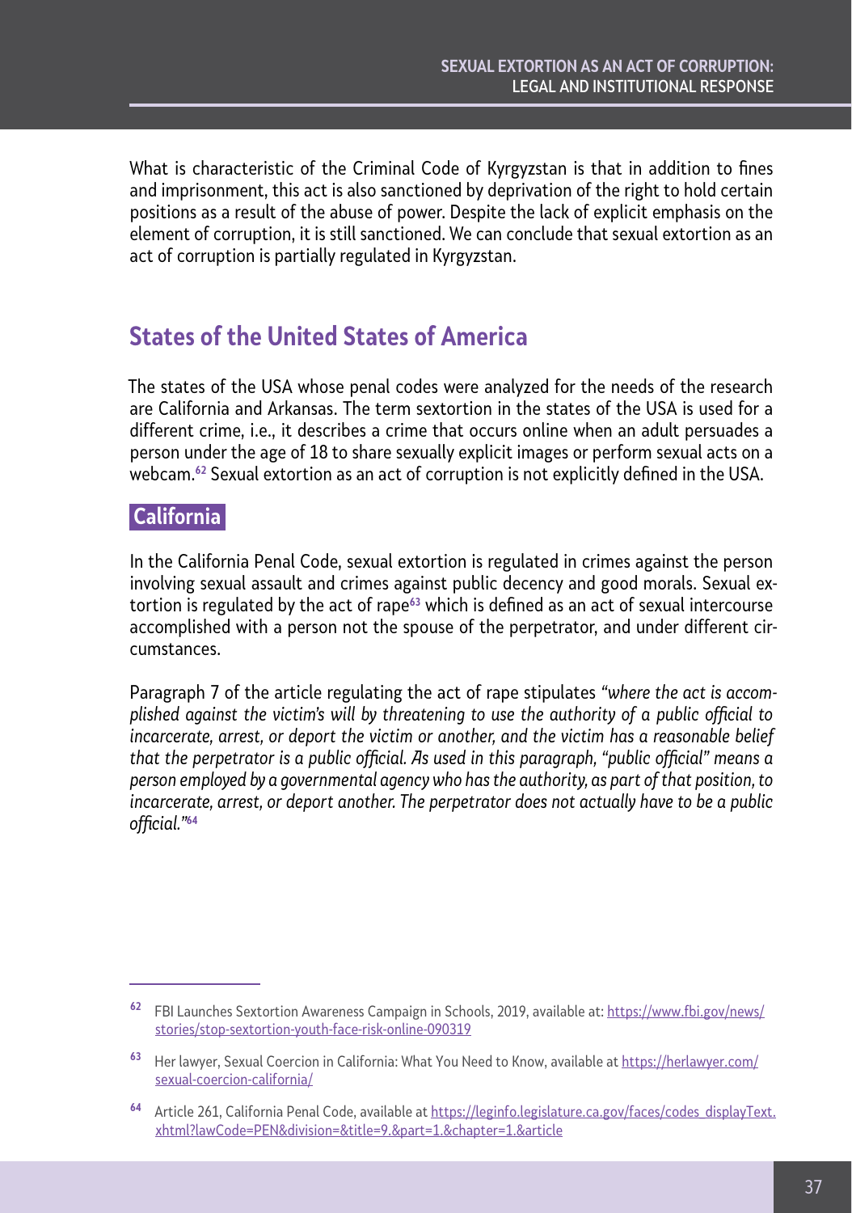What is characteristic of the Criminal Code of Kyrgyzstan is that in addition to fines and imprisonment, this act is also sanctioned by deprivation of the right to hold certain positions as a result of the abuse of power. Despite the lack of explicit emphasis on the element of corruption, it is still sanctioned. We can conclude that sexual extortion as an act of corruption is partially regulated in Kyrgyzstan.

## States of the United States of America

The states of the USA whose penal codes were analyzed for the needs of the research are California and Arkansas. The term sextortion in the states of the USA is used for a different crime, i.e., it describes a crime that occurs online when an adult persuades a person under the age of 18 to share sexually explicit images or perform sexual acts on a webcam.[62] Sexual extortion as an act of corruption is not explicitly defined in the USA.

### California

In the California Penal Code, sexual extortion is regulated in crimes against the person involving sexual assault and crimes against public decency and good morals. Sexual extortion is regulated by the act of rape[63] which is defined as an act of sexual intercourse accomplished with a person not the spouse of the perpetrator, and under different circumstances.

Paragraph 7 of the article regulating the act of rape stipulates *"where the act is accomplished against the victim's will by threatening to use the authority of a public official to incarcerate, arrest, or deport the victim or another, and the victim has a reasonable belief that the perpetrator is a public official. As used in this paragraph, "public official" means a person employed by a governmental agency who has the authority, as part of that position, to incarcerate, arrest, or deport another. The perpetrator does not actually have to be a public official."*[64]

---

[62] FBI Launches Sextortion Awareness Campaign in Schools, 2019, available at: https://www.fbi.gov/news/stories/stop-sextortion-youth-face-risk-online-090319

[63] Her lawyer, Sexual Coercion in California: What You Need to Know, available at https://herlawyer.com/sexual-coercion-california/

[64] Article 261, California Penal Code, available at https://leginfo.legislature.ca.gov/faces/codes_displayText.xhtml?lawCode=PEN&division=&title=9.&part=1.&chapter=1.&article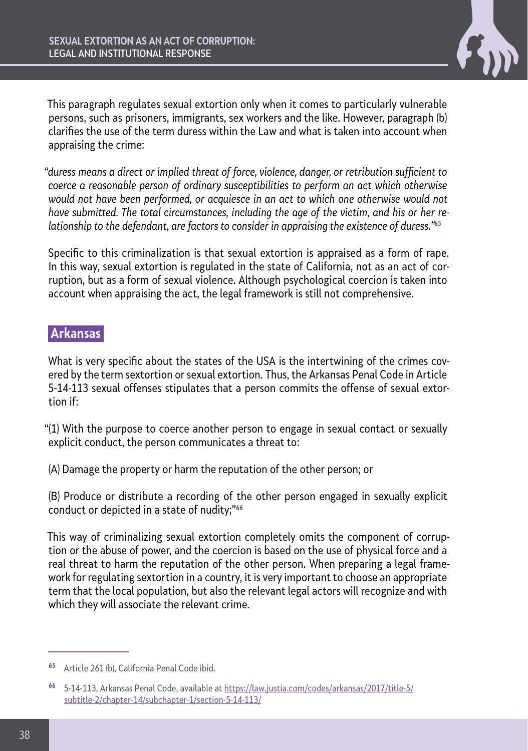This paragraph regulates sexual extortion only when it comes to particularly vulnerable persons, such as prisoners, immigrants, sex workers and the like. However, paragraph (b) clarifies the use of the term duress within the Law and what is taken into account when appraising the crime:

*"duress means a direct or implied threat of force, violence, danger, or retribution sufficient to coerce a reasonable person of ordinary susceptibilities to perform an act which otherwise would not have been performed, or acquiesce in an act to which one otherwise would not have submitted. The total circumstances, including the age of the victim, and his or her relationship to the defendant, are factors to consider in appraising the existence of duress."*[65]

Specific to this criminalization is that sexual extortion is appraised as a form of rape. In this way, sexual extortion is regulated in the state of California, not as an act of corruption, but as a form of sexual violence. Although psychological coercion is taken into account when appraising the act, the legal framework is still not comprehensive.

## Arkansas

What is very specific about the states of the USA is the intertwining of the crimes covered by the term sextortion or sexual extortion. Thus, the Arkansas Penal Code in Article 5-14-113 sexual offenses stipulates that a person commits the offense of sexual extortion if:

"(1) With the purpose to coerce another person to engage in sexual contact or sexually explicit conduct, the person communicates a threat to:

(A) Damage the property or harm the reputation of the other person; or

(B) Produce or distribute a recording of the other person engaged in sexually explicit conduct or depicted in a state of nudity;"[66]

This way of criminalizing sexual extortion completely omits the component of corruption or the abuse of power, and the coercion is based on the use of physical force and a real threat to harm the reputation of the other person. When preparing a legal framework for regulating sextortion in a country, it is very important to choose an appropriate term that the local population, but also the relevant legal actors will recognize and with which they will associate the relevant crime.

---

[65] Article 261 (b), California Penal Code ibid.

[66] 5-14-113, Arkansas Penal Code, available at https://law.justia.com/codes/arkansas/2017/title-5/subtitle-2/chapter-14/subchapter-1/section-5-14-113/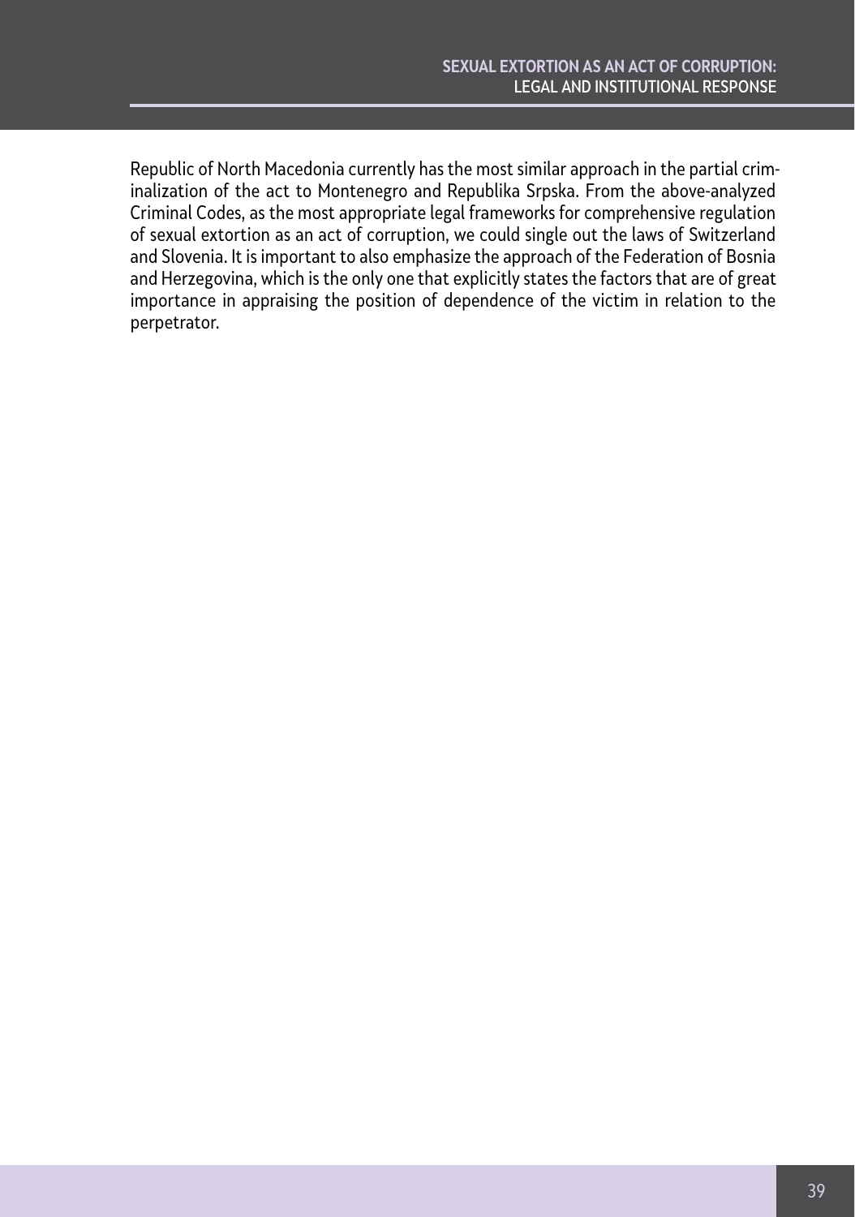Republic of North Macedonia currently has the most similar approach in the partial criminalization of the act to Montenegro and Republika Srpska. From the above-analyzed Criminal Codes, as the most appropriate legal frameworks for comprehensive regulation of sexual extortion as an act of corruption, we could single out the laws of Switzerland and Slovenia. It is important to also emphasize the approach of the Federation of Bosnia and Herzegovina, which is the only one that explicitly states the factors that are of great importance in appraising the position of dependence of the victim in relation to the perpetrator.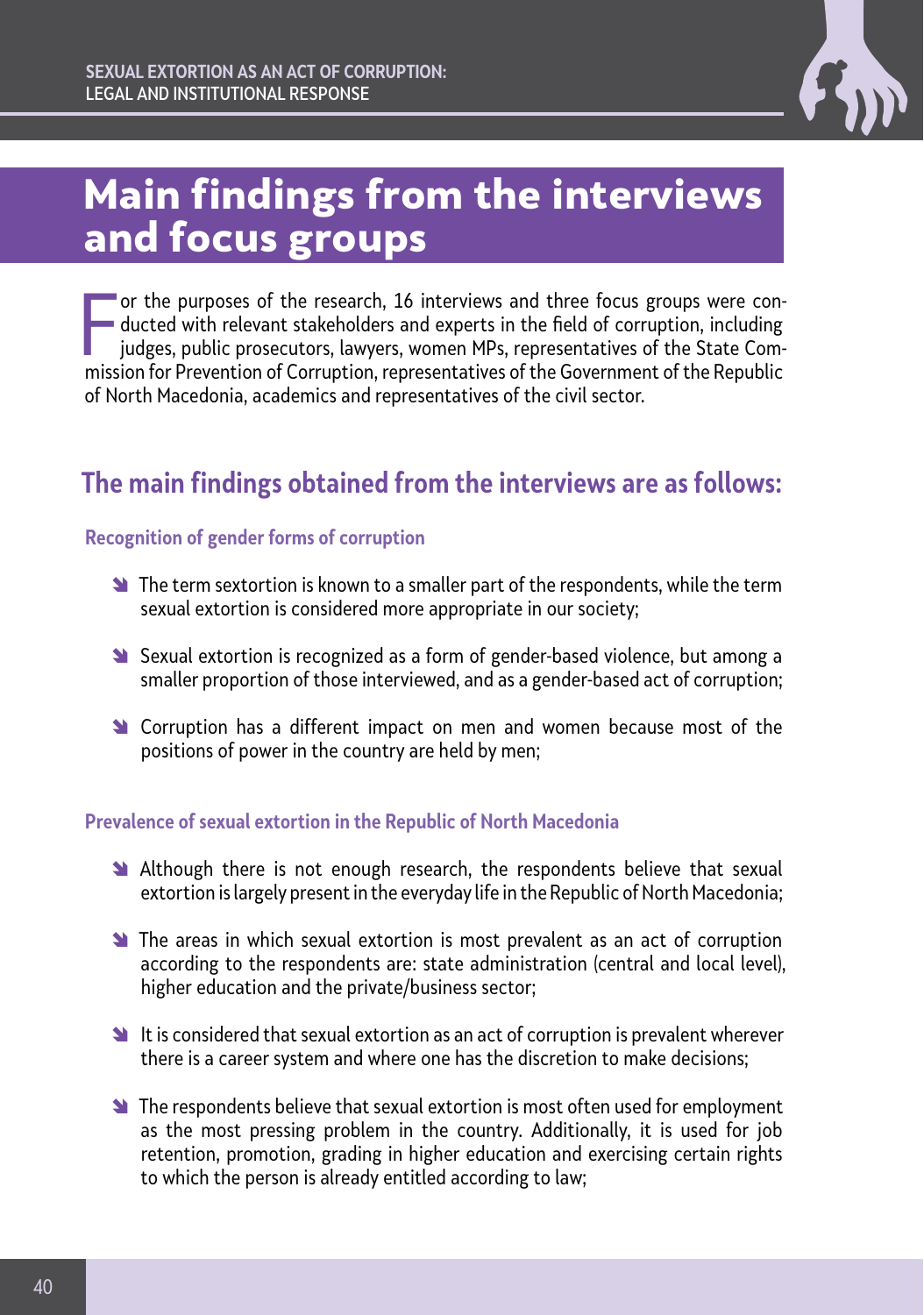# Main findings from the interviews and focus groups

For the purposes of the research, 16 interviews and three focus groups were conducted with relevant stakeholders and experts in the field of corruption, including judges, public prosecutors, lawyers, women MPs, representatives of the State Commission for Prevention of Corruption, representatives of the Government of the Republic of North Macedonia, academics and representatives of the civil sector.

## The main findings obtained from the interviews are as follows:

### Recognition of gender forms of corruption

- The term sextortion is known to a smaller part of the respondents, while the term sexual extortion is considered more appropriate in our society;
- Sexual extortion is recognized as a form of gender-based violence, but among a smaller proportion of those interviewed, and as a gender-based act of corruption;
- Corruption has a different impact on men and women because most of the positions of power in the country are held by men;

### Prevalence of sexual extortion in the Republic of North Macedonia

- Although there is not enough research, the respondents believe that sexual extortion is largely present in the everyday life in the Republic of North Macedonia;
- The areas in which sexual extortion is most prevalent as an act of corruption according to the respondents are: state administration (central and local level), higher education and the private/business sector;
- It is considered that sexual extortion as an act of corruption is prevalent wherever there is a career system and where one has the discretion to make decisions;
- The respondents believe that sexual extortion is most often used for employment as the most pressing problem in the country. Additionally, it is used for job retention, promotion, grading in higher education and exercising certain rights to which the person is already entitled according to law;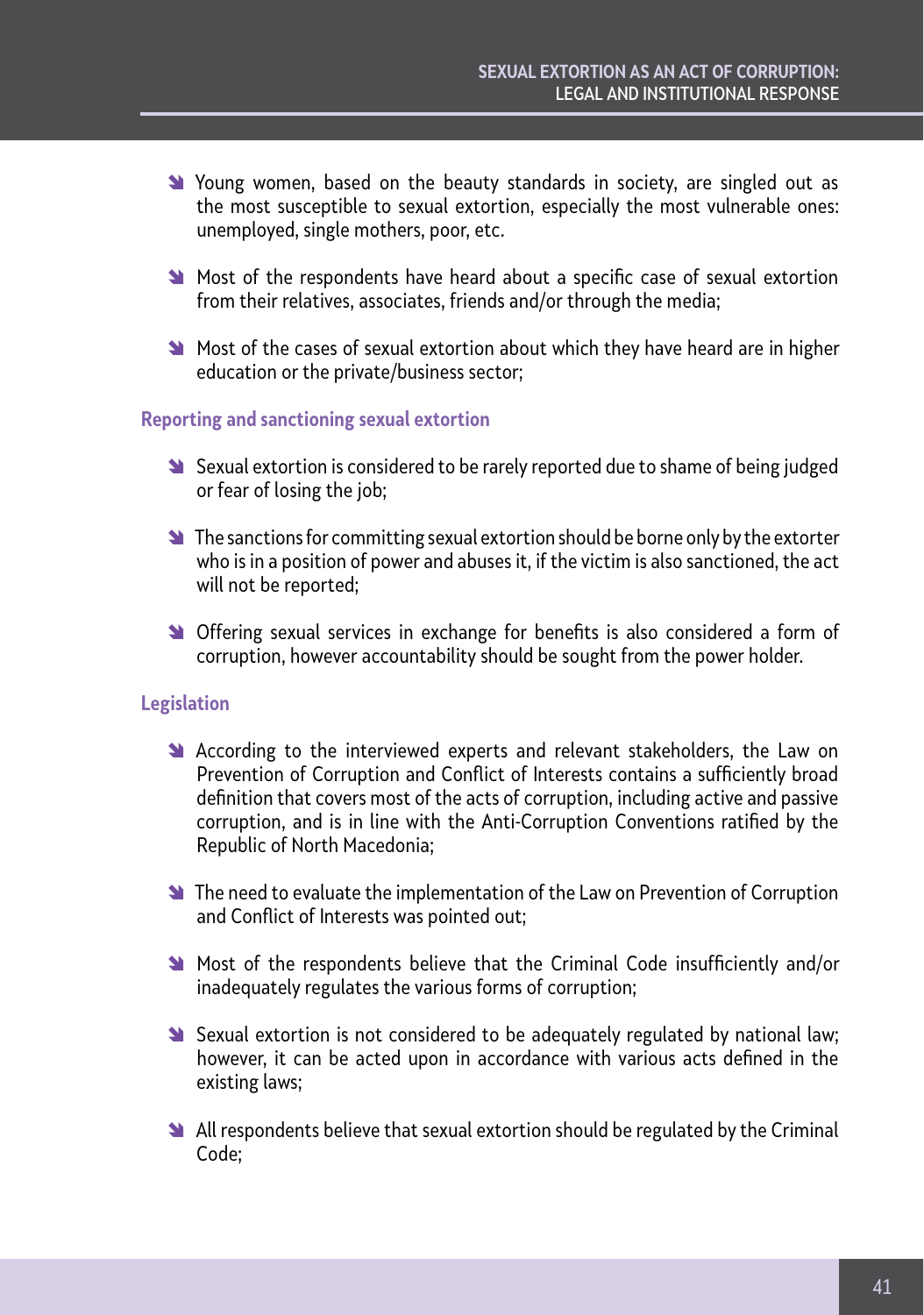- Young women, based on the beauty standards in society, are singled out as the most susceptible to sexual extortion, especially the most vulnerable ones: unemployed, single mothers, poor, etc.

- Most of the respondents have heard about a specific case of sexual extortion from their relatives, associates, friends and/or through the media;

- Most of the cases of sexual extortion about which they have heard are in higher education or the private/business sector;

### Reporting and sanctioning sexual extortion

- Sexual extortion is considered to be rarely reported due to shame of being judged or fear of losing the job;

- The sanctions for committing sexual extortion should be borne only by the extorter who is in a position of power and abuses it, if the victim is also sanctioned, the act will not be reported;

- Offering sexual services in exchange for benefits is also considered a form of corruption, however accountability should be sought from the power holder.

### Legislation

- According to the interviewed experts and relevant stakeholders, the Law on Prevention of Corruption and Conflict of Interests contains a sufficiently broad definition that covers most of the acts of corruption, including active and passive corruption, and is in line with the Anti-Corruption Conventions ratified by the Republic of North Macedonia;

- The need to evaluate the implementation of the Law on Prevention of Corruption and Conflict of Interests was pointed out;

- Most of the respondents believe that the Criminal Code insufficiently and/or inadequately regulates the various forms of corruption;

- Sexual extortion is not considered to be adequately regulated by national law; however, it can be acted upon in accordance with various acts defined in the existing laws;

- All respondents believe that sexual extortion should be regulated by the Criminal Code;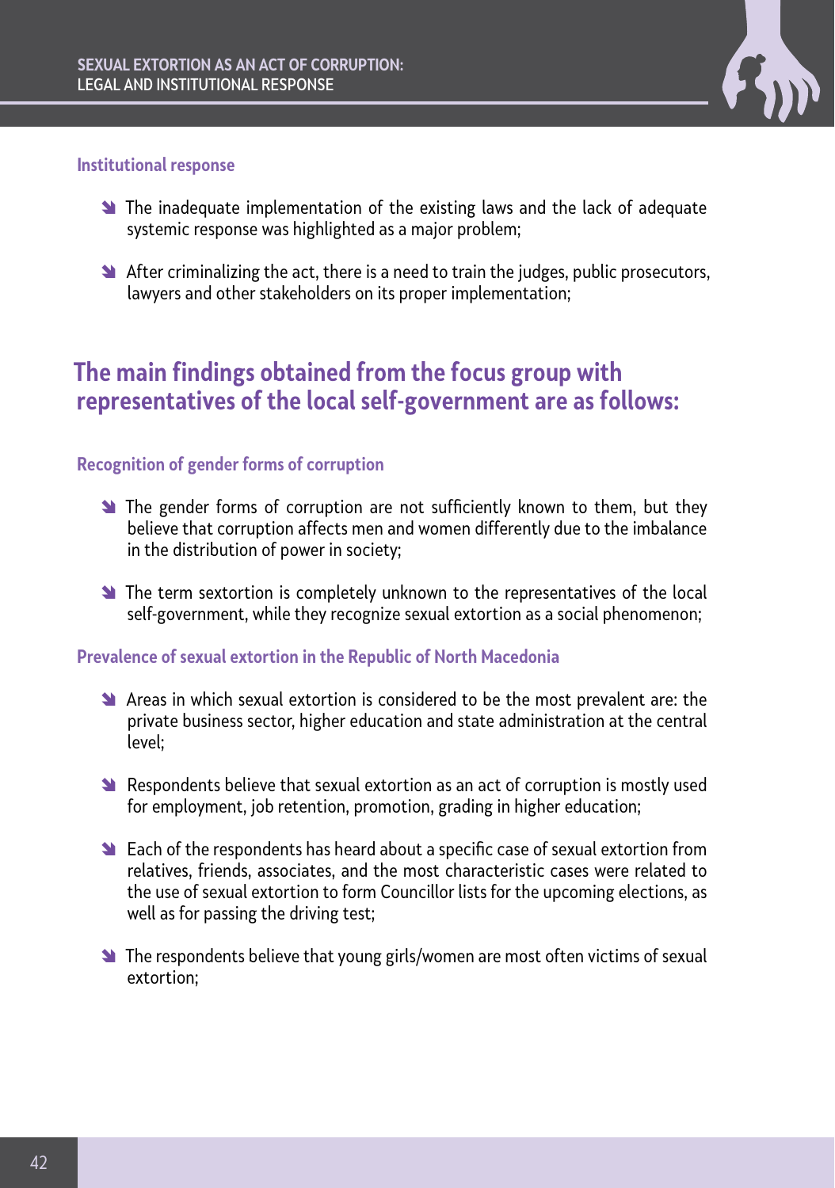### Institutional response

- The inadequate implementation of the existing laws and the lack of adequate systemic response was highlighted as a major problem;
- After criminalizing the act, there is a need to train the judges, public prosecutors, lawyers and other stakeholders on its proper implementation;

## The main findings obtained from the focus group with representatives of the local self-government are as follows:

### Recognition of gender forms of corruption

- The gender forms of corruption are not sufficiently known to them, but they believe that corruption affects men and women differently due to the imbalance in the distribution of power in society;
- The term sextortion is completely unknown to the representatives of the local self-government, while they recognize sexual extortion as a social phenomenon;

### Prevalence of sexual extortion in the Republic of North Macedonia

- Areas in which sexual extortion is considered to be the most prevalent are: the private business sector, higher education and state administration at the central level;
- Respondents believe that sexual extortion as an act of corruption is mostly used for employment, job retention, promotion, grading in higher education;
- Each of the respondents has heard about a specific case of sexual extortion from relatives, friends, associates, and the most characteristic cases were related to the use of sexual extortion to form Councillor lists for the upcoming elections, as well as for passing the driving test;
- The respondents believe that young girls/women are most often victims of sexual extortion;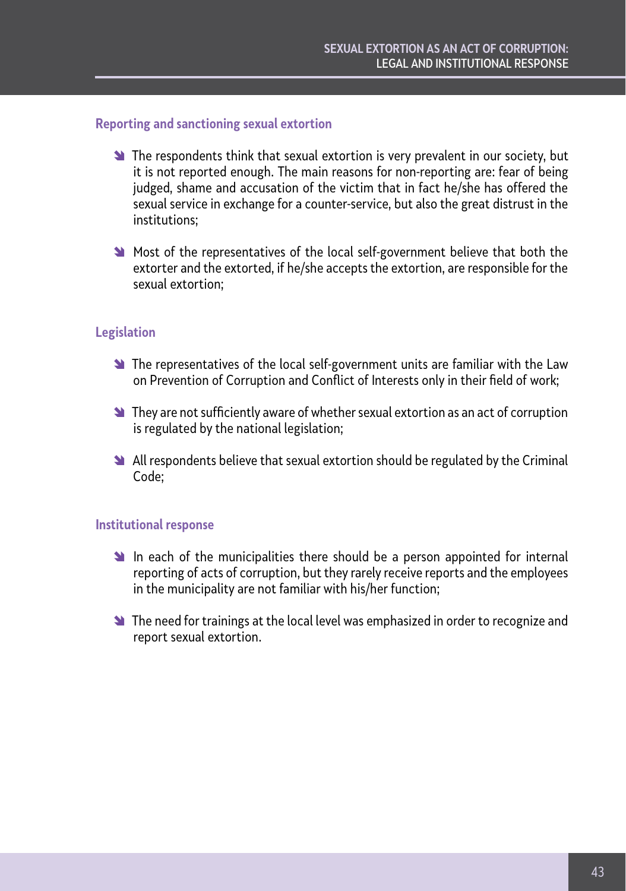## Reporting and sanctioning sexual extortion

- The respondents think that sexual extortion is very prevalent in our society, but it is not reported enough. The main reasons for non-reporting are: fear of being judged, shame and accusation of the victim that in fact he/she has offered the sexual service in exchange for a counter-service, but also the great distrust in the institutions;
- Most of the representatives of the local self-government believe that both the extorter and the extorted, if he/she accepts the extortion, are responsible for the sexual extortion;

## Legislation

- The representatives of the local self-government units are familiar with the Law on Prevention of Corruption and Conflict of Interests only in their field of work;
- They are not sufficiently aware of whether sexual extortion as an act of corruption is regulated by the national legislation;
- All respondents believe that sexual extortion should be regulated by the Criminal Code;

## Institutional response

- In each of the municipalities there should be a person appointed for internal reporting of acts of corruption, but they rarely receive reports and the employees in the municipality are not familiar with his/her function;
- The need for trainings at the local level was emphasized in order to recognize and report sexual extortion.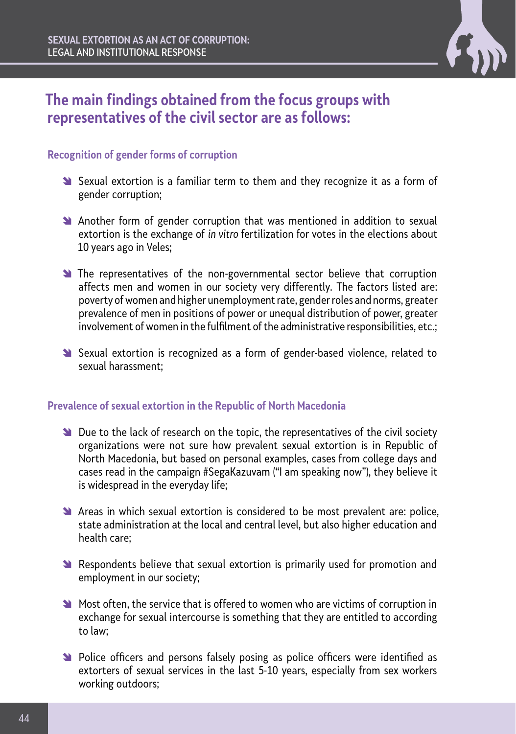## The main findings obtained from the focus groups with representatives of the civil sector are as follows:

### Recognition of gender forms of corruption

- Sexual extortion is a familiar term to them and they recognize it as a form of gender corruption;
- Another form of gender corruption that was mentioned in addition to sexual extortion is the exchange of *in vitro* fertilization for votes in the elections about 10 years ago in Veles;
- The representatives of the non-governmental sector believe that corruption affects men and women in our society very differently. The factors listed are: poverty of women and higher unemployment rate, gender roles and norms, greater prevalence of men in positions of power or unequal distribution of power, greater involvement of women in the fulfilment of the administrative responsibilities, etc.;
- Sexual extortion is recognized as a form of gender-based violence, related to sexual harassment;

### Prevalence of sexual extortion in the Republic of North Macedonia

- Due to the lack of research on the topic, the representatives of the civil society organizations were not sure how prevalent sexual extortion is in Republic of North Macedonia, but based on personal examples, cases from college days and cases read in the campaign #SegaKazuvam ("I am speaking now"), they believe it is widespread in the everyday life;
- Areas in which sexual extortion is considered to be most prevalent are: police, state administration at the local and central level, but also higher education and health care;
- Respondents believe that sexual extortion is primarily used for promotion and employment in our society;
- Most often, the service that is offered to women who are victims of corruption in exchange for sexual intercourse is something that they are entitled to according to law;
- Police officers and persons falsely posing as police officers were identified as extorters of sexual services in the last 5-10 years, especially from sex workers working outdoors;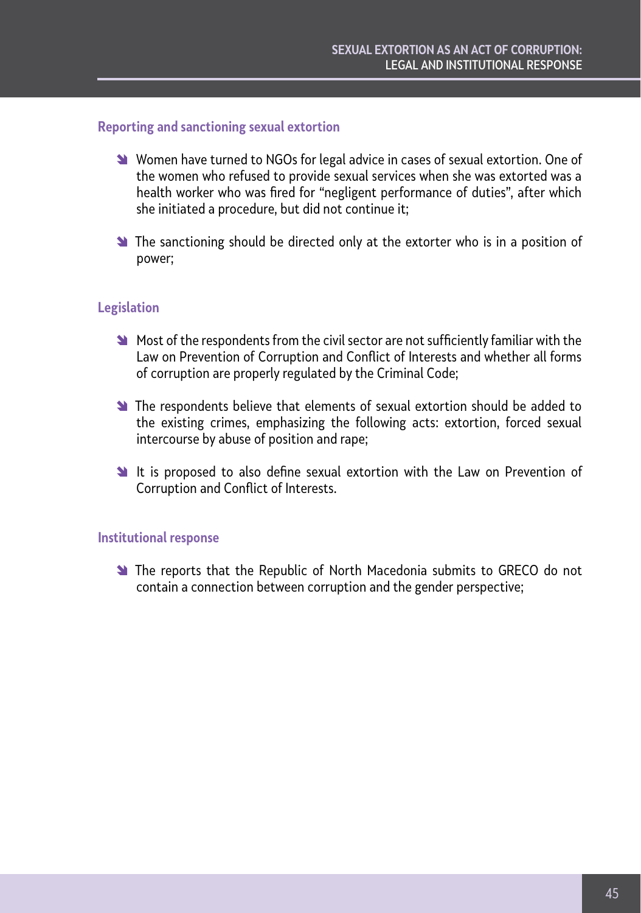### Reporting and sanctioning sexual extortion

- Women have turned to NGOs for legal advice in cases of sexual extortion. One of the women who refused to provide sexual services when she was extorted was a health worker who was fired for "negligent performance of duties", after which she initiated a procedure, but did not continue it;
- The sanctioning should be directed only at the extorter who is in a position of power;

### Legislation

- Most of the respondents from the civil sector are not sufficiently familiar with the Law on Prevention of Corruption and Conflict of Interests and whether all forms of corruption are properly regulated by the Criminal Code;
- The respondents believe that elements of sexual extortion should be added to the existing crimes, emphasizing the following acts: extortion, forced sexual intercourse by abuse of position and rape;
- It is proposed to also define sexual extortion with the Law on Prevention of Corruption and Conflict of Interests.

### Institutional response

- The reports that the Republic of North Macedonia submits to GRECO do not contain a connection between corruption and the gender perspective;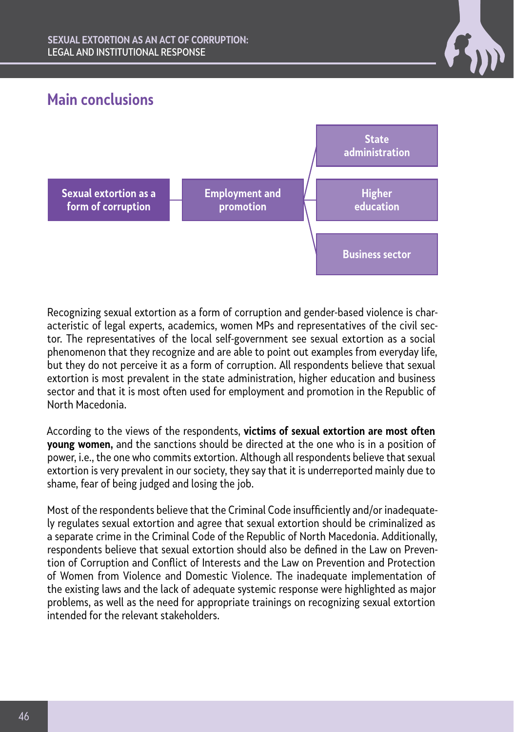## Main conclusions

Sexual extortion as a form of corruption → Employment and promotion → State administration / Higher education / Business sector

Recognizing sexual extortion as a form of corruption and gender-based violence is characteristic of legal experts, academics, women MPs and representatives of the civil sector. The representatives of the local self-government see sexual extortion as a social phenomenon that they recognize and are able to point out examples from everyday life, but they do not perceive it as a form of corruption. All respondents believe that sexual extortion is most prevalent in the state administration, higher education and business sector and that it is most often used for employment and promotion in the Republic of North Macedonia.

According to the views of the respondents, **victims of sexual extortion are most often young women,** and the sanctions should be directed at the one who is in a position of power, i.e., the one who commits extortion. Although all respondents believe that sexual extortion is very prevalent in our society, they say that it is underreported mainly due to shame, fear of being judged and losing the job.

Most of the respondents believe that the Criminal Code insufficiently and/or inadequately regulates sexual extortion and agree that sexual extortion should be criminalized as a separate crime in the Criminal Code of the Republic of North Macedonia. Additionally, respondents believe that sexual extortion should also be defined in the Law on Prevention of Corruption and Conflict of Interests and the Law on Prevention and Protection of Women from Violence and Domestic Violence. The inadequate implementation of the existing laws and the lack of adequate systemic response were highlighted as major problems, as well as the need for appropriate trainings on recognizing sexual extortion intended for the relevant stakeholders.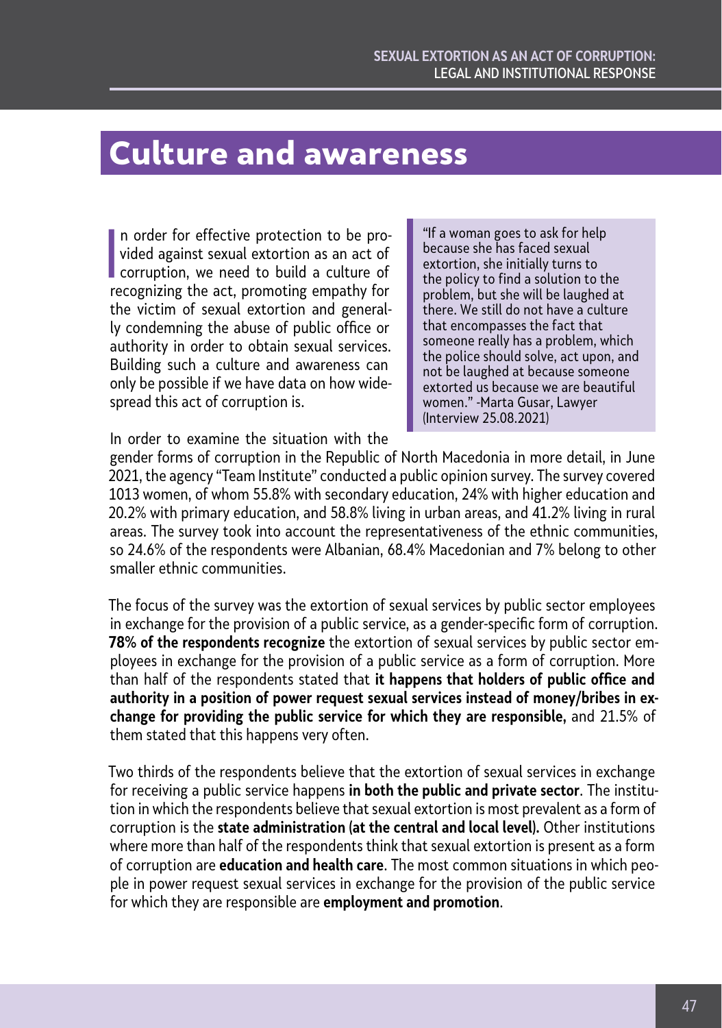# Culture and awareness

In order for effective protection to be provided against sexual extortion as an act of corruption, we need to build a culture of recognizing the act, promoting empathy for the victim of sexual extortion and generally condemning the abuse of public office or authority in order to obtain sexual services. Building such a culture and awareness can only be possible if we have data on how widespread this act of corruption is.

> "If a woman goes to ask for help because she has faced sexual extortion, she initially turns to the policy to find a solution to the problem, but she will be laughed at there. We still do not have a culture that encompasses the fact that someone really has a problem, which the police should solve, act upon, and not be laughed at because someone extorted us because we are beautiful women." -Marta Gusar, Lawyer (Interview 25.08.2021)

In order to examine the situation with the gender forms of corruption in the Republic of North Macedonia in more detail, in June 2021, the agency "Team Institute" conducted a public opinion survey. The survey covered 1013 women, of whom 55.8% with secondary education, 24% with higher education and 20.2% with primary education, and 58.8% living in urban areas, and 41.2% living in rural areas. The survey took into account the representativeness of the ethnic communities, so 24.6% of the respondents were Albanian, 68.4% Macedonian and 7% belong to other smaller ethnic communities.

The focus of the survey was the extortion of sexual services by public sector employees in exchange for the provision of a public service, as a gender-specific form of corruption. **78% of the respondents recognize** the extortion of sexual services by public sector employees in exchange for the provision of a public service as a form of corruption. More than half of the respondents stated that **it happens that holders of public office and authority in a position of power request sexual services instead of money/bribes in exchange for providing the public service for which they are responsible,** and 21.5% of them stated that this happens very often.

Two thirds of the respondents believe that the extortion of sexual services in exchange for receiving a public service happens **in both the public and private sector**. The institution in which the respondents believe that sexual extortion is most prevalent as a form of corruption is the **state administration (at the central and local level).** Other institutions where more than half of the respondents think that sexual extortion is present as a form of corruption are **education and health care**. The most common situations in which people in power request sexual services in exchange for the provision of the public service for which they are responsible are **employment and promotion**.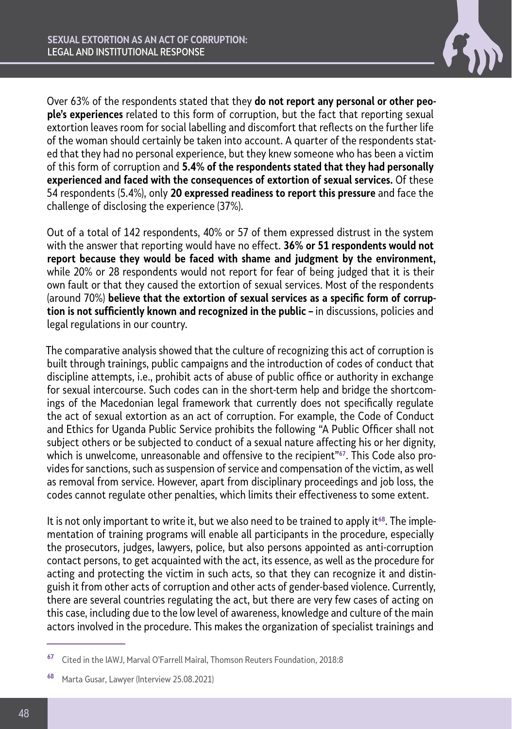Over 63% of the respondents stated that they **do not report any personal or other people's experiences** related to this form of corruption, but the fact that reporting sexual extortion leaves room for social labelling and discomfort that reflects on the further life of the woman should certainly be taken into account. A quarter of the respondents stated that they had no personal experience, but they knew someone who has been a victim of this form of corruption and **5.4% of the respondents stated that they had personally experienced and faced with the consequences of extortion of sexual services.** Of these 54 respondents (5.4%), only **20 expressed readiness to report this pressure** and face the challenge of disclosing the experience (37%).

Out of a total of 142 respondents, 40% or 57 of them expressed distrust in the system with the answer that reporting would have no effect. **36% or 51 respondents would not report because they would be faced with shame and judgment by the environment,** while 20% or 28 respondents would not report for fear of being judged that it is their own fault or that they caused the extortion of sexual services. Most of the respondents (around 70%) **believe that the extortion of sexual services as a specific form of corruption is not sufficiently known and recognized in the public –** in discussions, policies and legal regulations in our country.

The comparative analysis showed that the culture of recognizing this act of corruption is built through trainings, public campaigns and the introduction of codes of conduct that discipline attempts, i.e., prohibit acts of abuse of public office or authority in exchange for sexual intercourse. Such codes can in the short-term help and bridge the shortcomings of the Macedonian legal framework that currently does not specifically regulate the act of sexual extortion as an act of corruption. For example, the Code of Conduct and Ethics for Uganda Public Service prohibits the following "A Public Officer shall not subject others or be subjected to conduct of a sexual nature affecting his or her dignity, which is unwelcome, unreasonable and offensive to the recipient"[67]. This Code also provides for sanctions, such as suspension of service and compensation of the victim, as well as removal from service. However, apart from disciplinary proceedings and job loss, the codes cannot regulate other penalties, which limits their effectiveness to some extent.

It is not only important to write it, but we also need to be trained to apply it[68]. The implementation of training programs will enable all participants in the procedure, especially the prosecutors, judges, lawyers, police, but also persons appointed as anti-corruption contact persons, to get acquainted with the act, its essence, as well as the procedure for acting and protecting the victim in such acts, so that they can recognize it and distinguish it from other acts of corruption and other acts of gender-based violence. Currently, there are several countries regulating the act, but there are very few cases of acting on this case, including due to the low level of awareness, knowledge and culture of the main actors involved in the procedure. This makes the organization of specialist trainings and

---

[67] Cited in the IAWJ, Marval O'Farrell Mairal, Thomson Reuters Foundation, 2018:8

[68] Marta Gusar, Lawyer (Interview 25.08.2021)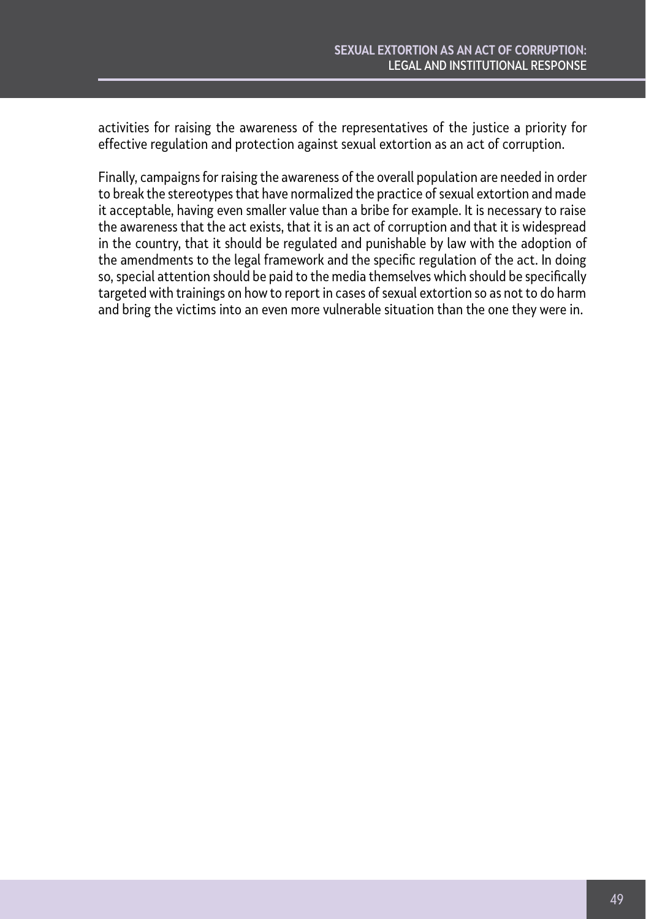activities for raising the awareness of the representatives of the justice a priority for effective regulation and protection against sexual extortion as an act of corruption.

Finally, campaigns for raising the awareness of the overall population are needed in order to break the stereotypes that have normalized the practice of sexual extortion and made it acceptable, having even smaller value than a bribe for example. It is necessary to raise the awareness that the act exists, that it is an act of corruption and that it is widespread in the country, that it should be regulated and punishable by law with the adoption of the amendments to the legal framework and the specific regulation of the act. In doing so, special attention should be paid to the media themselves which should be specifically targeted with trainings on how to report in cases of sexual extortion so as not to do harm and bring the victims into an even more vulnerable situation than the one they were in.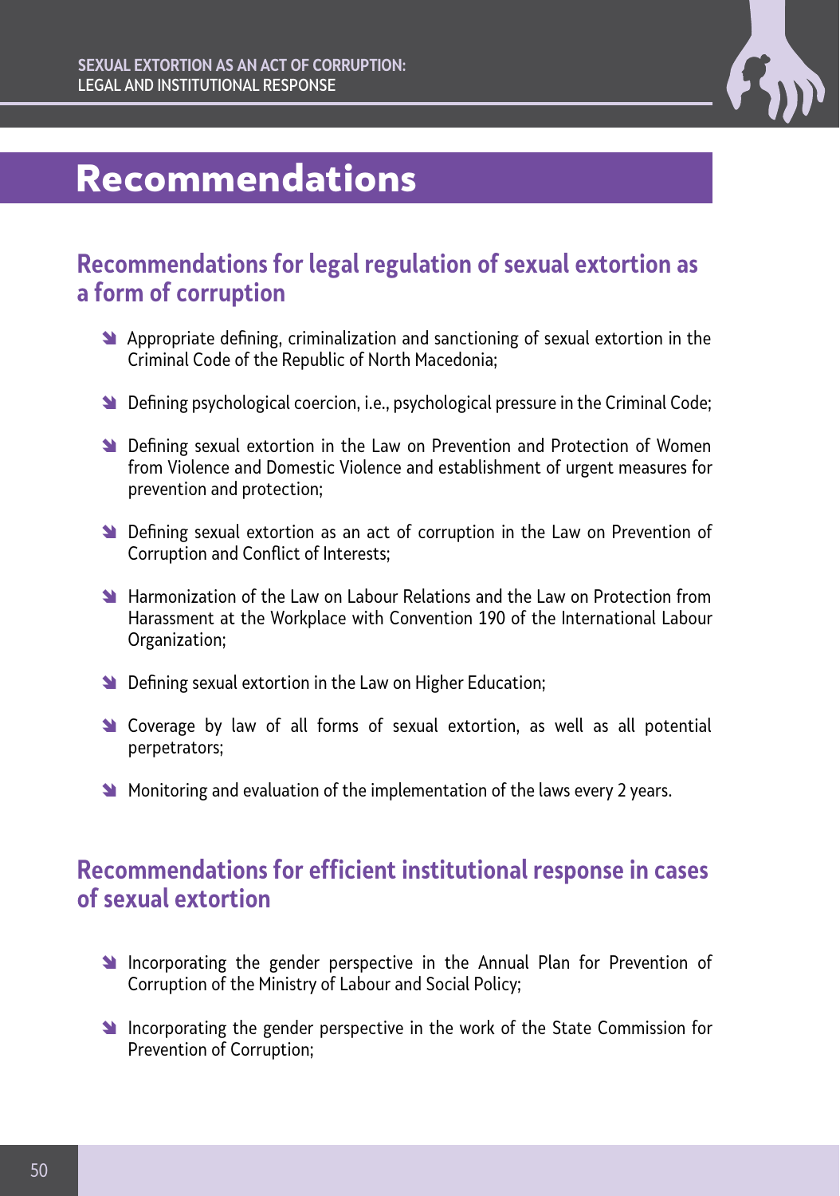# Recommendations

## Recommendations for legal regulation of sexual extortion as a form of corruption

- Appropriate defining, criminalization and sanctioning of sexual extortion in the Criminal Code of the Republic of North Macedonia;
- Defining psychological coercion, i.e., psychological pressure in the Criminal Code;
- Defining sexual extortion in the Law on Prevention and Protection of Women from Violence and Domestic Violence and establishment of urgent measures for prevention and protection;
- Defining sexual extortion as an act of corruption in the Law on Prevention of Corruption and Conflict of Interests;
- Harmonization of the Law on Labour Relations and the Law on Protection from Harassment at the Workplace with Convention 190 of the International Labour Organization;
- Defining sexual extortion in the Law on Higher Education;
- Coverage by law of all forms of sexual extortion, as well as all potential perpetrators;
- Monitoring and evaluation of the implementation of the laws every 2 years.

## Recommendations for efficient institutional response in cases of sexual extortion

- Incorporating the gender perspective in the Annual Plan for Prevention of Corruption of the Ministry of Labour and Social Policy;
- Incorporating the gender perspective in the work of the State Commission for Prevention of Corruption;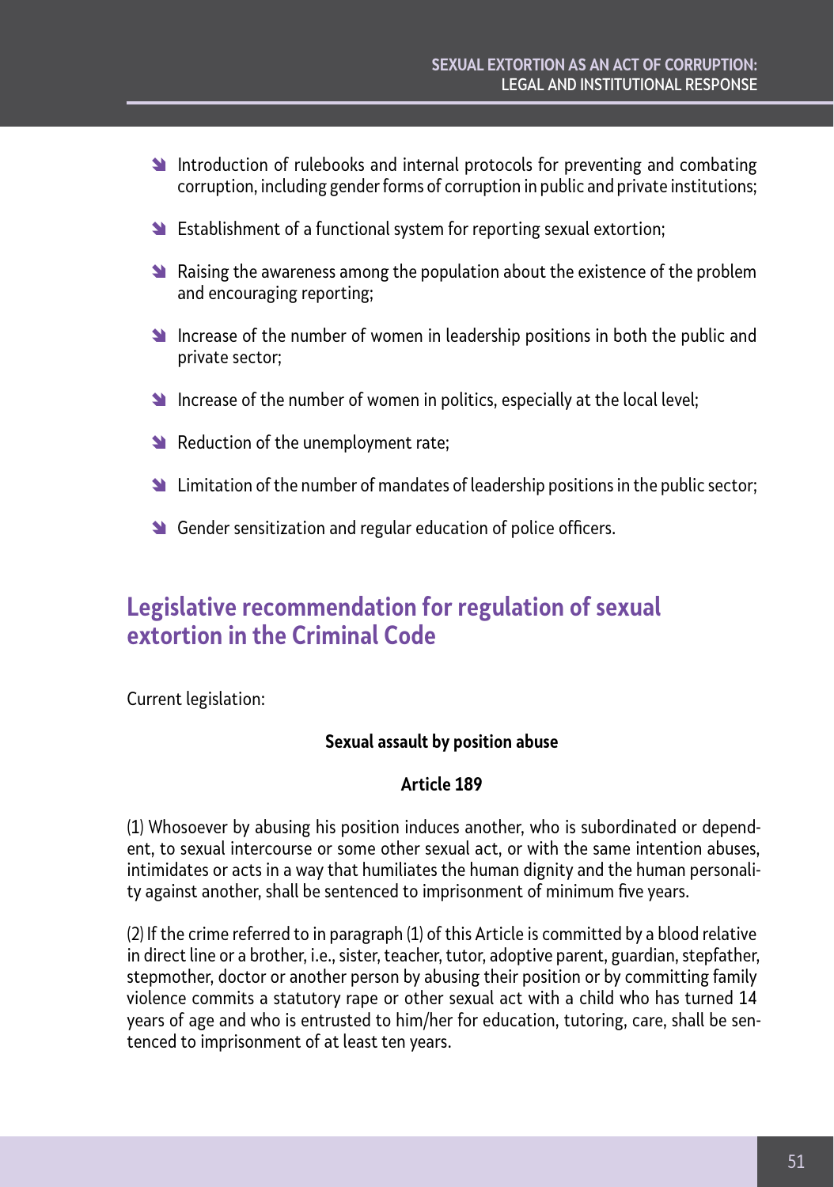- Introduction of rulebooks and internal protocols for preventing and combating corruption, including gender forms of corruption in public and private institutions;
- Establishment of a functional system for reporting sexual extortion;
- Raising the awareness among the population about the existence of the problem and encouraging reporting;
- Increase of the number of women in leadership positions in both the public and private sector;
- Increase of the number of women in politics, especially at the local level;
- Reduction of the unemployment rate;
- Limitation of the number of mandates of leadership positions in the public sector;
- Gender sensitization and regular education of police officers.

## Legislative recommendation for regulation of sexual extortion in the Criminal Code

Current legislation:

**Sexual assault by position abuse**

**Article 189**

(1) Whosoever by abusing his position induces another, who is subordinated or dependent, to sexual intercourse or some other sexual act, or with the same intention abuses, intimidates or acts in a way that humiliates the human dignity and the human personality against another, shall be sentenced to imprisonment of minimum five years.

(2) If the crime referred to in paragraph (1) of this Article is committed by a blood relative in direct line or a brother, i.e., sister, teacher, tutor, adoptive parent, guardian, stepfather, stepmother, doctor or another person by abusing their position or by committing family violence commits a statutory rape or other sexual act with a child who has turned 14 years of age and who is entrusted to him/her for education, tutoring, care, shall be sentenced to imprisonment of at least ten years.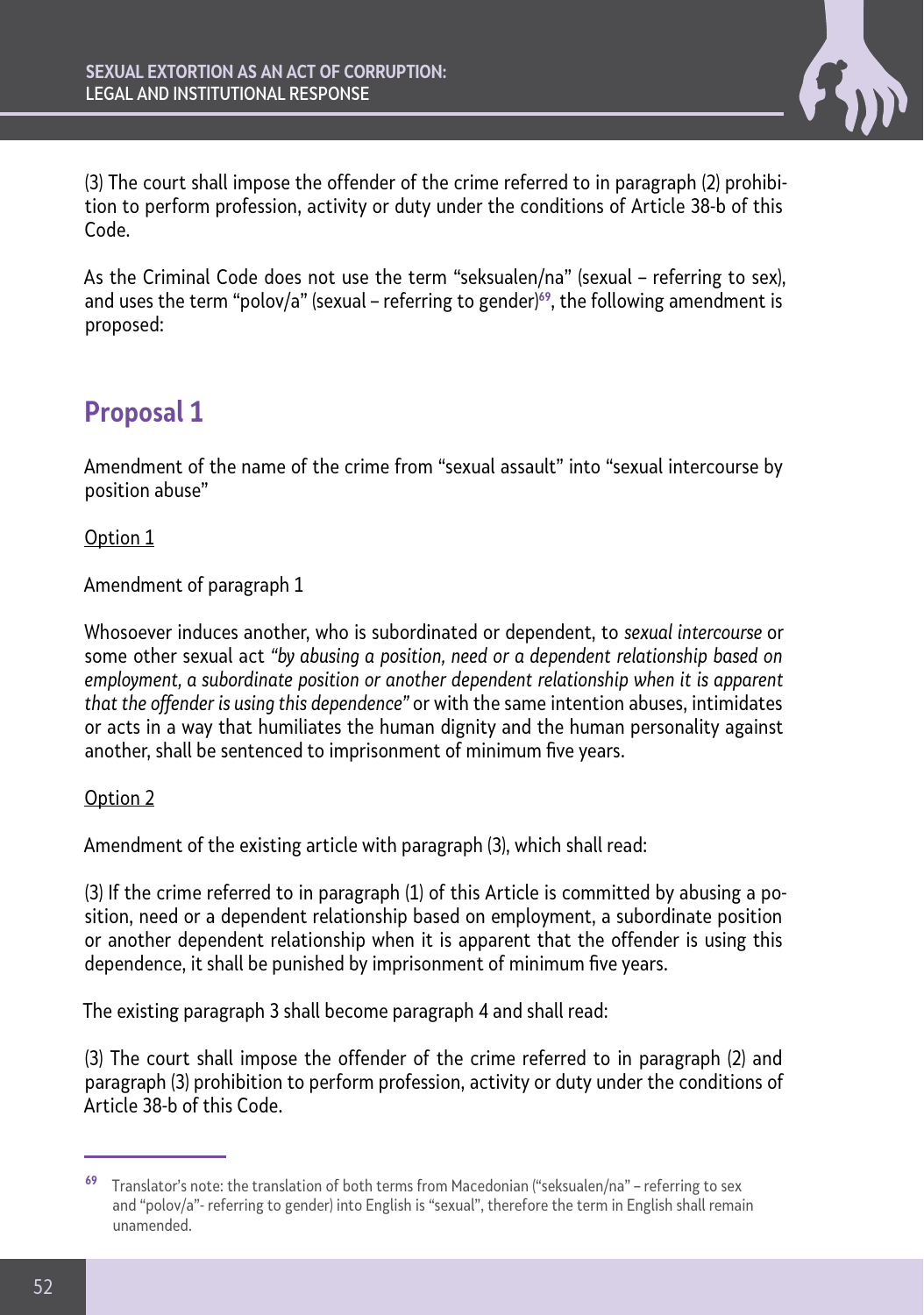(3) The court shall impose the offender of the crime referred to in paragraph (2) prohibition to perform profession, activity or duty under the conditions of Article 38-b of this Code.

As the Criminal Code does not use the term "seksualen/na" (sexual – referring to sex), and uses the term "polov/a" (sexual – referring to gender)[69], the following amendment is proposed:

## Proposal 1

Amendment of the name of the crime from "sexual assault" into "sexual intercourse by position abuse"

<u>Option 1</u>

Amendment of paragraph 1

Whosoever induces another, who is subordinated or dependent, to *sexual intercourse* or some other sexual act *"by abusing a position, need or a dependent relationship based on employment, a subordinate position or another dependent relationship when it is apparent that the offender is using this dependence"* or with the same intention abuses, intimidates or acts in a way that humiliates the human dignity and the human personality against another, shall be sentenced to imprisonment of minimum five years.

<u>Option 2</u>

Amendment of the existing article with paragraph (3), which shall read:

(3) If the crime referred to in paragraph (1) of this Article is committed by abusing a position, need or a dependent relationship based on employment, a subordinate position or another dependent relationship when it is apparent that the offender is using this dependence, it shall be punished by imprisonment of minimum five years.

The existing paragraph 3 shall become paragraph 4 and shall read:

(3) The court shall impose the offender of the crime referred to in paragraph (2) and paragraph (3) prohibition to perform profession, activity or duty under the conditions of Article 38-b of this Code.

---

[69] Translator's note: the translation of both terms from Macedonian ("seksualen/na" – referring to sex and "polov/a"- referring to gender) into English is "sexual", therefore the term in English shall remain unamended.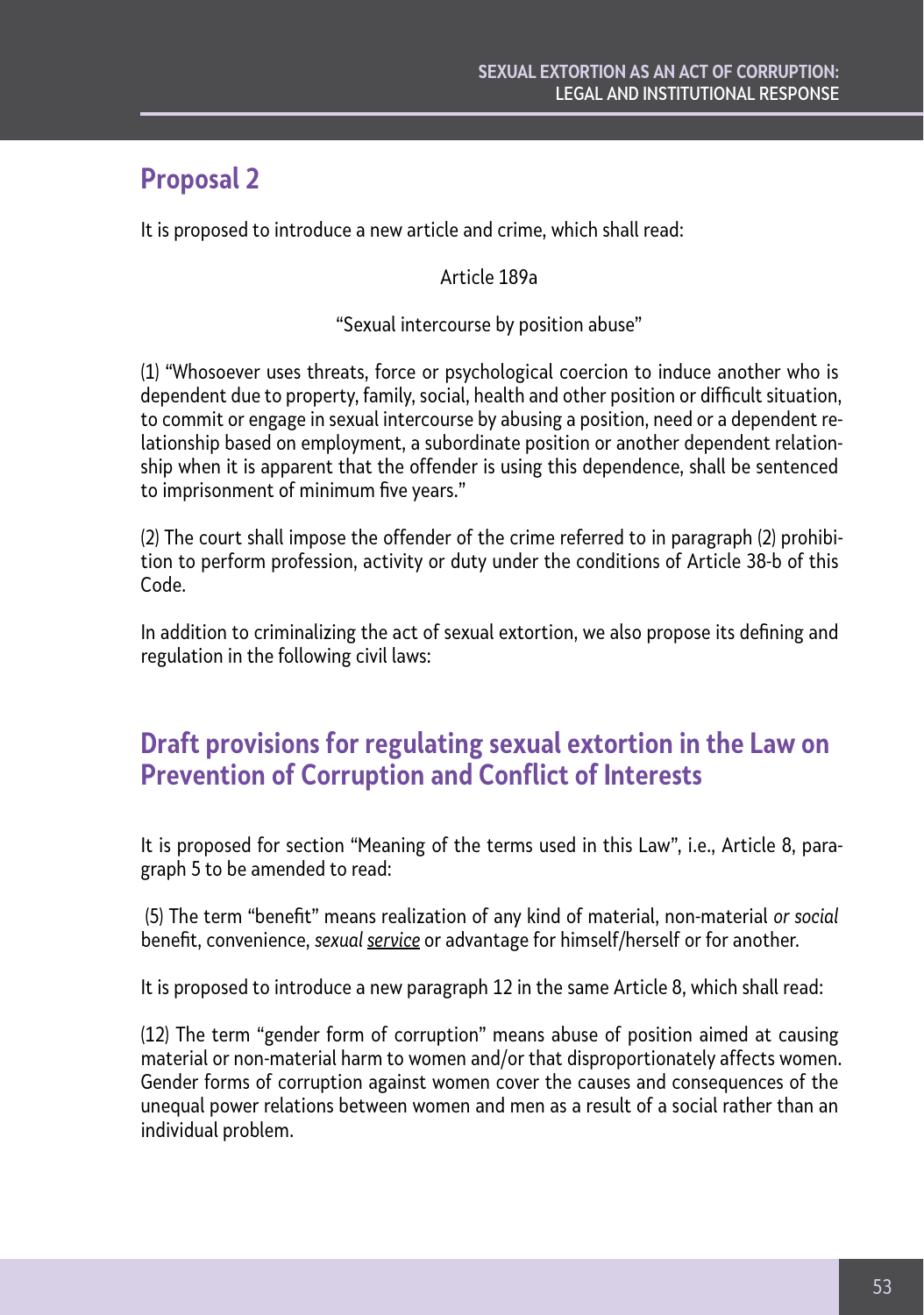## Proposal 2

It is proposed to introduce a new article and crime, which shall read:

Article 189a

"Sexual intercourse by position abuse"

(1) "Whosoever uses threats, force or psychological coercion to induce another who is dependent due to property, family, social, health and other position or difficult situation, to commit or engage in sexual intercourse by abusing a position, need or a dependent relationship based on employment, a subordinate position or another dependent relationship when it is apparent that the offender is using this dependence, shall be sentenced to imprisonment of minimum five years."

(2) The court shall impose the offender of the crime referred to in paragraph (2) prohibition to perform profession, activity or duty under the conditions of Article 38-b of this Code.

In addition to criminalizing the act of sexual extortion, we also propose its defining and regulation in the following civil laws:

## Draft provisions for regulating sexual extortion in the Law on Prevention of Corruption and Conflict of Interests

It is proposed for section "Meaning of the terms used in this Law", i.e., Article 8, paragraph 5 to be amended to read:

(5) The term "benefit" means realization of any kind of material, non-material *or social* benefit, convenience, *sexual service* or advantage for himself/herself or for another.

It is proposed to introduce a new paragraph 12 in the same Article 8, which shall read:

(12) The term "gender form of corruption" means abuse of position aimed at causing material or non-material harm to women and/or that disproportionately affects women. Gender forms of corruption against women cover the causes and consequences of the unequal power relations between women and men as a result of a social rather than an individual problem.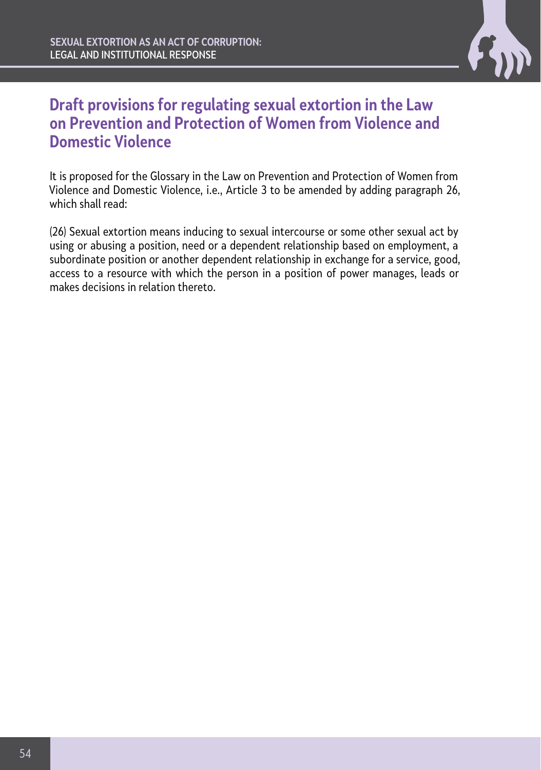## Draft provisions for regulating sexual extortion in the Law on Prevention and Protection of Women from Violence and Domestic Violence

It is proposed for the Glossary in the Law on Prevention and Protection of Women from Violence and Domestic Violence, i.e., Article 3 to be amended by adding paragraph 26, which shall read:

(26) Sexual extortion means inducing to sexual intercourse or some other sexual act by using or abusing a position, need or a dependent relationship based on employment, a subordinate position or another dependent relationship in exchange for a service, good, access to a resource with which the person in a position of power manages, leads or makes decisions in relation thereto.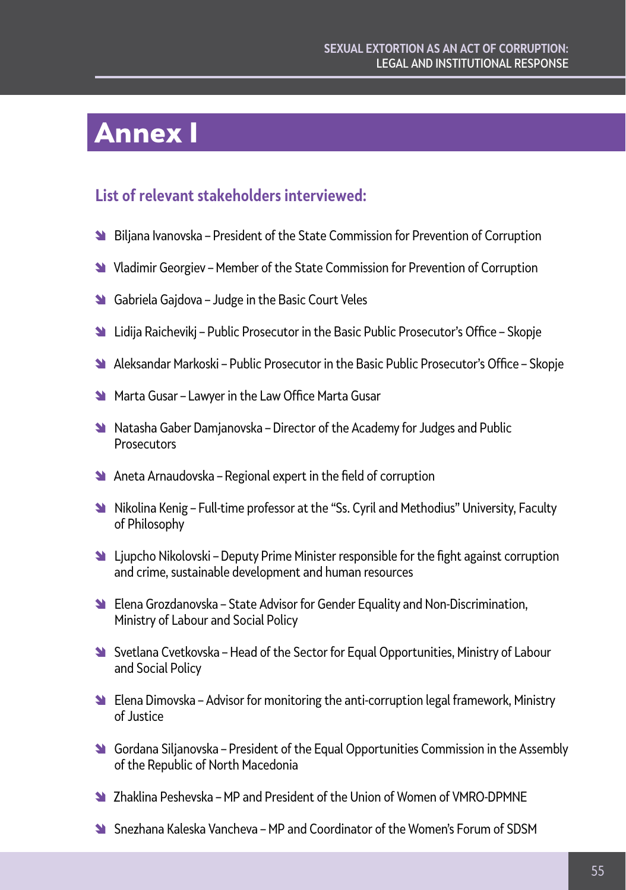# Annex I

## List of relevant stakeholders interviewed:

- Biljana Ivanovska – President of the State Commission for Prevention of Corruption
- Vladimir Georgiev – Member of the State Commission for Prevention of Corruption
- Gabriela Gajdova – Judge in the Basic Court Veles
- Lidija Raichevikj – Public Prosecutor in the Basic Public Prosecutor's Office – Skopje
- Aleksandar Markoski – Public Prosecutor in the Basic Public Prosecutor's Office – Skopje
- Marta Gusar – Lawyer in the Law Office Marta Gusar
- Natasha Gaber Damjanovska – Director of the Academy for Judges and Public Prosecutors
- Aneta Arnaudovska – Regional expert in the field of corruption
- Nikolina Kenig – Full-time professor at the "Ss. Cyril and Methodius" University, Faculty of Philosophy
- Ljupcho Nikolovski – Deputy Prime Minister responsible for the fight against corruption and crime, sustainable development and human resources
- Elena Grozdanovska – State Advisor for Gender Equality and Non-Discrimination, Ministry of Labour and Social Policy
- Svetlana Cvetkovska – Head of the Sector for Equal Opportunities, Ministry of Labour and Social Policy
- Elena Dimovska – Advisor for monitoring the anti-corruption legal framework, Ministry of Justice
- Gordana Siljanovska – President of the Equal Opportunities Commission in the Assembly of the Republic of North Macedonia
- Zhaklina Peshevska – MP and President of the Union of Women of VMRO-DPMNE
- Snezhana Kaleska Vancheva – MP and Coordinator of the Women's Forum of SDSM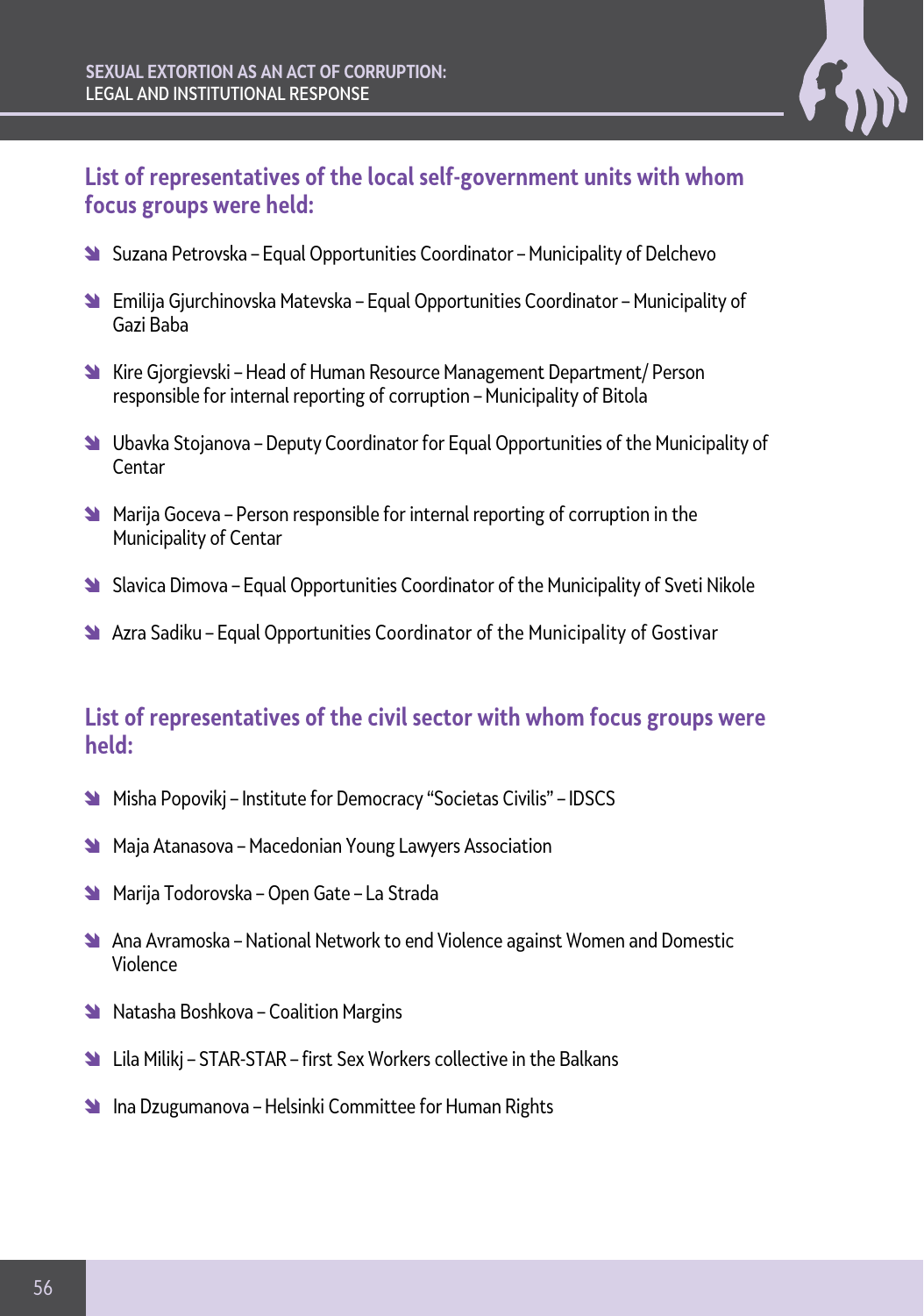## List of representatives of the local self-government units with whom focus groups were held:

- Suzana Petrovska – Equal Opportunities Coordinator – Municipality of Delchevo
- Emilija Gjurchinovska Matevska – Equal Opportunities Coordinator – Municipality of Gazi Baba
- Kire Gjorgievski – Head of Human Resource Management Department/ Person responsible for internal reporting of corruption – Municipality of Bitola
- Ubavka Stojanova – Deputy Coordinator for Equal Opportunities of the Municipality of Centar
- Marija Goceva – Person responsible for internal reporting of corruption in the Municipality of Centar
- Slavica Dimova – Equal Opportunities Coordinator of the Municipality of Sveti Nikole
- Azra Sadiku – Equal Opportunities Coordinator of the Municipality of Gostivar

## List of representatives of the civil sector with whom focus groups were held:

- Misha Popovikj – Institute for Democracy "Societas Civilis" – IDSCS
- Maja Atanasova – Macedonian Young Lawyers Association
- Marija Todorovska – Open Gate – La Strada
- Ana Avramoska – National Network to end Violence against Women and Domestic Violence
- Natasha Boshkova – Coalition Margins
- Lila Milikj – STAR-STAR – first Sex Workers collective in the Balkans
- Ina Dzugumanova – Helsinki Committee for Human Rights